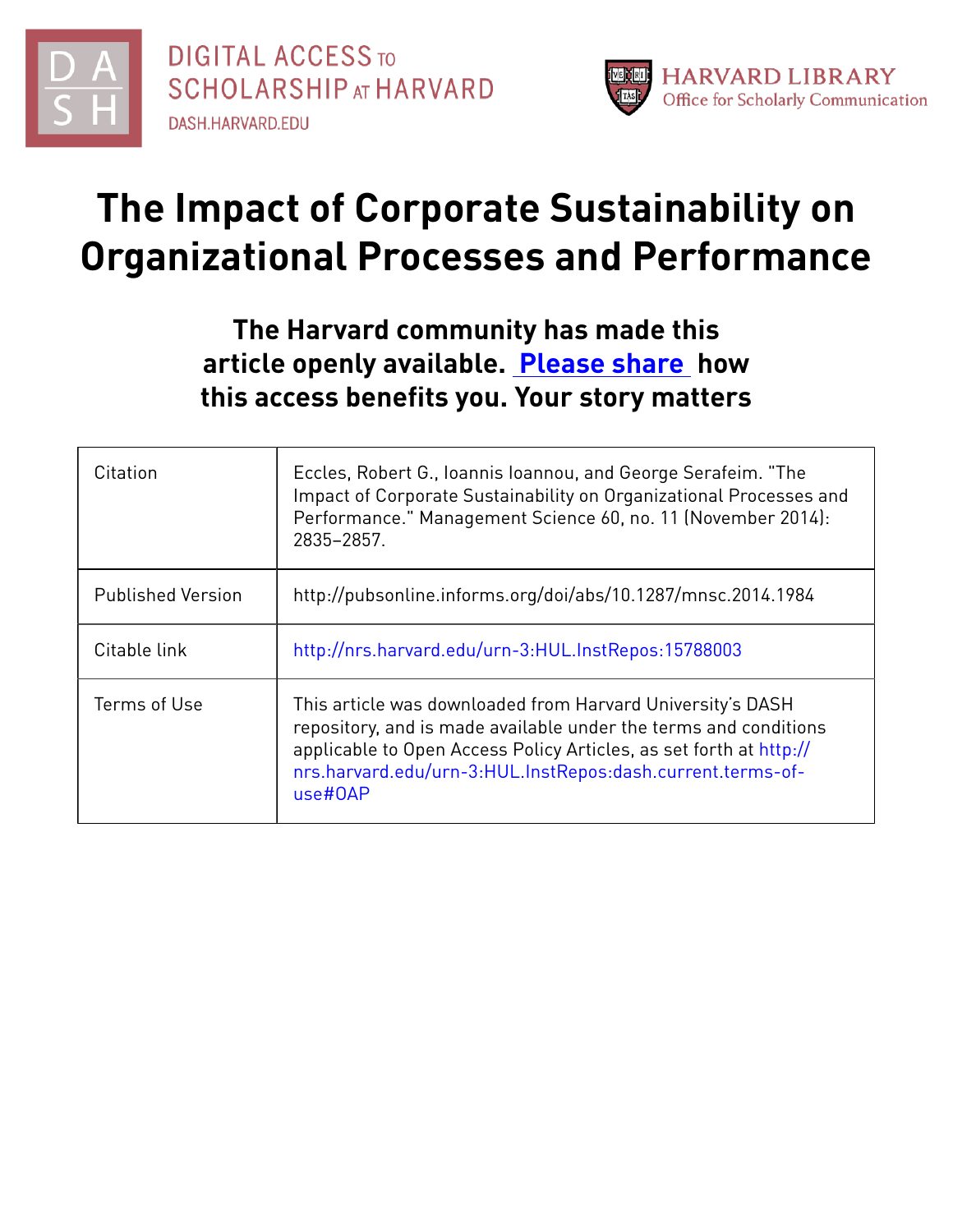DIGITAL ACCESS TO SCHOLARSHIP AT HARVARD

DASH.HARVARD.EDU

HARVARD LIBRARY
Office for Scholarly Communication

# The Impact of Corporate Sustainability on Organizational Processes and Performance

**The Harvard community has made this article openly available. Please share how this access benefits you. Your story matters**

| Citation | Eccles, Robert G., Ioannis Ioannou, and George Serafeim. "The Impact of Corporate Sustainability on Organizational Processes and Performance." Management Science 60, no. 11 (November 2014): 2835–2857. |
|---|---|
| Published Version | http://pubsonline.informs.org/doi/abs/10.1287/mnsc.2014.1984 |
| Citable link | http://nrs.harvard.edu/urn-3:HUL.InstRepos:15788003 |
| Terms of Use | This article was downloaded from Harvard University's DASH repository, and is made available under the terms and conditions applicable to Open Access Policy Articles, as set forth at http://nrs.harvard.edu/urn-3:HUL.InstRepos:dash.current.terms-of-use#OAP |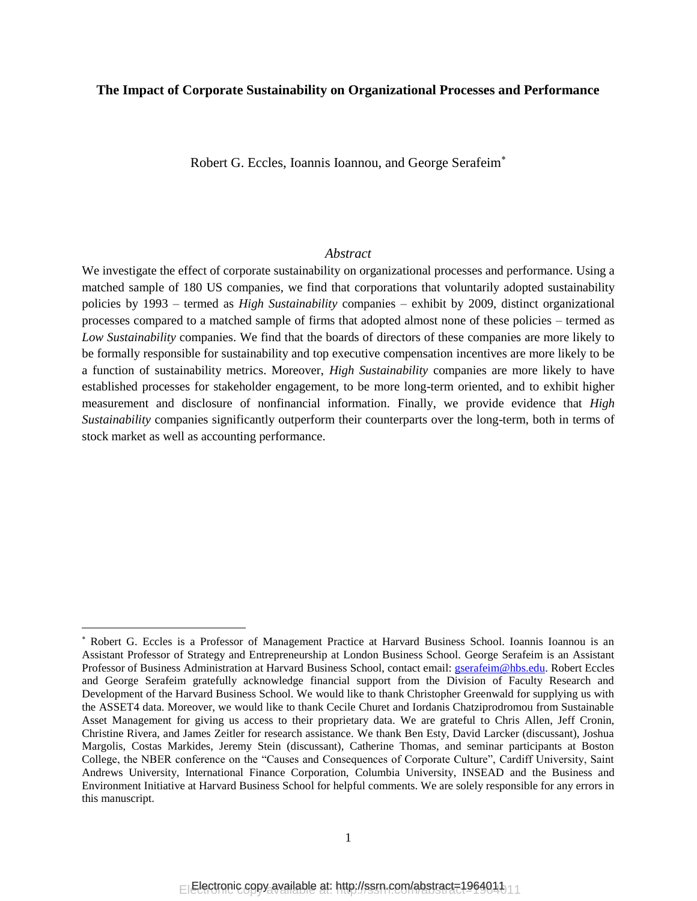**The Impact of Corporate Sustainability on Organizational Processes and Performance**

Robert G. Eccles, Ioannis Ioannou, and George Serafeim*

*Abstract*

We investigate the effect of corporate sustainability on organizational processes and performance. Using a matched sample of 180 US companies, we find that corporations that voluntarily adopted sustainability policies by 1993 – termed as *High Sustainability* companies – exhibit by 2009, distinct organizational processes compared to a matched sample of firms that adopted almost none of these policies – termed as *Low Sustainability* companies. We find that the boards of directors of these companies are more likely to be formally responsible for sustainability and top executive compensation incentives are more likely to be a function of sustainability metrics. Moreover, *High Sustainability* companies are more likely to have established processes for stakeholder engagement, to be more long-term oriented, and to exhibit higher measurement and disclosure of nonfinancial information. Finally, we provide evidence that *High Sustainability* companies significantly outperform their counterparts over the long-term, both in terms of stock market as well as accounting performance.

---

* Robert G. Eccles is a Professor of Management Practice at Harvard Business School. Ioannis Ioannou is an Assistant Professor of Strategy and Entrepreneurship at London Business School. George Serafeim is an Assistant Professor of Business Administration at Harvard Business School, contact email: gserafeim@hbs.edu. Robert Eccles and George Serafeim gratefully acknowledge financial support from the Division of Faculty Research and Development of the Harvard Business School. We would like to thank Christopher Greenwald for supplying us with the ASSET4 data. Moreover, we would like to thank Cecile Churet and Iordanis Chatziprodromou from Sustainable Asset Management for giving us access to their proprietary data. We are grateful to Chris Allen, Jeff Cronin, Christine Rivera, and James Zeitler for research assistance. We thank Ben Esty, David Larcker (discussant), Joshua Margolis, Costas Markides, Jeremy Stein (discussant), Catherine Thomas, and seminar participants at Boston College, the NBER conference on the "Causes and Consequences of Corporate Culture", Cardiff University, Saint Andrews University, International Finance Corporation, Columbia University, INSEAD and the Business and Environment Initiative at Harvard Business School for helpful comments. We are solely responsible for any errors in this manuscript.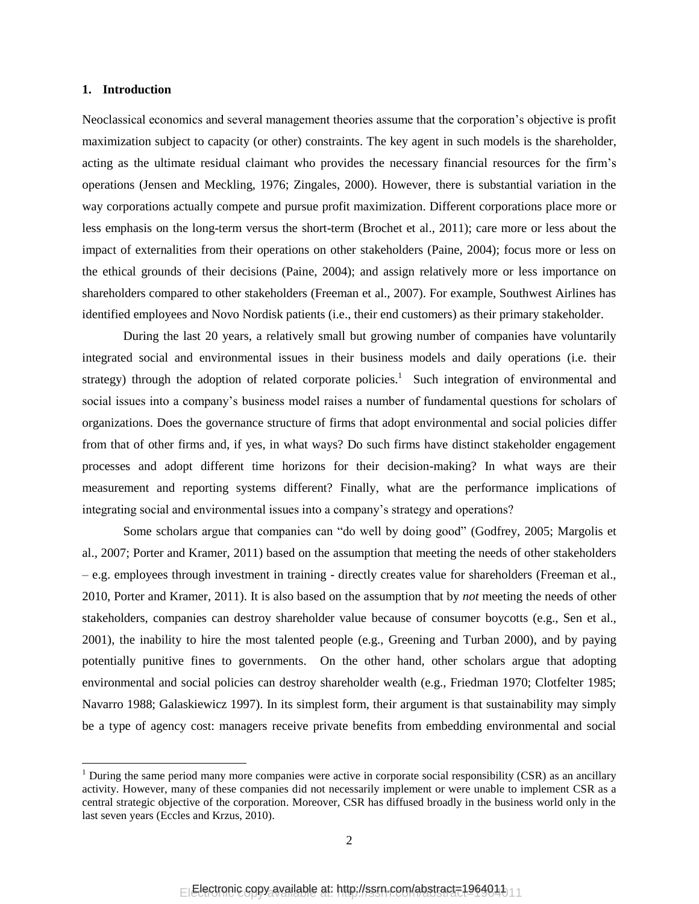## 1. Introduction

Neoclassical economics and several management theories assume that the corporation's objective is profit maximization subject to capacity (or other) constraints. The key agent in such models is the shareholder, acting as the ultimate residual claimant who provides the necessary financial resources for the firm's operations (Jensen and Meckling, 1976; Zingales, 2000). However, there is substantial variation in the way corporations actually compete and pursue profit maximization. Different corporations place more or less emphasis on the long-term versus the short-term (Brochet et al., 2011); care more or less about the impact of externalities from their operations on other stakeholders (Paine, 2004); focus more or less on the ethical grounds of their decisions (Paine, 2004); and assign relatively more or less importance on shareholders compared to other stakeholders (Freeman et al., 2007). For example, Southwest Airlines has identified employees and Novo Nordisk patients (i.e., their end customers) as their primary stakeholder.

During the last 20 years, a relatively small but growing number of companies have voluntarily integrated social and environmental issues in their business models and daily operations (i.e. their strategy) through the adoption of related corporate policies.[1] Such integration of environmental and social issues into a company's business model raises a number of fundamental questions for scholars of organizations. Does the governance structure of firms that adopt environmental and social policies differ from that of other firms and, if yes, in what ways? Do such firms have distinct stakeholder engagement processes and adopt different time horizons for their decision-making? In what ways are their measurement and reporting systems different? Finally, what are the performance implications of integrating social and environmental issues into a company's strategy and operations?

Some scholars argue that companies can "do well by doing good" (Godfrey, 2005; Margolis et al., 2007; Porter and Kramer, 2011) based on the assumption that meeting the needs of other stakeholders – e.g. employees through investment in training - directly creates value for shareholders (Freeman et al., 2010, Porter and Kramer, 2011). It is also based on the assumption that by *not* meeting the needs of other stakeholders, companies can destroy shareholder value because of consumer boycotts (e.g., Sen et al., 2001), the inability to hire the most talented people (e.g., Greening and Turban 2000), and by paying potentially punitive fines to governments. On the other hand, other scholars argue that adopting environmental and social policies can destroy shareholder wealth (e.g., Friedman 1970; Clotfelter 1985; Navarro 1988; Galaskiewicz 1997). In its simplest form, their argument is that sustainability may simply be a type of agency cost: managers receive private benefits from embedding environmental and social

[1] During the same period many more companies were active in corporate social responsibility (CSR) as an ancillary activity. However, many of these companies did not necessarily implement or were unable to implement CSR as a central strategic objective of the corporation. Moreover, CSR has diffused broadly in the business world only in the last seven years (Eccles and Krzus, 2010).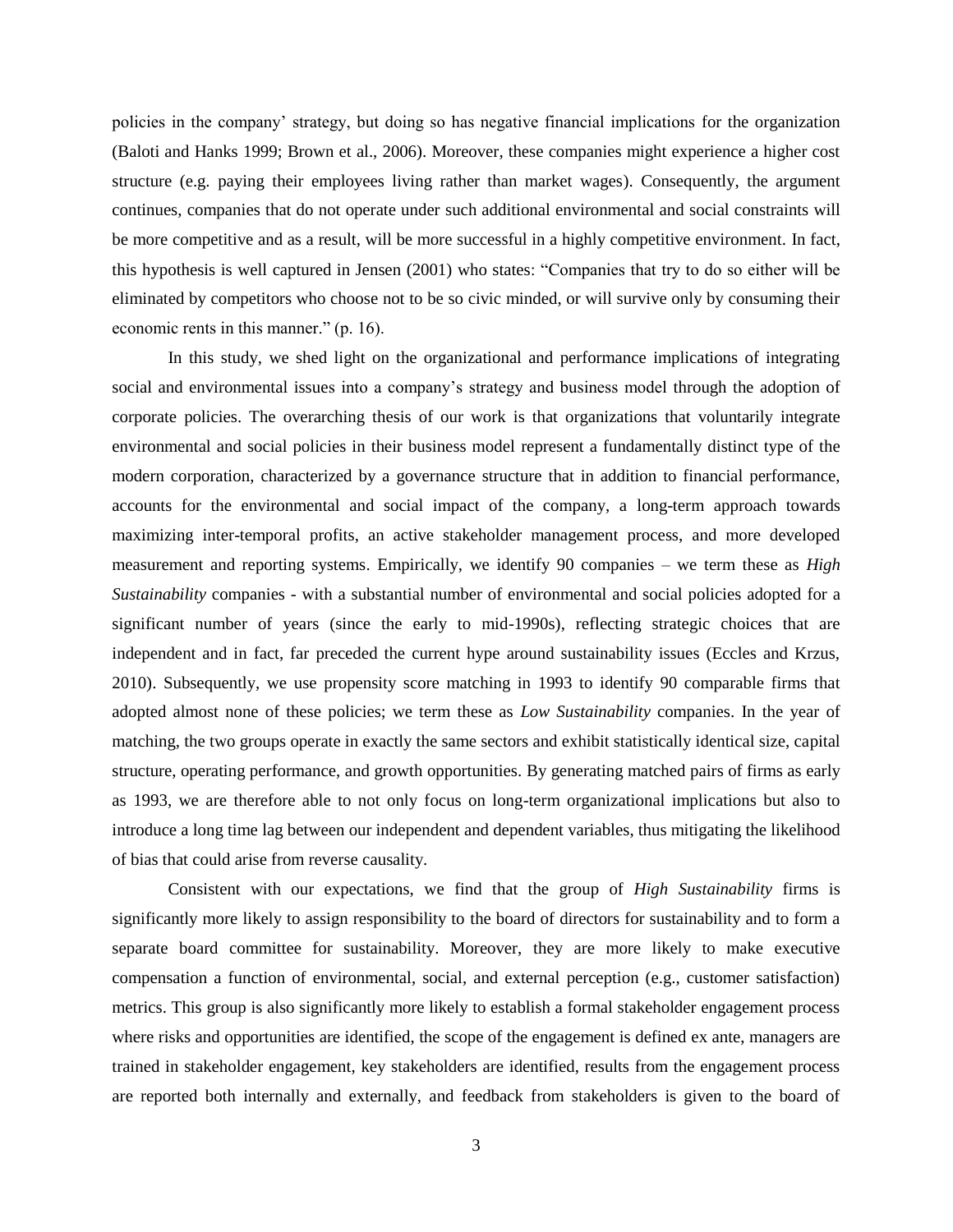policies in the company' strategy, but doing so has negative financial implications for the organization (Baloti and Hanks 1999; Brown et al., 2006). Moreover, these companies might experience a higher cost structure (e.g. paying their employees living rather than market wages). Consequently, the argument continues, companies that do not operate under such additional environmental and social constraints will be more competitive and as a result, will be more successful in a highly competitive environment. In fact, this hypothesis is well captured in Jensen (2001) who states: "Companies that try to do so either will be eliminated by competitors who choose not to be so civic minded, or will survive only by consuming their economic rents in this manner." (p. 16).

In this study, we shed light on the organizational and performance implications of integrating social and environmental issues into a company's strategy and business model through the adoption of corporate policies. The overarching thesis of our work is that organizations that voluntarily integrate environmental and social policies in their business model represent a fundamentally distinct type of the modern corporation, characterized by a governance structure that in addition to financial performance, accounts for the environmental and social impact of the company, a long-term approach towards maximizing inter-temporal profits, an active stakeholder management process, and more developed measurement and reporting systems. Empirically, we identify 90 companies – we term these as *High Sustainability* companies - with a substantial number of environmental and social policies adopted for a significant number of years (since the early to mid-1990s), reflecting strategic choices that are independent and in fact, far preceded the current hype around sustainability issues (Eccles and Krzus, 2010). Subsequently, we use propensity score matching in 1993 to identify 90 comparable firms that adopted almost none of these policies; we term these as *Low Sustainability* companies. In the year of matching, the two groups operate in exactly the same sectors and exhibit statistically identical size, capital structure, operating performance, and growth opportunities. By generating matched pairs of firms as early as 1993, we are therefore able to not only focus on long-term organizational implications but also to introduce a long time lag between our independent and dependent variables, thus mitigating the likelihood of bias that could arise from reverse causality.

Consistent with our expectations, we find that the group of *High Sustainability* firms is significantly more likely to assign responsibility to the board of directors for sustainability and to form a separate board committee for sustainability. Moreover, they are more likely to make executive compensation a function of environmental, social, and external perception (e.g., customer satisfaction) metrics. This group is also significantly more likely to establish a formal stakeholder engagement process where risks and opportunities are identified, the scope of the engagement is defined ex ante, managers are trained in stakeholder engagement, key stakeholders are identified, results from the engagement process are reported both internally and externally, and feedback from stakeholders is given to the board of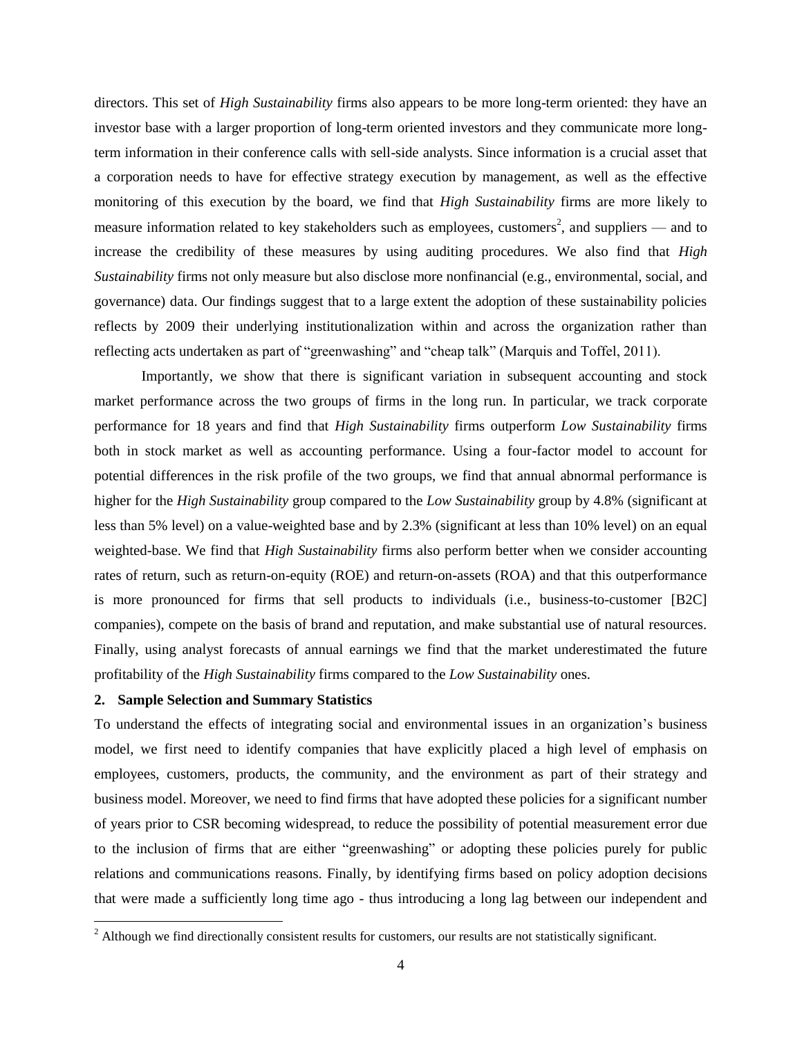directors. This set of *High Sustainability* firms also appears to be more long-term oriented: they have an investor base with a larger proportion of long-term oriented investors and they communicate more long-term information in their conference calls with sell-side analysts. Since information is a crucial asset that a corporation needs to have for effective strategy execution by management, as well as the effective monitoring of this execution by the board, we find that *High Sustainability* firms are more likely to measure information related to key stakeholders such as employees, customers[2], and suppliers — and to increase the credibility of these measures by using auditing procedures. We also find that *High Sustainability* firms not only measure but also disclose more nonfinancial (e.g., environmental, social, and governance) data. Our findings suggest that to a large extent the adoption of these sustainability policies reflects by 2009 their underlying institutionalization within and across the organization rather than reflecting acts undertaken as part of "greenwashing" and "cheap talk" (Marquis and Toffel, 2011).

Importantly, we show that there is significant variation in subsequent accounting and stock market performance across the two groups of firms in the long run. In particular, we track corporate performance for 18 years and find that *High Sustainability* firms outperform *Low Sustainability* firms both in stock market as well as accounting performance. Using a four-factor model to account for potential differences in the risk profile of the two groups, we find that annual abnormal performance is higher for the *High Sustainability* group compared to the *Low Sustainability* group by 4.8% (significant at less than 5% level) on a value-weighted base and by 2.3% (significant at less than 10% level) on an equal weighted-base. We find that *High Sustainability* firms also perform better when we consider accounting rates of return, such as return-on-equity (ROE) and return-on-assets (ROA) and that this outperformance is more pronounced for firms that sell products to individuals (i.e., business-to-customer [B2C] companies), compete on the basis of brand and reputation, and make substantial use of natural resources. Finally, using analyst forecasts of annual earnings we find that the market underestimated the future profitability of the *High Sustainability* firms compared to the *Low Sustainability* ones.

## 2. Sample Selection and Summary Statistics

To understand the effects of integrating social and environmental issues in an organization's business model, we first need to identify companies that have explicitly placed a high level of emphasis on employees, customers, products, the community, and the environment as part of their strategy and business model. Moreover, we need to find firms that have adopted these policies for a significant number of years prior to CSR becoming widespread, to reduce the possibility of potential measurement error due to the inclusion of firms that are either "greenwashing" or adopting these policies purely for public relations and communications reasons. Finally, by identifying firms based on policy adoption decisions that were made a sufficiently long time ago - thus introducing a long lag between our independent and

[2] Although we find directionally consistent results for customers, our results are not statistically significant.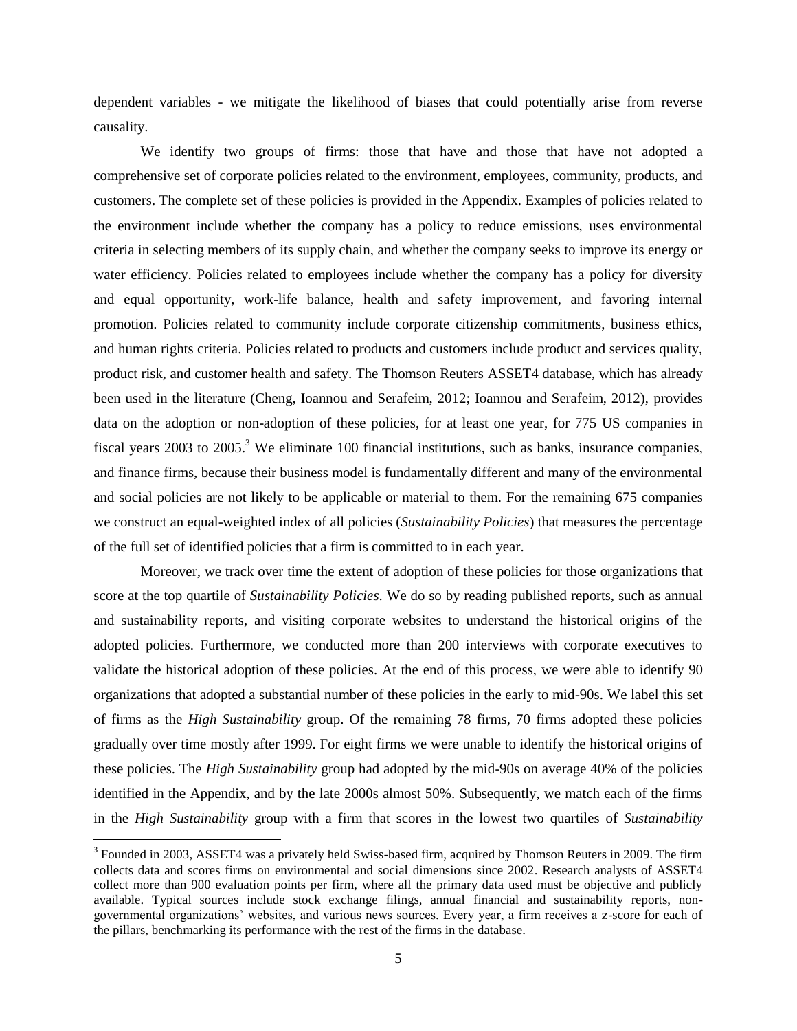dependent variables - we mitigate the likelihood of biases that could potentially arise from reverse causality.

We identify two groups of firms: those that have and those that have not adopted a comprehensive set of corporate policies related to the environment, employees, community, products, and customers. The complete set of these policies is provided in the Appendix. Examples of policies related to the environment include whether the company has a policy to reduce emissions, uses environmental criteria in selecting members of its supply chain, and whether the company seeks to improve its energy or water efficiency. Policies related to employees include whether the company has a policy for diversity and equal opportunity, work-life balance, health and safety improvement, and favoring internal promotion. Policies related to community include corporate citizenship commitments, business ethics, and human rights criteria. Policies related to products and customers include product and services quality, product risk, and customer health and safety. The Thomson Reuters ASSET4 database, which has already been used in the literature (Cheng, Ioannou and Serafeim, 2012; Ioannou and Serafeim, 2012), provides data on the adoption or non-adoption of these policies, for at least one year, for 775 US companies in fiscal years 2003 to 2005.[3] We eliminate 100 financial institutions, such as banks, insurance companies, and finance firms, because their business model is fundamentally different and many of the environmental and social policies are not likely to be applicable or material to them. For the remaining 675 companies we construct an equal-weighted index of all policies (*Sustainability Policies*) that measures the percentage of the full set of identified policies that a firm is committed to in each year.

Moreover, we track over time the extent of adoption of these policies for those organizations that score at the top quartile of *Sustainability Policies*. We do so by reading published reports, such as annual and sustainability reports, and visiting corporate websites to understand the historical origins of the adopted policies. Furthermore, we conducted more than 200 interviews with corporate executives to validate the historical adoption of these policies. At the end of this process, we were able to identify 90 organizations that adopted a substantial number of these policies in the early to mid-90s. We label this set of firms as the *High Sustainability* group. Of the remaining 78 firms, 70 firms adopted these policies gradually over time mostly after 1999. For eight firms we were unable to identify the historical origins of these policies. The *High Sustainability* group had adopted by the mid-90s on average 40% of the policies identified in the Appendix, and by the late 2000s almost 50%. Subsequently, we match each of the firms in the *High Sustainability* group with a firm that scores in the lowest two quartiles of *Sustainability*

[3] Founded in 2003, ASSET4 was a privately held Swiss-based firm, acquired by Thomson Reuters in 2009. The firm collects data and scores firms on environmental and social dimensions since 2002. Research analysts of ASSET4 collect more than 900 evaluation points per firm, where all the primary data used must be objective and publicly available. Typical sources include stock exchange filings, annual financial and sustainability reports, non-governmental organizations' websites, and various news sources. Every year, a firm receives a z-score for each of the pillars, benchmarking its performance with the rest of the firms in the database.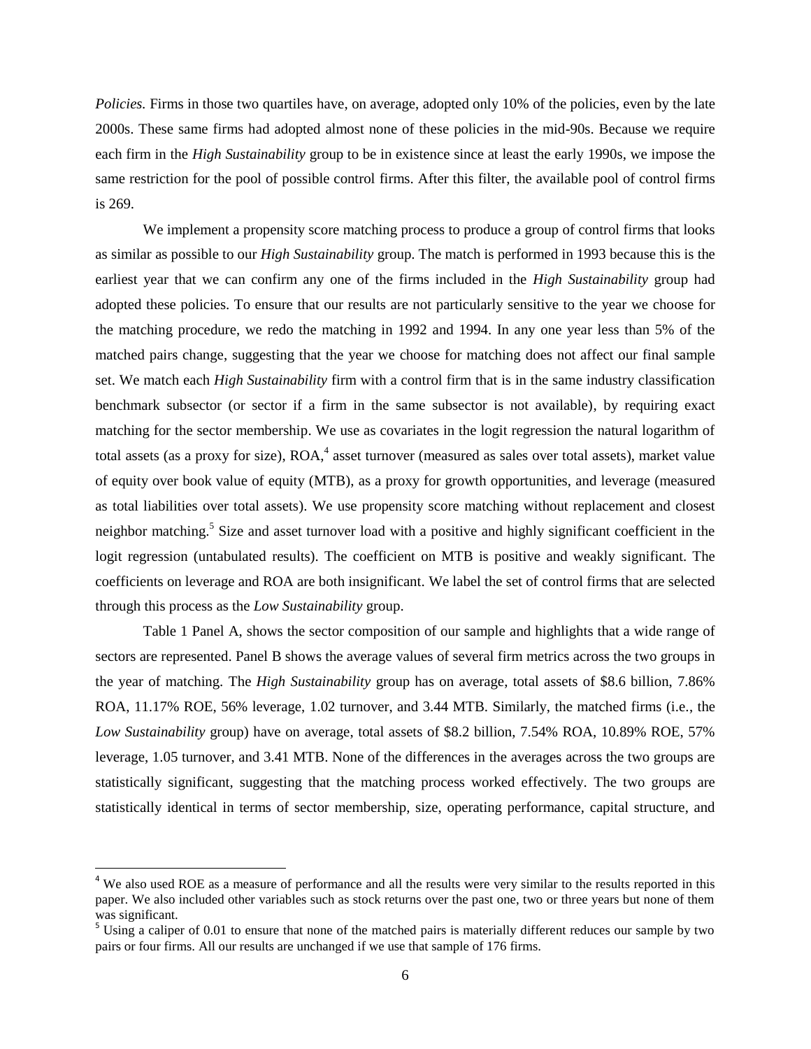*Policies.* Firms in those two quartiles have, on average, adopted only 10% of the policies, even by the late 2000s. These same firms had adopted almost none of these policies in the mid-90s. Because we require each firm in the *High Sustainability* group to be in existence since at least the early 1990s, we impose the same restriction for the pool of possible control firms. After this filter, the available pool of control firms is 269.

We implement a propensity score matching process to produce a group of control firms that looks as similar as possible to our *High Sustainability* group. The match is performed in 1993 because this is the earliest year that we can confirm any one of the firms included in the *High Sustainability* group had adopted these policies. To ensure that our results are not particularly sensitive to the year we choose for the matching procedure, we redo the matching in 1992 and 1994. In any one year less than 5% of the matched pairs change, suggesting that the year we choose for matching does not affect our final sample set. We match each *High Sustainability* firm with a control firm that is in the same industry classification benchmark subsector (or sector if a firm in the same subsector is not available), by requiring exact matching for the sector membership. We use as covariates in the logit regression the natural logarithm of total assets (as a proxy for size), ROA,[4] asset turnover (measured as sales over total assets), market value of equity over book value of equity (MTB), as a proxy for growth opportunities, and leverage (measured as total liabilities over total assets). We use propensity score matching without replacement and closest neighbor matching.[5] Size and asset turnover load with a positive and highly significant coefficient in the logit regression (untabulated results). The coefficient on MTB is positive and weakly significant. The coefficients on leverage and ROA are both insignificant. We label the set of control firms that are selected through this process as the *Low Sustainability* group.

Table 1 Panel A, shows the sector composition of our sample and highlights that a wide range of sectors are represented. Panel B shows the average values of several firm metrics across the two groups in the year of matching. The *High Sustainability* group has on average, total assets of \$8.6 billion, 7.86% ROA, 11.17% ROE, 56% leverage, 1.02 turnover, and 3.44 MTB. Similarly, the matched firms (i.e., the *Low Sustainability* group) have on average, total assets of \$8.2 billion, 7.54% ROA, 10.89% ROE, 57% leverage, 1.05 turnover, and 3.41 MTB. None of the differences in the averages across the two groups are statistically significant, suggesting that the matching process worked effectively. The two groups are statistically identical in terms of sector membership, size, operating performance, capital structure, and

---

[4] We also used ROE as a measure of performance and all the results were very similar to the results reported in this paper. We also included other variables such as stock returns over the past one, two or three years but none of them was significant.

[5] Using a caliper of 0.01 to ensure that none of the matched pairs is materially different reduces our sample by two pairs or four firms. All our results are unchanged if we use that sample of 176 firms.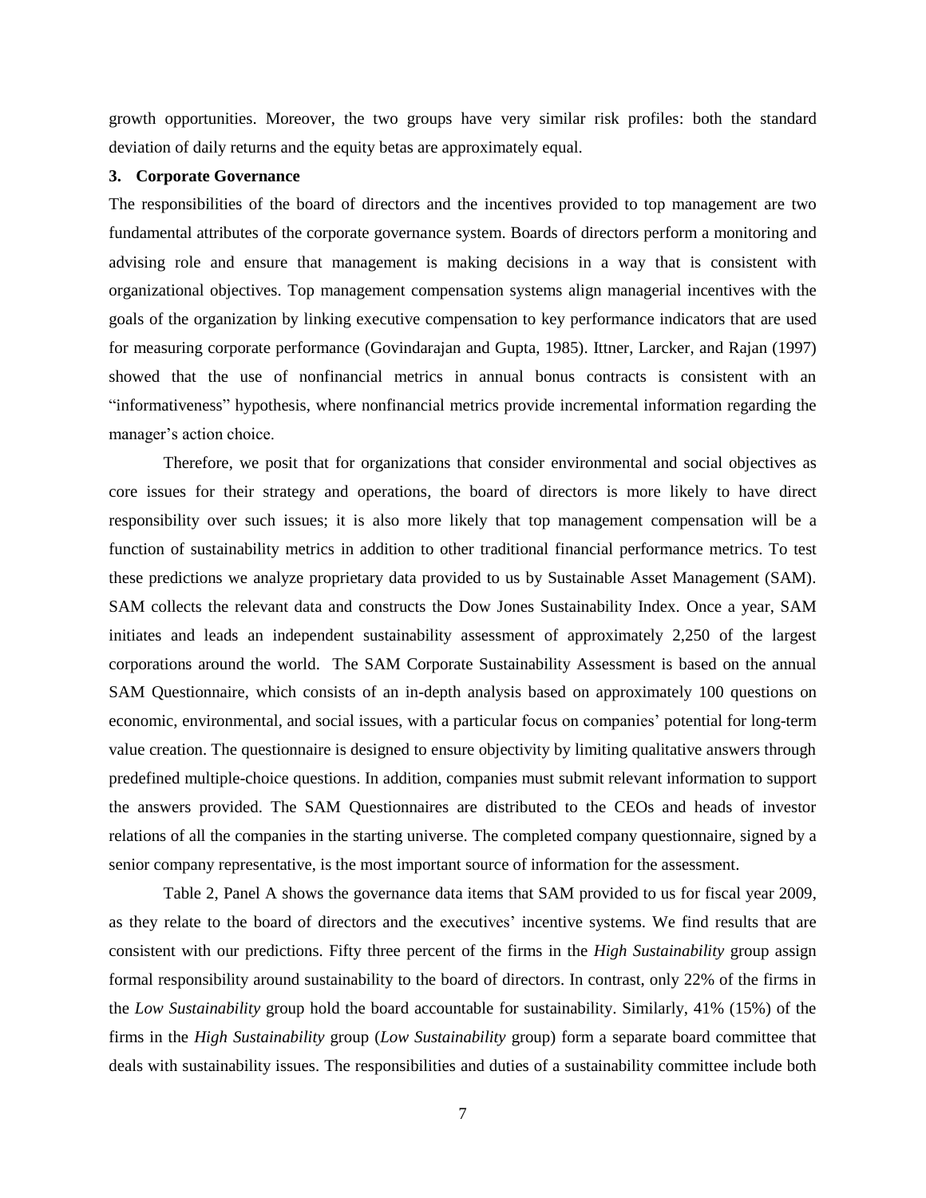growth opportunities. Moreover, the two groups have very similar risk profiles: both the standard deviation of daily returns and the equity betas are approximately equal.

## 3. Corporate Governance

The responsibilities of the board of directors and the incentives provided to top management are two fundamental attributes of the corporate governance system. Boards of directors perform a monitoring and advising role and ensure that management is making decisions in a way that is consistent with organizational objectives. Top management compensation systems align managerial incentives with the goals of the organization by linking executive compensation to key performance indicators that are used for measuring corporate performance (Govindarajan and Gupta, 1985). Ittner, Larcker, and Rajan (1997) showed that the use of nonfinancial metrics in annual bonus contracts is consistent with an "informativeness" hypothesis, where nonfinancial metrics provide incremental information regarding the manager's action choice.

Therefore, we posit that for organizations that consider environmental and social objectives as core issues for their strategy and operations, the board of directors is more likely to have direct responsibility over such issues; it is also more likely that top management compensation will be a function of sustainability metrics in addition to other traditional financial performance metrics. To test these predictions we analyze proprietary data provided to us by Sustainable Asset Management (SAM). SAM collects the relevant data and constructs the Dow Jones Sustainability Index. Once a year, SAM initiates and leads an independent sustainability assessment of approximately 2,250 of the largest corporations around the world. The SAM Corporate Sustainability Assessment is based on the annual SAM Questionnaire, which consists of an in-depth analysis based on approximately 100 questions on economic, environmental, and social issues, with a particular focus on companies' potential for long-term value creation. The questionnaire is designed to ensure objectivity by limiting qualitative answers through predefined multiple-choice questions. In addition, companies must submit relevant information to support the answers provided. The SAM Questionnaires are distributed to the CEOs and heads of investor relations of all the companies in the starting universe. The completed company questionnaire, signed by a senior company representative, is the most important source of information for the assessment.

Table 2, Panel A shows the governance data items that SAM provided to us for fiscal year 2009, as they relate to the board of directors and the executives' incentive systems. We find results that are consistent with our predictions. Fifty three percent of the firms in the *High Sustainability* group assign formal responsibility around sustainability to the board of directors. In contrast, only 22% of the firms in the *Low Sustainability* group hold the board accountable for sustainability. Similarly, 41% (15%) of the firms in the *High Sustainability* group (*Low Sustainability* group) form a separate board committee that deals with sustainability issues. The responsibilities and duties of a sustainability committee include both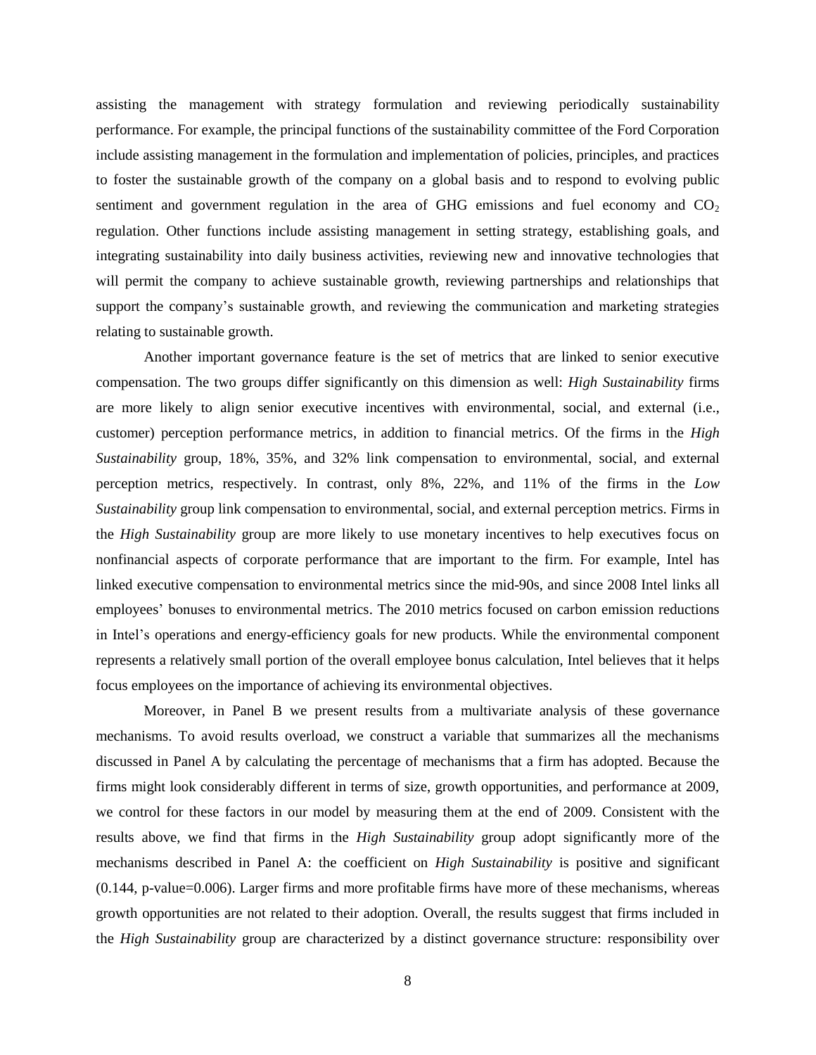assisting the management with strategy formulation and reviewing periodically sustainability performance. For example, the principal functions of the sustainability committee of the Ford Corporation include assisting management in the formulation and implementation of policies, principles, and practices to foster the sustainable growth of the company on a global basis and to respond to evolving public sentiment and government regulation in the area of GHG emissions and fuel economy and $CO_2$ regulation. Other functions include assisting management in setting strategy, establishing goals, and integrating sustainability into daily business activities, reviewing new and innovative technologies that will permit the company to achieve sustainable growth, reviewing partnerships and relationships that support the company's sustainable growth, and reviewing the communication and marketing strategies relating to sustainable growth.

Another important governance feature is the set of metrics that are linked to senior executive compensation. The two groups differ significantly on this dimension as well: *High Sustainability* firms are more likely to align senior executive incentives with environmental, social, and external (i.e., customer) perception performance metrics, in addition to financial metrics. Of the firms in the *High Sustainability* group, 18%, 35%, and 32% link compensation to environmental, social, and external perception metrics, respectively. In contrast, only 8%, 22%, and 11% of the firms in the *Low Sustainability* group link compensation to environmental, social, and external perception metrics. Firms in the *High Sustainability* group are more likely to use monetary incentives to help executives focus on nonfinancial aspects of corporate performance that are important to the firm. For example, Intel has linked executive compensation to environmental metrics since the mid-90s, and since 2008 Intel links all employees' bonuses to environmental metrics. The 2010 metrics focused on carbon emission reductions in Intel's operations and energy-efficiency goals for new products. While the environmental component represents a relatively small portion of the overall employee bonus calculation, Intel believes that it helps focus employees on the importance of achieving its environmental objectives.

Moreover, in Panel B we present results from a multivariate analysis of these governance mechanisms. To avoid results overload, we construct a variable that summarizes all the mechanisms discussed in Panel A by calculating the percentage of mechanisms that a firm has adopted. Because the firms might look considerably different in terms of size, growth opportunities, and performance at 2009, we control for these factors in our model by measuring them at the end of 2009. Consistent with the results above, we find that firms in the *High Sustainability* group adopt significantly more of the mechanisms described in Panel A: the coefficient on *High Sustainability* is positive and significant (0.144, p-value=0.006). Larger firms and more profitable firms have more of these mechanisms, whereas growth opportunities are not related to their adoption. Overall, the results suggest that firms included in the *High Sustainability* group are characterized by a distinct governance structure: responsibility over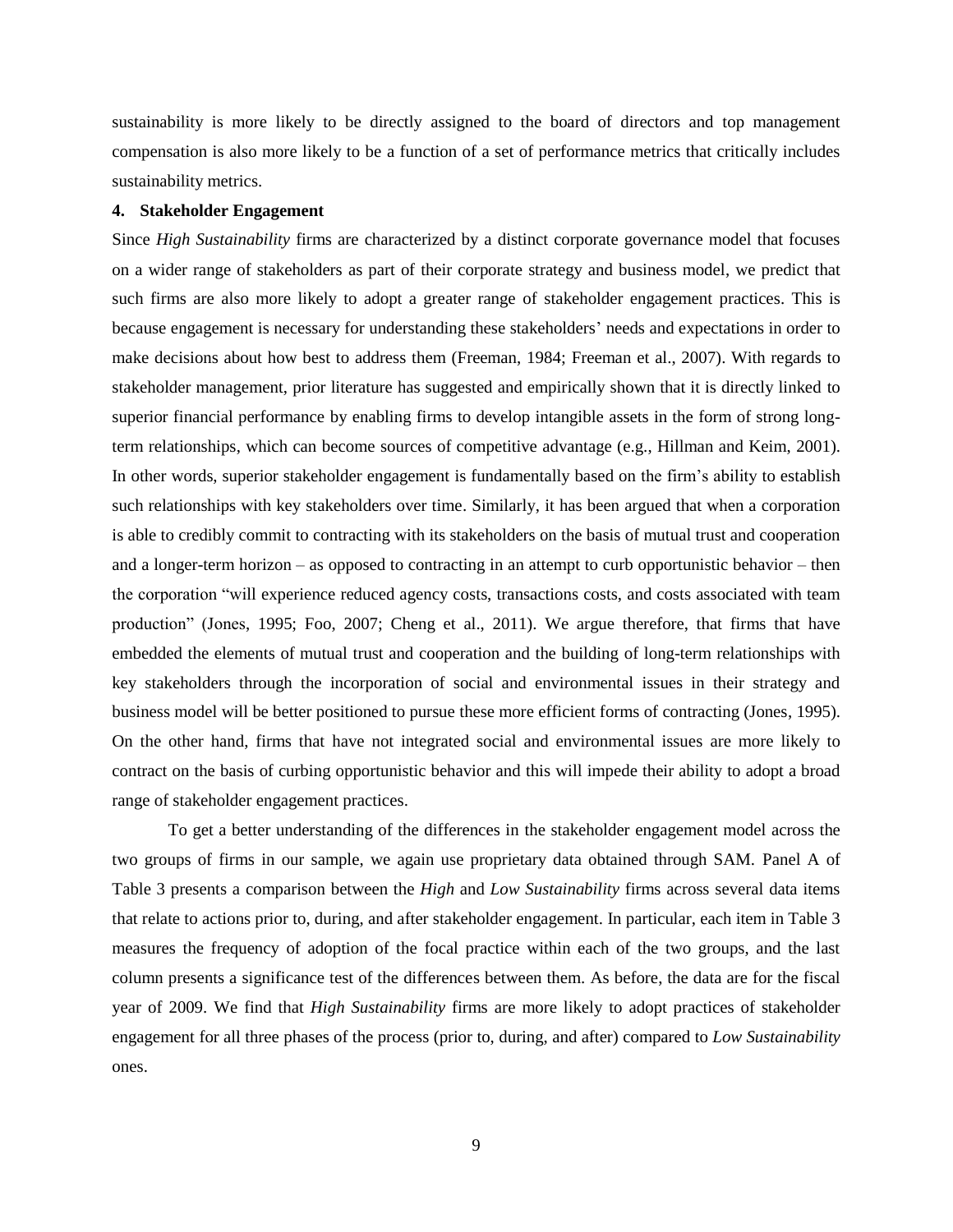sustainability is more likely to be directly assigned to the board of directors and top management compensation is also more likely to be a function of a set of performance metrics that critically includes sustainability metrics.

## 4. Stakeholder Engagement

Since *High Sustainability* firms are characterized by a distinct corporate governance model that focuses on a wider range of stakeholders as part of their corporate strategy and business model, we predict that such firms are also more likely to adopt a greater range of stakeholder engagement practices. This is because engagement is necessary for understanding these stakeholders' needs and expectations in order to make decisions about how best to address them (Freeman, 1984; Freeman et al., 2007). With regards to stakeholder management, prior literature has suggested and empirically shown that it is directly linked to superior financial performance by enabling firms to develop intangible assets in the form of strong long-term relationships, which can become sources of competitive advantage (e.g., Hillman and Keim, 2001). In other words, superior stakeholder engagement is fundamentally based on the firm's ability to establish such relationships with key stakeholders over time. Similarly, it has been argued that when a corporation is able to credibly commit to contracting with its stakeholders on the basis of mutual trust and cooperation and a longer-term horizon – as opposed to contracting in an attempt to curb opportunistic behavior – then the corporation "will experience reduced agency costs, transactions costs, and costs associated with team production" (Jones, 1995; Foo, 2007; Cheng et al., 2011). We argue therefore, that firms that have embedded the elements of mutual trust and cooperation and the building of long-term relationships with key stakeholders through the incorporation of social and environmental issues in their strategy and business model will be better positioned to pursue these more efficient forms of contracting (Jones, 1995). On the other hand, firms that have not integrated social and environmental issues are more likely to contract on the basis of curbing opportunistic behavior and this will impede their ability to adopt a broad range of stakeholder engagement practices.

To get a better understanding of the differences in the stakeholder engagement model across the two groups of firms in our sample, we again use proprietary data obtained through SAM. Panel A of Table 3 presents a comparison between the *High* and *Low Sustainability* firms across several data items that relate to actions prior to, during, and after stakeholder engagement. In particular, each item in Table 3 measures the frequency of adoption of the focal practice within each of the two groups, and the last column presents a significance test of the differences between them. As before, the data are for the fiscal year of 2009. We find that *High Sustainability* firms are more likely to adopt practices of stakeholder engagement for all three phases of the process (prior to, during, and after) compared to *Low Sustainability* ones.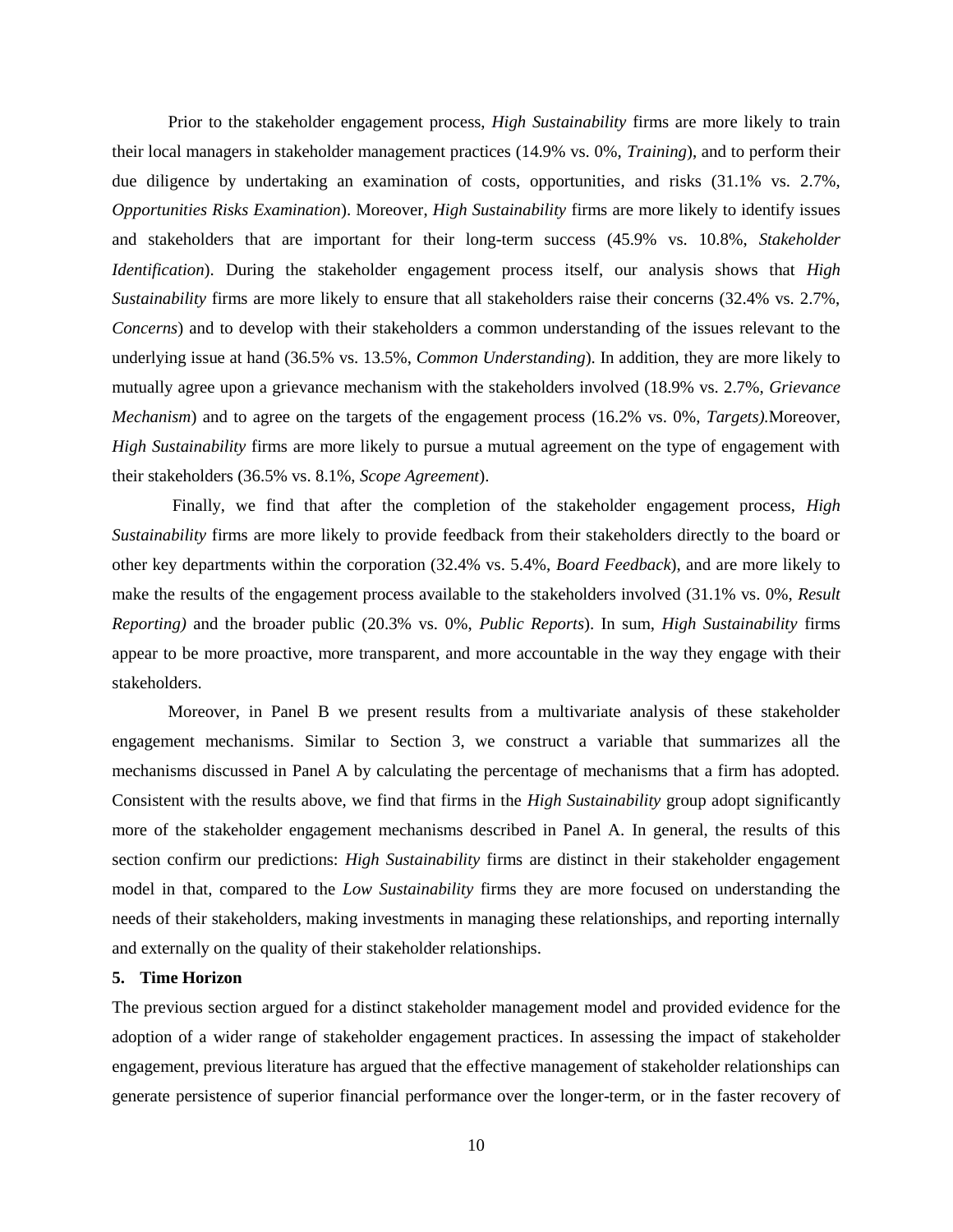Prior to the stakeholder engagement process, *High Sustainability* firms are more likely to train their local managers in stakeholder management practices (14.9% vs. 0%, *Training*), and to perform their due diligence by undertaking an examination of costs, opportunities, and risks (31.1% vs. 2.7%, *Opportunities Risks Examination*). Moreover, *High Sustainability* firms are more likely to identify issues and stakeholders that are important for their long-term success (45.9% vs. 10.8%, *Stakeholder Identification*). During the stakeholder engagement process itself, our analysis shows that *High Sustainability* firms are more likely to ensure that all stakeholders raise their concerns (32.4% vs. 2.7%, *Concerns*) and to develop with their stakeholders a common understanding of the issues relevant to the underlying issue at hand (36.5% vs. 13.5%, *Common Understanding*). In addition, they are more likely to mutually agree upon a grievance mechanism with the stakeholders involved (18.9% vs. 2.7%, *Grievance Mechanism*) and to agree on the targets of the engagement process (16.2% vs. 0%, *Targets).*Moreover, *High Sustainability* firms are more likely to pursue a mutual agreement on the type of engagement with their stakeholders (36.5% vs. 8.1%, *Scope Agreement*).

Finally, we find that after the completion of the stakeholder engagement process, *High Sustainability* firms are more likely to provide feedback from their stakeholders directly to the board or other key departments within the corporation (32.4% vs. 5.4%, *Board Feedback*), and are more likely to make the results of the engagement process available to the stakeholders involved (31.1% vs. 0%, *Result Reporting)* and the broader public (20.3% vs. 0%, *Public Reports*). In sum, *High Sustainability* firms appear to be more proactive, more transparent, and more accountable in the way they engage with their stakeholders.

Moreover, in Panel B we present results from a multivariate analysis of these stakeholder engagement mechanisms. Similar to Section 3, we construct a variable that summarizes all the mechanisms discussed in Panel A by calculating the percentage of mechanisms that a firm has adopted. Consistent with the results above, we find that firms in the *High Sustainability* group adopt significantly more of the stakeholder engagement mechanisms described in Panel A. In general, the results of this section confirm our predictions: *High Sustainability* firms are distinct in their stakeholder engagement model in that, compared to the *Low Sustainability* firms they are more focused on understanding the needs of their stakeholders, making investments in managing these relationships, and reporting internally and externally on the quality of their stakeholder relationships.

## 5. Time Horizon

The previous section argued for a distinct stakeholder management model and provided evidence for the adoption of a wider range of stakeholder engagement practices. In assessing the impact of stakeholder engagement, previous literature has argued that the effective management of stakeholder relationships can generate persistence of superior financial performance over the longer-term, or in the faster recovery of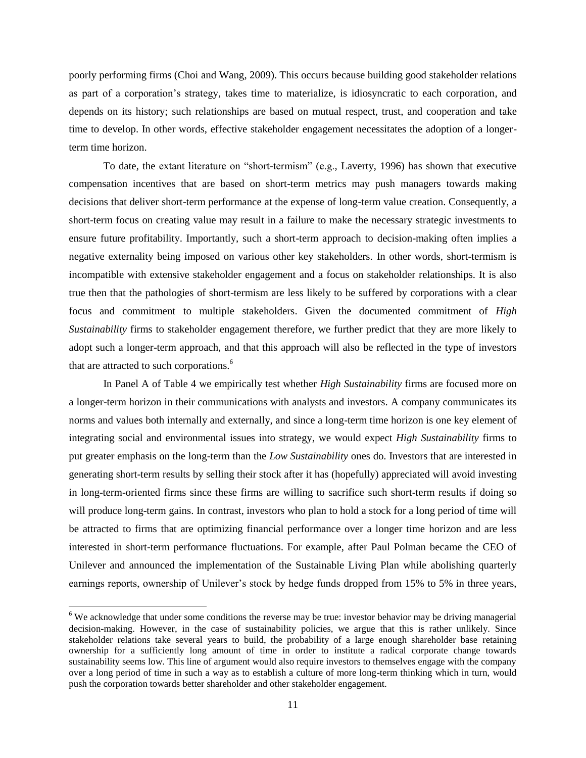poorly performing firms (Choi and Wang, 2009). This occurs because building good stakeholder relations as part of a corporation's strategy, takes time to materialize, is idiosyncratic to each corporation, and depends on its history; such relationships are based on mutual respect, trust, and cooperation and take time to develop. In other words, effective stakeholder engagement necessitates the adoption of a longer-term time horizon.

To date, the extant literature on "short-termism" (e.g., Laverty, 1996) has shown that executive compensation incentives that are based on short-term metrics may push managers towards making decisions that deliver short-term performance at the expense of long-term value creation. Consequently, a short-term focus on creating value may result in a failure to make the necessary strategic investments to ensure future profitability. Importantly, such a short-term approach to decision-making often implies a negative externality being imposed on various other key stakeholders. In other words, short-termism is incompatible with extensive stakeholder engagement and a focus on stakeholder relationships. It is also true then that the pathologies of short-termism are less likely to be suffered by corporations with a clear focus and commitment to multiple stakeholders. Given the documented commitment of *High Sustainability* firms to stakeholder engagement therefore, we further predict that they are more likely to adopt such a longer-term approach, and that this approach will also be reflected in the type of investors that are attracted to such corporations.[6]

In Panel A of Table 4 we empirically test whether *High Sustainability* firms are focused more on a longer-term horizon in their communications with analysts and investors. A company communicates its norms and values both internally and externally, and since a long-term time horizon is one key element of integrating social and environmental issues into strategy, we would expect *High Sustainability* firms to put greater emphasis on the long-term than the *Low Sustainability* ones do. Investors that are interested in generating short-term results by selling their stock after it has (hopefully) appreciated will avoid investing in long-term-oriented firms since these firms are willing to sacrifice such short-term results if doing so will produce long-term gains. In contrast, investors who plan to hold a stock for a long period of time will be attracted to firms that are optimizing financial performance over a longer time horizon and are less interested in short-term performance fluctuations. For example, after Paul Polman became the CEO of Unilever and announced the implementation of the Sustainable Living Plan while abolishing quarterly earnings reports, ownership of Unilever's stock by hedge funds dropped from 15% to 5% in three years,

[6] We acknowledge that under some conditions the reverse may be true: investor behavior may be driving managerial decision-making. However, in the case of sustainability policies, we argue that this is rather unlikely. Since stakeholder relations take several years to build, the probability of a large enough shareholder base retaining ownership for a sufficiently long amount of time in order to institute a radical corporate change towards sustainability seems low. This line of argument would also require investors to themselves engage with the company over a long period of time in such a way as to establish a culture of more long-term thinking which in turn, would push the corporation towards better shareholder and other stakeholder engagement.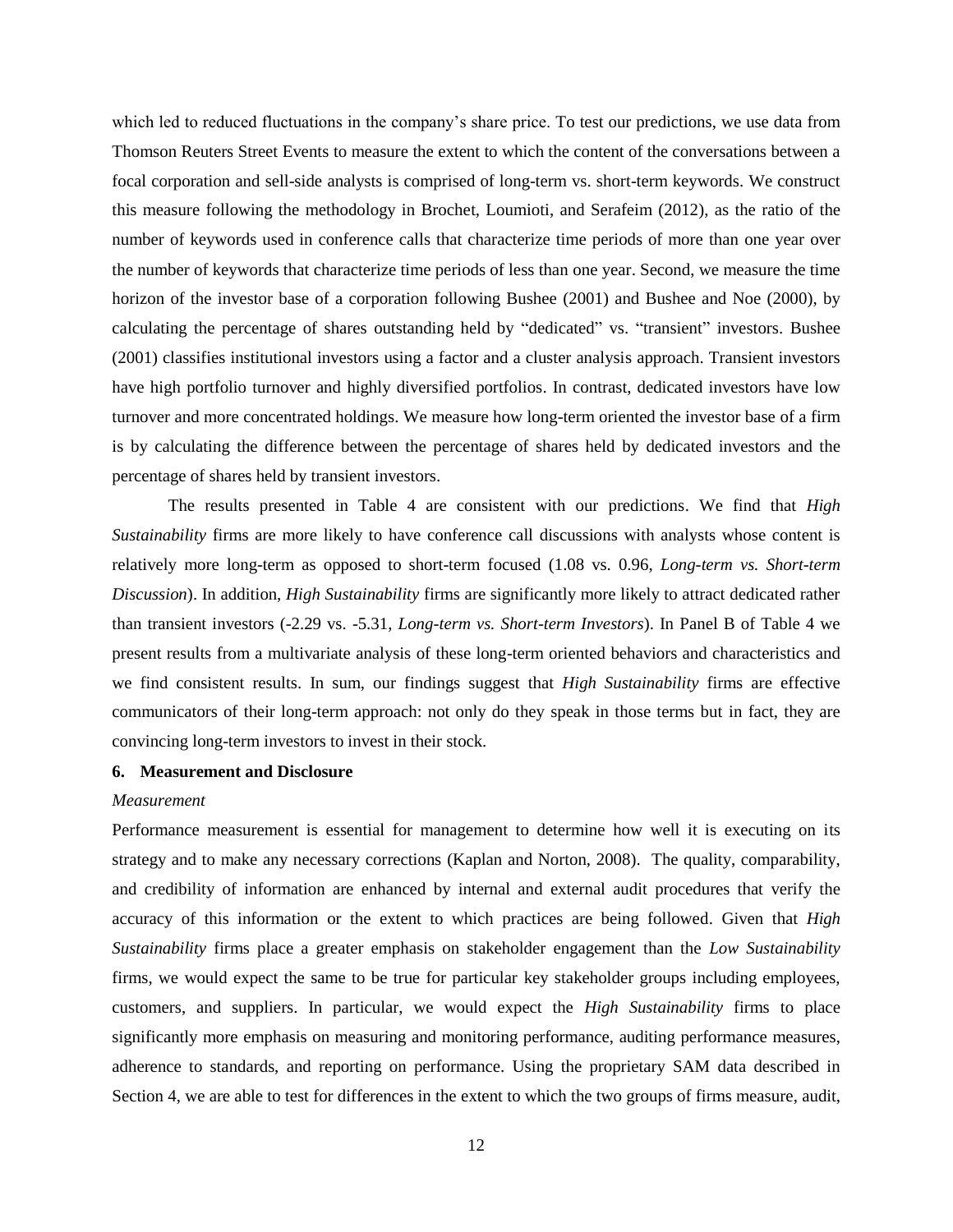which led to reduced fluctuations in the company's share price. To test our predictions, we use data from Thomson Reuters Street Events to measure the extent to which the content of the conversations between a focal corporation and sell-side analysts is comprised of long-term vs. short-term keywords. We construct this measure following the methodology in Brochet, Loumioti, and Serafeim (2012), as the ratio of the number of keywords used in conference calls that characterize time periods of more than one year over the number of keywords that characterize time periods of less than one year. Second, we measure the time horizon of the investor base of a corporation following Bushee (2001) and Bushee and Noe (2000), by calculating the percentage of shares outstanding held by "dedicated" vs. "transient" investors. Bushee (2001) classifies institutional investors using a factor and a cluster analysis approach. Transient investors have high portfolio turnover and highly diversified portfolios. In contrast, dedicated investors have low turnover and more concentrated holdings. We measure how long-term oriented the investor base of a firm is by calculating the difference between the percentage of shares held by dedicated investors and the percentage of shares held by transient investors.

The results presented in Table 4 are consistent with our predictions. We find that *High Sustainability* firms are more likely to have conference call discussions with analysts whose content is relatively more long-term as opposed to short-term focused (1.08 vs. 0.96, *Long-term vs. Short-term Discussion*). In addition, *High Sustainability* firms are significantly more likely to attract dedicated rather than transient investors (-2.29 vs. -5.31, *Long-term vs. Short-term Investors*). In Panel B of Table 4 we present results from a multivariate analysis of these long-term oriented behaviors and characteristics and we find consistent results. In sum, our findings suggest that *High Sustainability* firms are effective communicators of their long-term approach: not only do they speak in those terms but in fact, they are convincing long-term investors to invest in their stock.

## 6. Measurement and Disclosure

### *Measurement*

Performance measurement is essential for management to determine how well it is executing on its strategy and to make any necessary corrections (Kaplan and Norton, 2008). The quality, comparability, and credibility of information are enhanced by internal and external audit procedures that verify the accuracy of this information or the extent to which practices are being followed. Given that *High Sustainability* firms place a greater emphasis on stakeholder engagement than the *Low Sustainability* firms, we would expect the same to be true for particular key stakeholder groups including employees, customers, and suppliers. In particular, we would expect the *High Sustainability* firms to place significantly more emphasis on measuring and monitoring performance, auditing performance measures, adherence to standards, and reporting on performance. Using the proprietary SAM data described in Section 4, we are able to test for differences in the extent to which the two groups of firms measure, audit,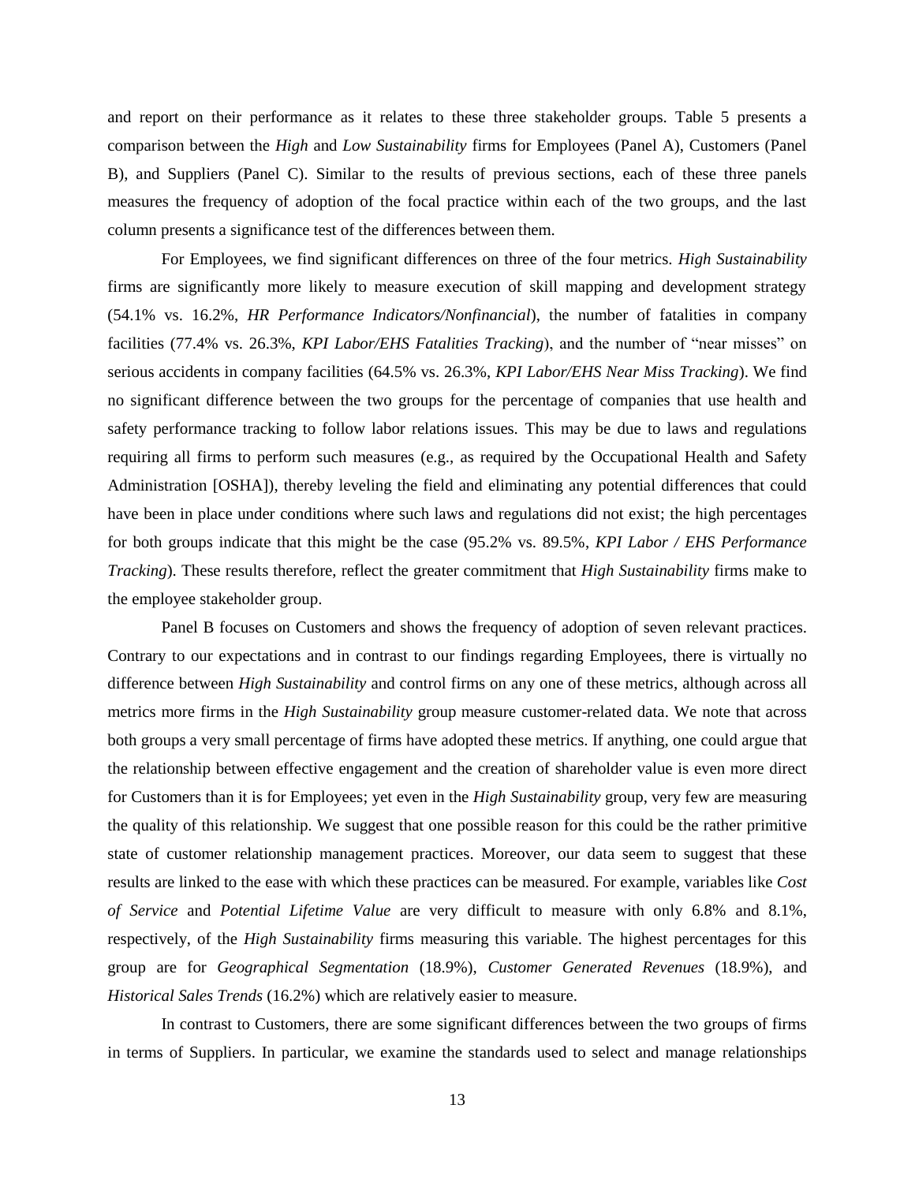and report on their performance as it relates to these three stakeholder groups. Table 5 presents a comparison between the *High* and *Low Sustainability* firms for Employees (Panel A), Customers (Panel B), and Suppliers (Panel C). Similar to the results of previous sections, each of these three panels measures the frequency of adoption of the focal practice within each of the two groups, and the last column presents a significance test of the differences between them.

For Employees, we find significant differences on three of the four metrics. *High Sustainability* firms are significantly more likely to measure execution of skill mapping and development strategy (54.1% vs. 16.2%, *HR Performance Indicators/Nonfinancial*), the number of fatalities in company facilities (77.4% vs. 26.3%, *KPI Labor/EHS Fatalities Tracking*), and the number of "near misses" on serious accidents in company facilities (64.5% vs. 26.3%, *KPI Labor/EHS Near Miss Tracking*). We find no significant difference between the two groups for the percentage of companies that use health and safety performance tracking to follow labor relations issues. This may be due to laws and regulations requiring all firms to perform such measures (e.g., as required by the Occupational Health and Safety Administration [OSHA]), thereby leveling the field and eliminating any potential differences that could have been in place under conditions where such laws and regulations did not exist; the high percentages for both groups indicate that this might be the case (95.2% vs. 89.5%, *KPI Labor / EHS Performance Tracking*). These results therefore, reflect the greater commitment that *High Sustainability* firms make to the employee stakeholder group.

Panel B focuses on Customers and shows the frequency of adoption of seven relevant practices. Contrary to our expectations and in contrast to our findings regarding Employees, there is virtually no difference between *High Sustainability* and control firms on any one of these metrics, although across all metrics more firms in the *High Sustainability* group measure customer-related data. We note that across both groups a very small percentage of firms have adopted these metrics. If anything, one could argue that the relationship between effective engagement and the creation of shareholder value is even more direct for Customers than it is for Employees; yet even in the *High Sustainability* group, very few are measuring the quality of this relationship. We suggest that one possible reason for this could be the rather primitive state of customer relationship management practices. Moreover, our data seem to suggest that these results are linked to the ease with which these practices can be measured. For example, variables like *Cost of Service* and *Potential Lifetime Value* are very difficult to measure with only 6.8% and 8.1%, respectively, of the *High Sustainability* firms measuring this variable. The highest percentages for this group are for *Geographical Segmentation* (18.9%), *Customer Generated Revenues* (18.9%), and *Historical Sales Trends* (16.2%) which are relatively easier to measure.

In contrast to Customers, there are some significant differences between the two groups of firms in terms of Suppliers. In particular, we examine the standards used to select and manage relationships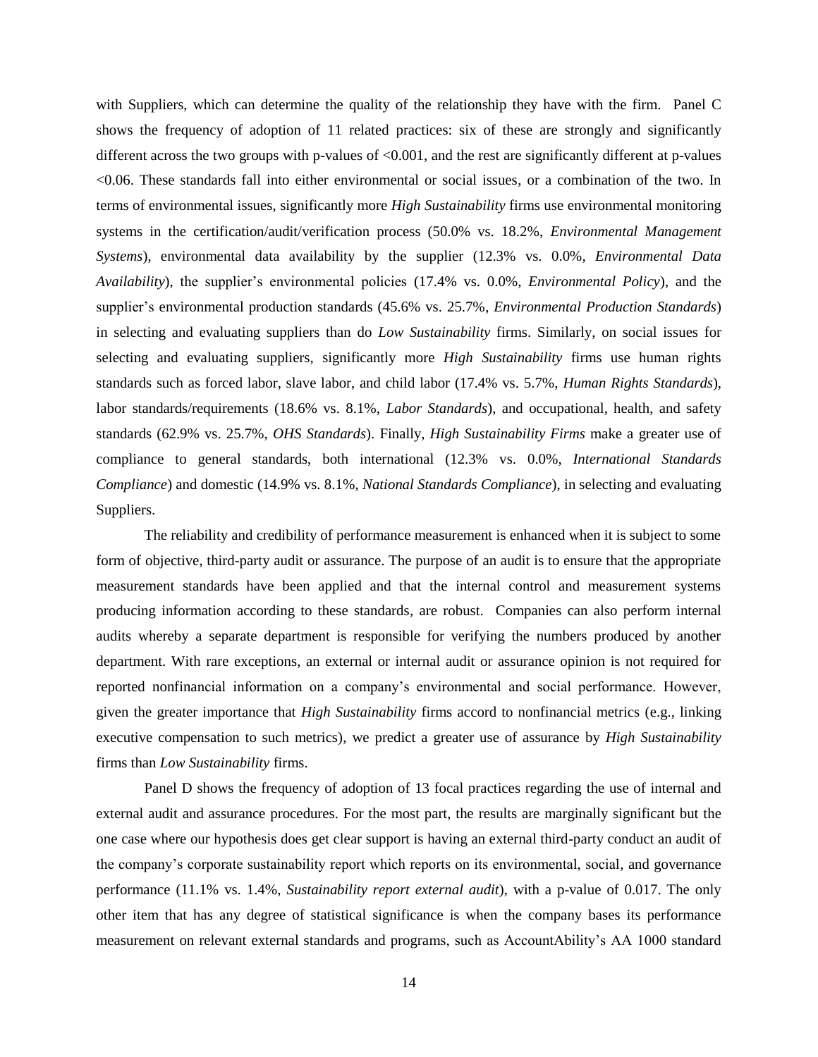with Suppliers, which can determine the quality of the relationship they have with the firm. Panel C shows the frequency of adoption of 11 related practices: six of these are strongly and significantly different across the two groups with p-values of <0.001, and the rest are significantly different at p-values <0.06. These standards fall into either environmental or social issues, or a combination of the two. In terms of environmental issues, significantly more *High Sustainability* firms use environmental monitoring systems in the certification/audit/verification process (50.0% vs. 18.2%, *Environmental Management Systems*), environmental data availability by the supplier (12.3% vs. 0.0%, *Environmental Data Availability*), the supplier's environmental policies (17.4% vs. 0.0%, *Environmental Policy*), and the supplier's environmental production standards (45.6% vs. 25.7%, *Environmental Production Standards*) in selecting and evaluating suppliers than do *Low Sustainability* firms. Similarly, on social issues for selecting and evaluating suppliers, significantly more *High Sustainability* firms use human rights standards such as forced labor, slave labor, and child labor (17.4% vs. 5.7%, *Human Rights Standards*), labor standards/requirements (18.6% vs. 8.1%, *Labor Standards*), and occupational, health, and safety standards (62.9% vs. 25.7%, *OHS Standards*). Finally, *High Sustainability Firms* make a greater use of compliance to general standards, both international (12.3% vs. 0.0%, *International Standards Compliance*) and domestic (14.9% vs. 8.1%, *National Standards Compliance*), in selecting and evaluating Suppliers.

The reliability and credibility of performance measurement is enhanced when it is subject to some form of objective, third-party audit or assurance. The purpose of an audit is to ensure that the appropriate measurement standards have been applied and that the internal control and measurement systems producing information according to these standards, are robust. Companies can also perform internal audits whereby a separate department is responsible for verifying the numbers produced by another department. With rare exceptions, an external or internal audit or assurance opinion is not required for reported nonfinancial information on a company's environmental and social performance. However, given the greater importance that *High Sustainability* firms accord to nonfinancial metrics (e.g., linking executive compensation to such metrics), we predict a greater use of assurance by *High Sustainability* firms than *Low Sustainability* firms.

Panel D shows the frequency of adoption of 13 focal practices regarding the use of internal and external audit and assurance procedures. For the most part, the results are marginally significant but the one case where our hypothesis does get clear support is having an external third-party conduct an audit of the company's corporate sustainability report which reports on its environmental, social, and governance performance (11.1% vs. 1.4%, *Sustainability report external audit*), with a p-value of 0.017. The only other item that has any degree of statistical significance is when the company bases its performance measurement on relevant external standards and programs, such as AccountAbility's AA 1000 standard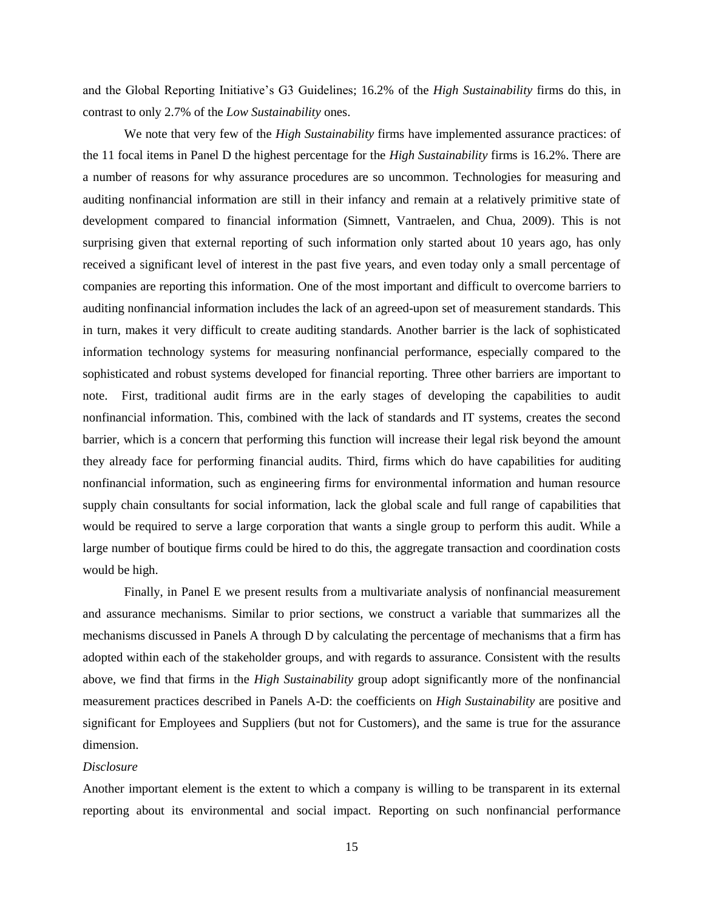and the Global Reporting Initiative's G3 Guidelines; 16.2% of the *High Sustainability* firms do this, in contrast to only 2.7% of the *Low Sustainability* ones.

We note that very few of the *High Sustainability* firms have implemented assurance practices: of the 11 focal items in Panel D the highest percentage for the *High Sustainability* firms is 16.2%. There are a number of reasons for why assurance procedures are so uncommon. Technologies for measuring and auditing nonfinancial information are still in their infancy and remain at a relatively primitive state of development compared to financial information (Simnett, Vantraelen, and Chua, 2009). This is not surprising given that external reporting of such information only started about 10 years ago, has only received a significant level of interest in the past five years, and even today only a small percentage of companies are reporting this information. One of the most important and difficult to overcome barriers to auditing nonfinancial information includes the lack of an agreed-upon set of measurement standards. This in turn, makes it very difficult to create auditing standards. Another barrier is the lack of sophisticated information technology systems for measuring nonfinancial performance, especially compared to the sophisticated and robust systems developed for financial reporting. Three other barriers are important to note. First, traditional audit firms are in the early stages of developing the capabilities to audit nonfinancial information. This, combined with the lack of standards and IT systems, creates the second barrier, which is a concern that performing this function will increase their legal risk beyond the amount they already face for performing financial audits. Third, firms which do have capabilities for auditing nonfinancial information, such as engineering firms for environmental information and human resource supply chain consultants for social information, lack the global scale and full range of capabilities that would be required to serve a large corporation that wants a single group to perform this audit. While a large number of boutique firms could be hired to do this, the aggregate transaction and coordination costs would be high.

Finally, in Panel E we present results from a multivariate analysis of nonfinancial measurement and assurance mechanisms. Similar to prior sections, we construct a variable that summarizes all the mechanisms discussed in Panels A through D by calculating the percentage of mechanisms that a firm has adopted within each of the stakeholder groups, and with regards to assurance. Consistent with the results above, we find that firms in the *High Sustainability* group adopt significantly more of the nonfinancial measurement practices described in Panels A-D: the coefficients on *High Sustainability* are positive and significant for Employees and Suppliers (but not for Customers), and the same is true for the assurance dimension.

*Disclosure*

Another important element is the extent to which a company is willing to be transparent in its external reporting about its environmental and social impact. Reporting on such nonfinancial performance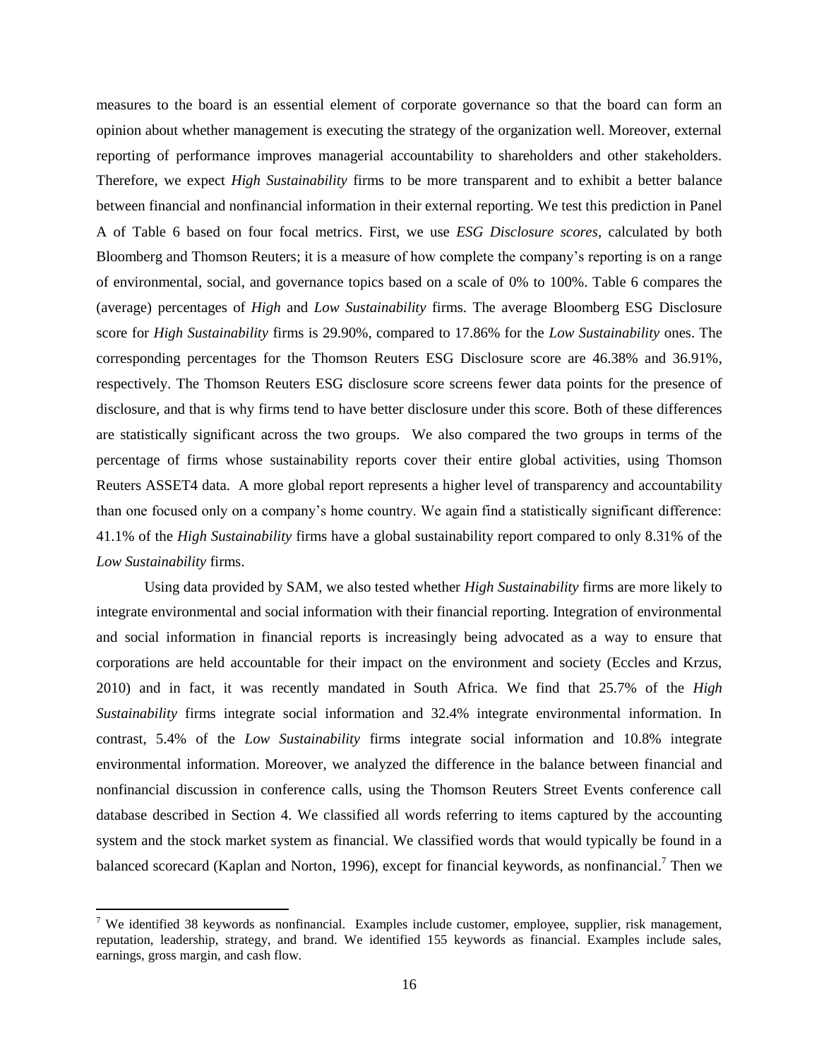measures to the board is an essential element of corporate governance so that the board can form an opinion about whether management is executing the strategy of the organization well. Moreover, external reporting of performance improves managerial accountability to shareholders and other stakeholders. Therefore, we expect *High Sustainability* firms to be more transparent and to exhibit a better balance between financial and nonfinancial information in their external reporting. We test this prediction in Panel A of Table 6 based on four focal metrics. First, we use *ESG Disclosure scores*, calculated by both Bloomberg and Thomson Reuters; it is a measure of how complete the company's reporting is on a range of environmental, social, and governance topics based on a scale of 0% to 100%. Table 6 compares the (average) percentages of *High* and *Low Sustainability* firms. The average Bloomberg ESG Disclosure score for *High Sustainability* firms is 29.90%, compared to 17.86% for the *Low Sustainability* ones. The corresponding percentages for the Thomson Reuters ESG Disclosure score are 46.38% and 36.91%, respectively. The Thomson Reuters ESG disclosure score screens fewer data points for the presence of disclosure, and that is why firms tend to have better disclosure under this score. Both of these differences are statistically significant across the two groups. We also compared the two groups in terms of the percentage of firms whose sustainability reports cover their entire global activities, using Thomson Reuters ASSET4 data. A more global report represents a higher level of transparency and accountability than one focused only on a company's home country. We again find a statistically significant difference: 41.1% of the *High Sustainability* firms have a global sustainability report compared to only 8.31% of the *Low Sustainability* firms.

Using data provided by SAM, we also tested whether *High Sustainability* firms are more likely to integrate environmental and social information with their financial reporting. Integration of environmental and social information in financial reports is increasingly being advocated as a way to ensure that corporations are held accountable for their impact on the environment and society (Eccles and Krzus, 2010) and in fact, it was recently mandated in South Africa. We find that 25.7% of the *High Sustainability* firms integrate social information and 32.4% integrate environmental information. In contrast, 5.4% of the *Low Sustainability* firms integrate social information and 10.8% integrate environmental information. Moreover, we analyzed the difference in the balance between financial and nonfinancial discussion in conference calls, using the Thomson Reuters Street Events conference call database described in Section 4. We classified all words referring to items captured by the accounting system and the stock market system as financial. We classified words that would typically be found in a balanced scorecard (Kaplan and Norton, 1996), except for financial keywords, as nonfinancial.[7] Then we

[7] We identified 38 keywords as nonfinancial. Examples include customer, employee, supplier, risk management, reputation, leadership, strategy, and brand. We identified 155 keywords as financial. Examples include sales, earnings, gross margin, and cash flow.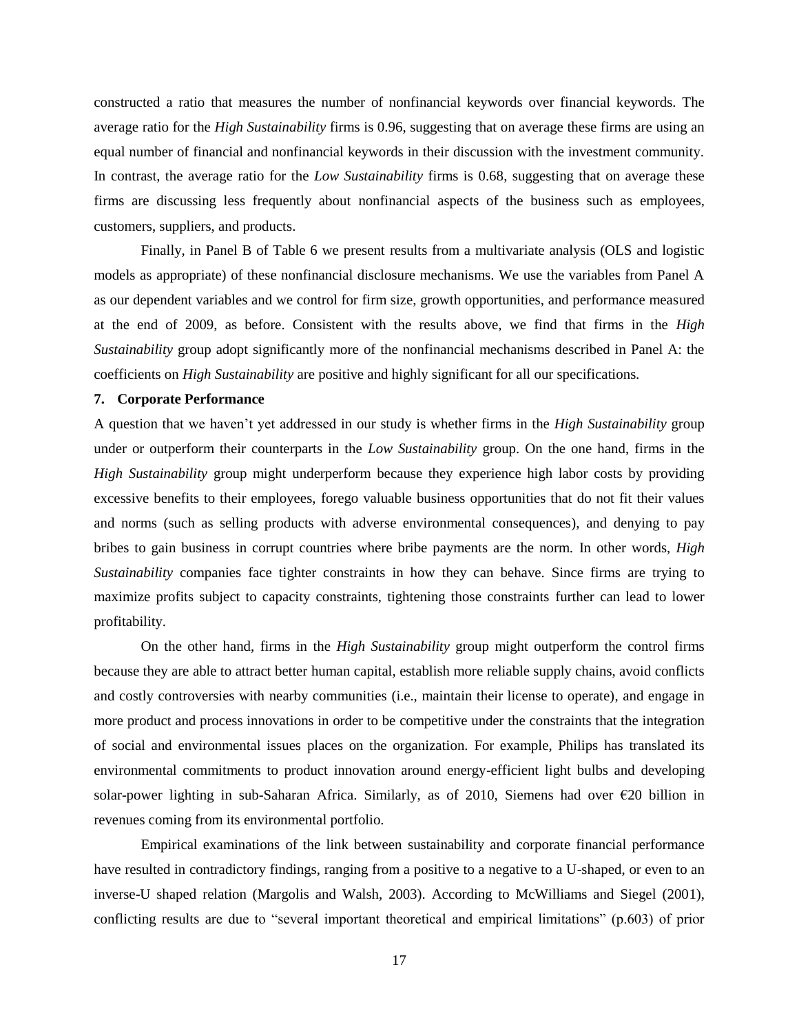constructed a ratio that measures the number of nonfinancial keywords over financial keywords. The average ratio for the *High Sustainability* firms is 0.96, suggesting that on average these firms are using an equal number of financial and nonfinancial keywords in their discussion with the investment community. In contrast, the average ratio for the *Low Sustainability* firms is 0.68, suggesting that on average these firms are discussing less frequently about nonfinancial aspects of the business such as employees, customers, suppliers, and products.

Finally, in Panel B of Table 6 we present results from a multivariate analysis (OLS and logistic models as appropriate) of these nonfinancial disclosure mechanisms. We use the variables from Panel A as our dependent variables and we control for firm size, growth opportunities, and performance measured at the end of 2009, as before. Consistent with the results above, we find that firms in the *High Sustainability* group adopt significantly more of the nonfinancial mechanisms described in Panel A: the coefficients on *High Sustainability* are positive and highly significant for all our specifications.

## 7. Corporate Performance

A question that we haven't yet addressed in our study is whether firms in the *High Sustainability* group under or outperform their counterparts in the *Low Sustainability* group. On the one hand, firms in the *High Sustainability* group might underperform because they experience high labor costs by providing excessive benefits to their employees, forego valuable business opportunities that do not fit their values and norms (such as selling products with adverse environmental consequences), and denying to pay bribes to gain business in corrupt countries where bribe payments are the norm. In other words, *High Sustainability* companies face tighter constraints in how they can behave. Since firms are trying to maximize profits subject to capacity constraints, tightening those constraints further can lead to lower profitability.

On the other hand, firms in the *High Sustainability* group might outperform the control firms because they are able to attract better human capital, establish more reliable supply chains, avoid conflicts and costly controversies with nearby communities (i.e., maintain their license to operate), and engage in more product and process innovations in order to be competitive under the constraints that the integration of social and environmental issues places on the organization. For example, Philips has translated its environmental commitments to product innovation around energy-efficient light bulbs and developing solar-power lighting in sub-Saharan Africa. Similarly, as of 2010, Siemens had over €20 billion in revenues coming from its environmental portfolio.

Empirical examinations of the link between sustainability and corporate financial performance have resulted in contradictory findings, ranging from a positive to a negative to a U-shaped, or even to an inverse-U shaped relation (Margolis and Walsh, 2003). According to McWilliams and Siegel (2001), conflicting results are due to "several important theoretical and empirical limitations" (p.603) of prior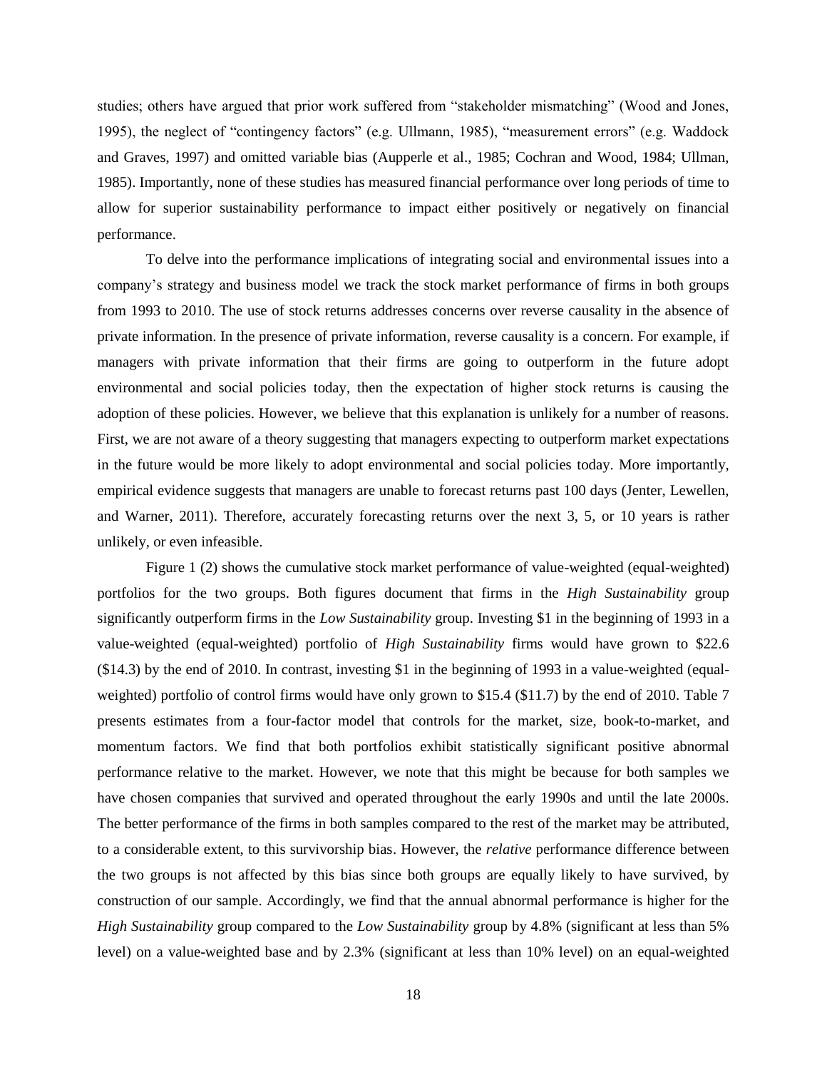studies; others have argued that prior work suffered from "stakeholder mismatching" (Wood and Jones, 1995), the neglect of "contingency factors" (e.g. Ullmann, 1985), "measurement errors" (e.g. Waddock and Graves, 1997) and omitted variable bias (Aupperle et al., 1985; Cochran and Wood, 1984; Ullman, 1985). Importantly, none of these studies has measured financial performance over long periods of time to allow for superior sustainability performance to impact either positively or negatively on financial performance.

To delve into the performance implications of integrating social and environmental issues into a company's strategy and business model we track the stock market performance of firms in both groups from 1993 to 2010. The use of stock returns addresses concerns over reverse causality in the absence of private information. In the presence of private information, reverse causality is a concern. For example, if managers with private information that their firms are going to outperform in the future adopt environmental and social policies today, then the expectation of higher stock returns is causing the adoption of these policies. However, we believe that this explanation is unlikely for a number of reasons. First, we are not aware of a theory suggesting that managers expecting to outperform market expectations in the future would be more likely to adopt environmental and social policies today. More importantly, empirical evidence suggests that managers are unable to forecast returns past 100 days (Jenter, Lewellen, and Warner, 2011). Therefore, accurately forecasting returns over the next 3, 5, or 10 years is rather unlikely, or even infeasible.

Figure 1 (2) shows the cumulative stock market performance of value-weighted (equal-weighted) portfolios for the two groups. Both figures document that firms in the *High Sustainability* group significantly outperform firms in the *Low Sustainability* group. Investing \$1 in the beginning of 1993 in a value-weighted (equal-weighted) portfolio of *High Sustainability* firms would have grown to \$22.6 (\$14.3) by the end of 2010. In contrast, investing \$1 in the beginning of 1993 in a value-weighted (equal-weighted) portfolio of control firms would have only grown to \$15.4 (\$11.7) by the end of 2010. Table 7 presents estimates from a four-factor model that controls for the market, size, book-to-market, and momentum factors. We find that both portfolios exhibit statistically significant positive abnormal performance relative to the market. However, we note that this might be because for both samples we have chosen companies that survived and operated throughout the early 1990s and until the late 2000s. The better performance of the firms in both samples compared to the rest of the market may be attributed, to a considerable extent, to this survivorship bias. However, the *relative* performance difference between the two groups is not affected by this bias since both groups are equally likely to have survived, by construction of our sample. Accordingly, we find that the annual abnormal performance is higher for the *High Sustainability* group compared to the *Low Sustainability* group by 4.8% (significant at less than 5% level) on a value-weighted base and by 2.3% (significant at less than 10% level) on an equal-weighted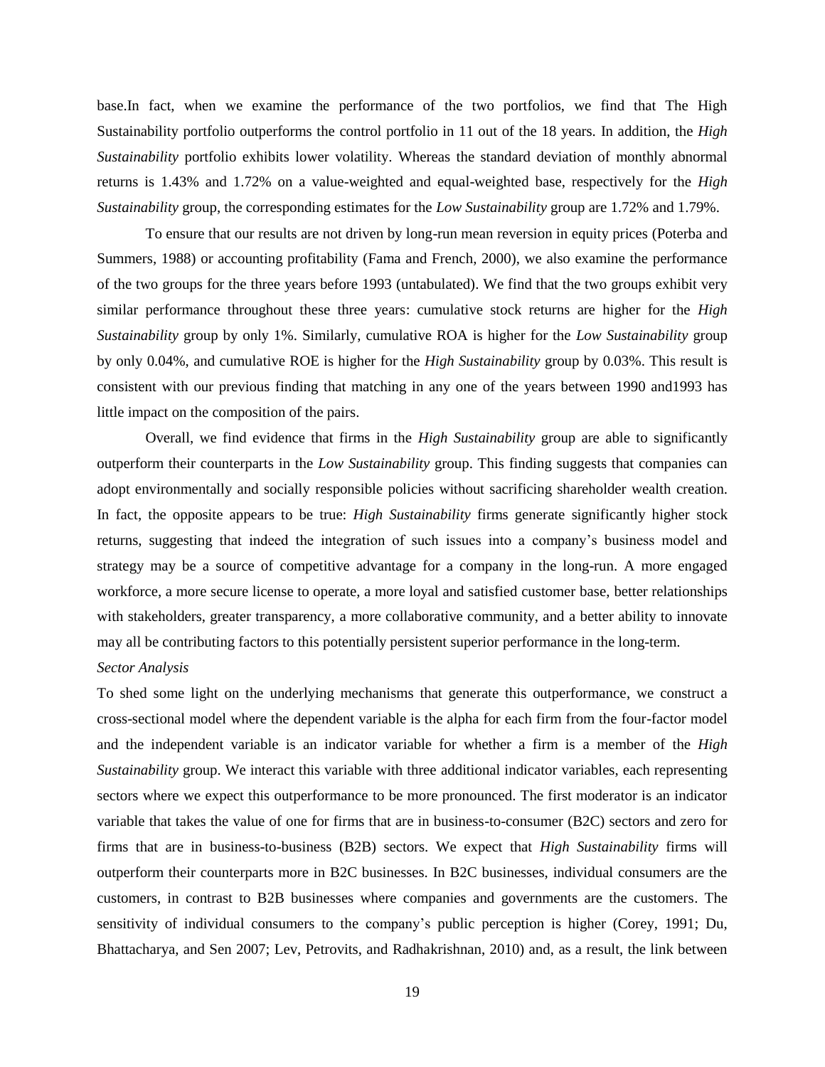base.In fact, when we examine the performance of the two portfolios, we find that The High Sustainability portfolio outperforms the control portfolio in 11 out of the 18 years. In addition, the *High Sustainability* portfolio exhibits lower volatility. Whereas the standard deviation of monthly abnormal returns is 1.43% and 1.72% on a value-weighted and equal-weighted base, respectively for the *High Sustainability* group, the corresponding estimates for the *Low Sustainability* group are 1.72% and 1.79%.

To ensure that our results are not driven by long-run mean reversion in equity prices (Poterba and Summers, 1988) or accounting profitability (Fama and French, 2000), we also examine the performance of the two groups for the three years before 1993 (untabulated). We find that the two groups exhibit very similar performance throughout these three years: cumulative stock returns are higher for the *High Sustainability* group by only 1%. Similarly, cumulative ROA is higher for the *Low Sustainability* group by only 0.04%, and cumulative ROE is higher for the *High Sustainability* group by 0.03%. This result is consistent with our previous finding that matching in any one of the years between 1990 and1993 has little impact on the composition of the pairs.

Overall, we find evidence that firms in the *High Sustainability* group are able to significantly outperform their counterparts in the *Low Sustainability* group. This finding suggests that companies can adopt environmentally and socially responsible policies without sacrificing shareholder wealth creation. In fact, the opposite appears to be true: *High Sustainability* firms generate significantly higher stock returns, suggesting that indeed the integration of such issues into a company's business model and strategy may be a source of competitive advantage for a company in the long-run. A more engaged workforce, a more secure license to operate, a more loyal and satisfied customer base, better relationships with stakeholders, greater transparency, a more collaborative community, and a better ability to innovate may all be contributing factors to this potentially persistent superior performance in the long-term.

*Sector Analysis*

To shed some light on the underlying mechanisms that generate this outperformance, we construct a cross-sectional model where the dependent variable is the alpha for each firm from the four-factor model and the independent variable is an indicator variable for whether a firm is a member of the *High Sustainability* group. We interact this variable with three additional indicator variables, each representing sectors where we expect this outperformance to be more pronounced. The first moderator is an indicator variable that takes the value of one for firms that are in business-to-consumer (B2C) sectors and zero for firms that are in business-to-business (B2B) sectors. We expect that *High Sustainability* firms will outperform their counterparts more in B2C businesses. In B2C businesses, individual consumers are the customers, in contrast to B2B businesses where companies and governments are the customers. The sensitivity of individual consumers to the company's public perception is higher (Corey, 1991; Du, Bhattacharya, and Sen 2007; Lev, Petrovits, and Radhakrishnan, 2010) and, as a result, the link between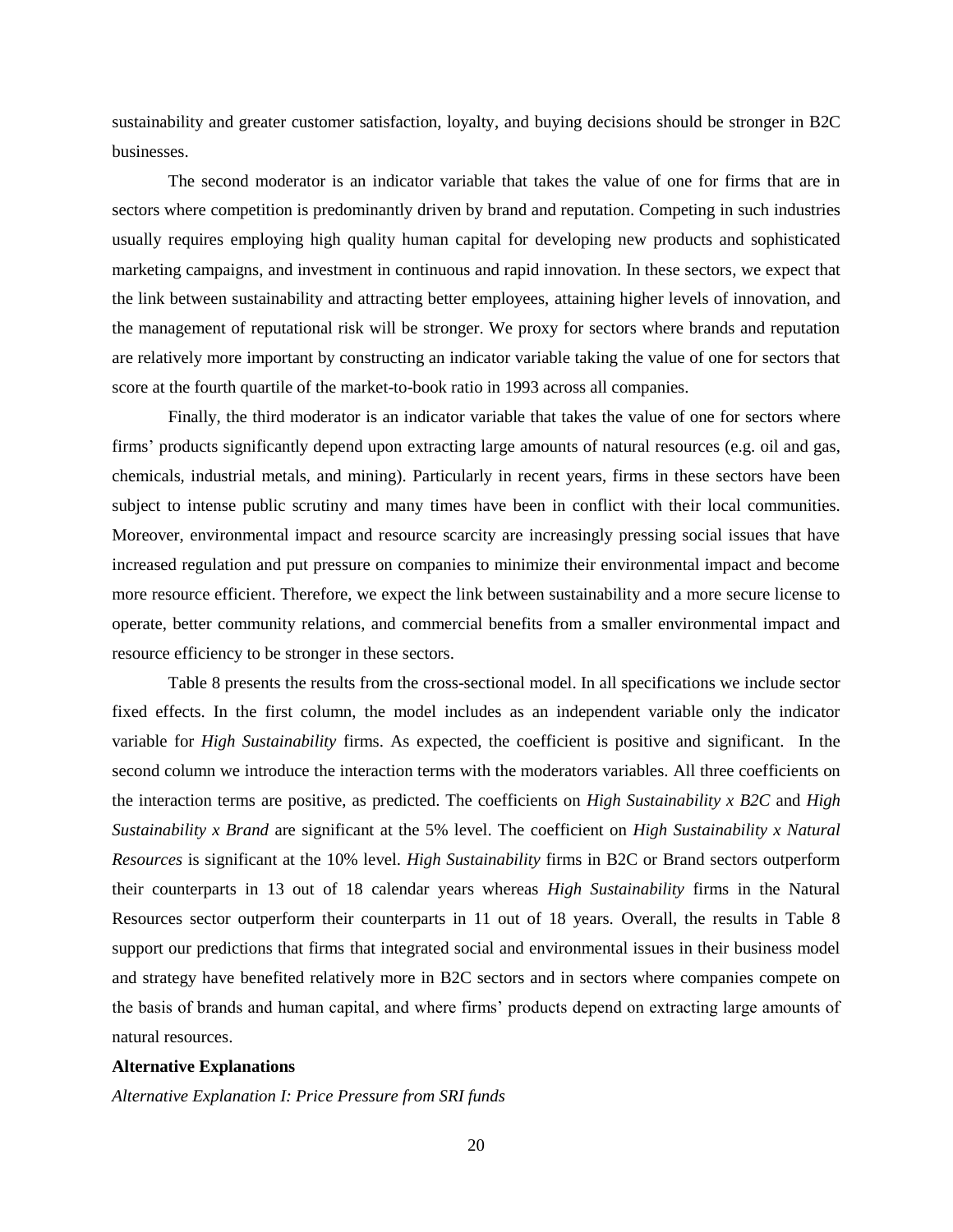sustainability and greater customer satisfaction, loyalty, and buying decisions should be stronger in B2C businesses.

The second moderator is an indicator variable that takes the value of one for firms that are in sectors where competition is predominantly driven by brand and reputation. Competing in such industries usually requires employing high quality human capital for developing new products and sophisticated marketing campaigns, and investment in continuous and rapid innovation. In these sectors, we expect that the link between sustainability and attracting better employees, attaining higher levels of innovation, and the management of reputational risk will be stronger. We proxy for sectors where brands and reputation are relatively more important by constructing an indicator variable taking the value of one for sectors that score at the fourth quartile of the market-to-book ratio in 1993 across all companies.

Finally, the third moderator is an indicator variable that takes the value of one for sectors where firms' products significantly depend upon extracting large amounts of natural resources (e.g. oil and gas, chemicals, industrial metals, and mining). Particularly in recent years, firms in these sectors have been subject to intense public scrutiny and many times have been in conflict with their local communities. Moreover, environmental impact and resource scarcity are increasingly pressing social issues that have increased regulation and put pressure on companies to minimize their environmental impact and become more resource efficient. Therefore, we expect the link between sustainability and a more secure license to operate, better community relations, and commercial benefits from a smaller environmental impact and resource efficiency to be stronger in these sectors.

Table 8 presents the results from the cross-sectional model. In all specifications we include sector fixed effects. In the first column, the model includes as an independent variable only the indicator variable for *High Sustainability* firms. As expected, the coefficient is positive and significant. In the second column we introduce the interaction terms with the moderators variables. All three coefficients on the interaction terms are positive, as predicted. The coefficients on *High Sustainability x B2C* and *High Sustainability x Brand* are significant at the 5% level. The coefficient on *High Sustainability x Natural Resources* is significant at the 10% level. *High Sustainability* firms in B2C or Brand sectors outperform their counterparts in 13 out of 18 calendar years whereas *High Sustainability* firms in the Natural Resources sector outperform their counterparts in 11 out of 18 years. Overall, the results in Table 8 support our predictions that firms that integrated social and environmental issues in their business model and strategy have benefited relatively more in B2C sectors and in sectors where companies compete on the basis of brands and human capital, and where firms' products depend on extracting large amounts of natural resources.

**Alternative Explanations**

*Alternative Explanation I: Price Pressure from SRI funds*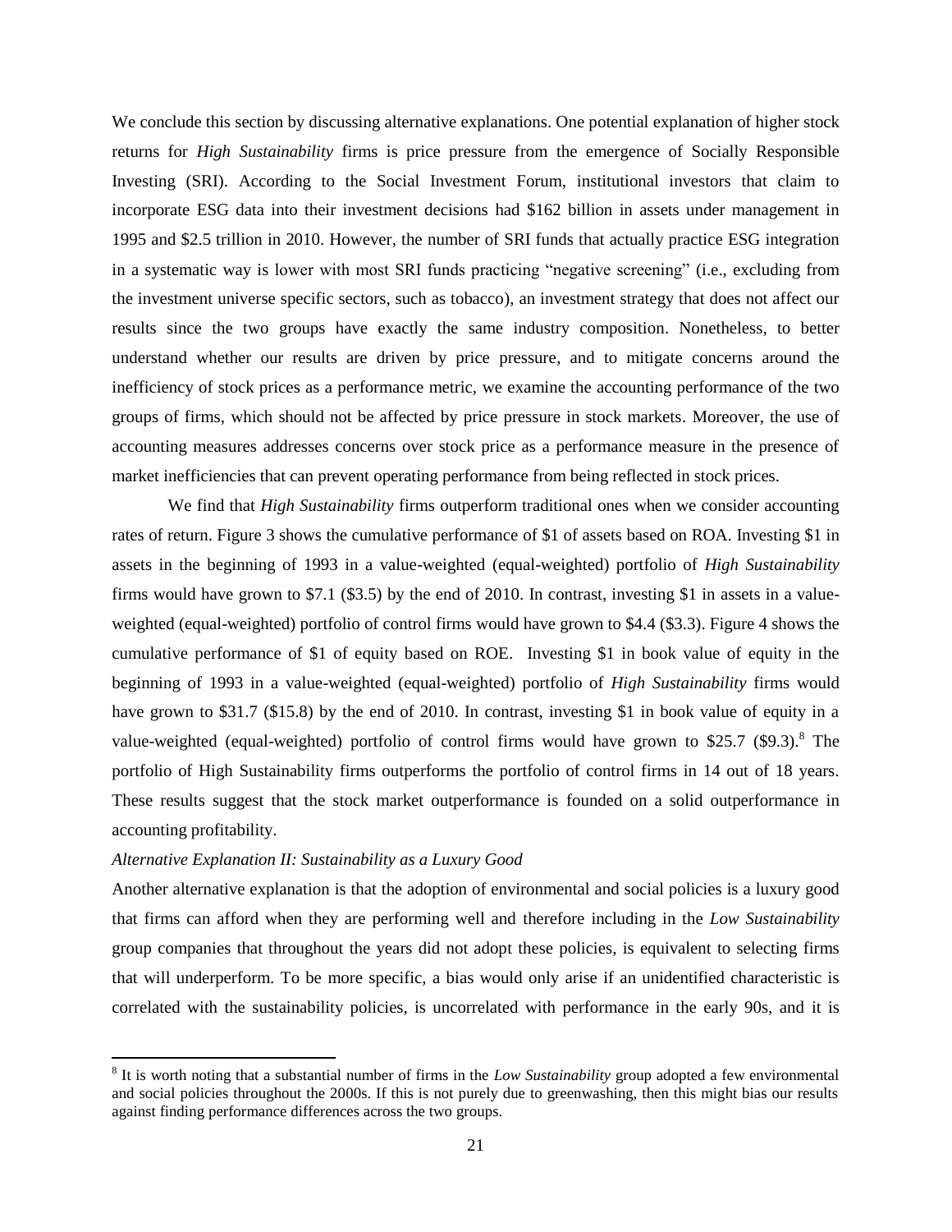We conclude this section by discussing alternative explanations. One potential explanation of higher stock returns for *High Sustainability* firms is price pressure from the emergence of Socially Responsible Investing (SRI). According to the Social Investment Forum, institutional investors that claim to incorporate ESG data into their investment decisions had $162 billion in assets under management in 1995 and $2.5 trillion in 2010. However, the number of SRI funds that actually practice ESG integration in a systematic way is lower with most SRI funds practicing "negative screening" (i.e., excluding from the investment universe specific sectors, such as tobacco), an investment strategy that does not affect our results since the two groups have exactly the same industry composition. Nonetheless, to better understand whether our results are driven by price pressure, and to mitigate concerns around the inefficiency of stock prices as a performance metric, we examine the accounting performance of the two groups of firms, which should not be affected by price pressure in stock markets. Moreover, the use of accounting measures addresses concerns over stock price as a performance measure in the presence of market inefficiencies that can prevent operating performance from being reflected in stock prices.

We find that *High Sustainability* firms outperform traditional ones when we consider accounting rates of return. Figure 3 shows the cumulative performance of $1 of assets based on ROA. Investing $1 in assets in the beginning of 1993 in a value-weighted (equal-weighted) portfolio of *High Sustainability* firms would have grown to $7.1 ($3.5) by the end of 2010. In contrast, investing $1 in assets in a value-weighted (equal-weighted) portfolio of control firms would have grown to $4.4 ($3.3). Figure 4 shows the cumulative performance of $1 of equity based on ROE. Investing $1 in book value of equity in the beginning of 1993 in a value-weighted (equal-weighted) portfolio of *High Sustainability* firms would have grown to $31.7 ($15.8) by the end of 2010. In contrast, investing $1 in book value of equity in a value-weighted (equal-weighted) portfolio of control firms would have grown to $25.7 ($9.3).[8] The portfolio of High Sustainability firms outperforms the portfolio of control firms in 14 out of 18 years. These results suggest that the stock market outperformance is founded on a solid outperformance in accounting profitability.

*Alternative Explanation II: Sustainability as a Luxury Good*

Another alternative explanation is that the adoption of environmental and social policies is a luxury good that firms can afford when they are performing well and therefore including in the *Low Sustainability* group companies that throughout the years did not adopt these policies, is equivalent to selecting firms that will underperform. To be more specific, a bias would only arise if an unidentified characteristic is correlated with the sustainability policies, is uncorrelated with performance in the early 90s, and it is

[8] It is worth noting that a substantial number of firms in the *Low Sustainability* group adopted a few environmental and social policies throughout the 2000s. If this is not purely due to greenwashing, then this might bias our results against finding performance differences across the two groups.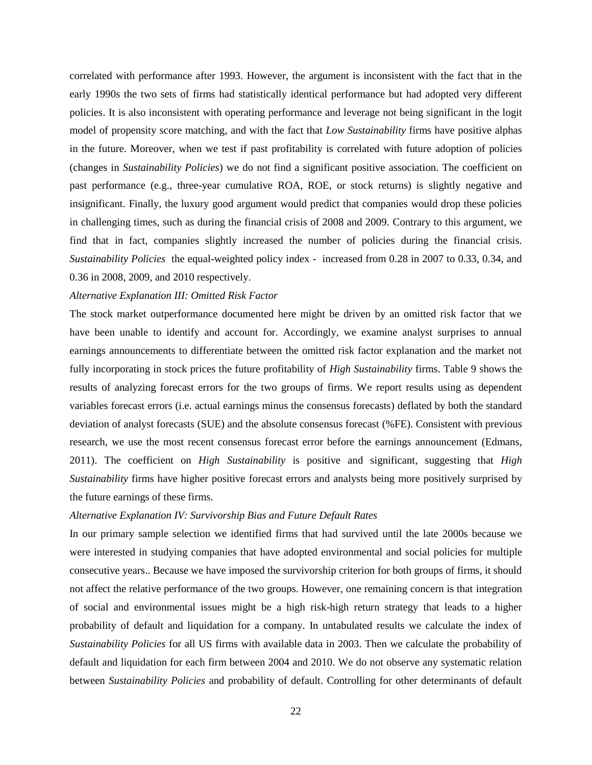correlated with performance after 1993. However, the argument is inconsistent with the fact that in the early 1990s the two sets of firms had statistically identical performance but had adopted very different policies. It is also inconsistent with operating performance and leverage not being significant in the logit model of propensity score matching, and with the fact that *Low Sustainability* firms have positive alphas in the future. Moreover, when we test if past profitability is correlated with future adoption of policies (changes in *Sustainability Policies*) we do not find a significant positive association. The coefficient on past performance (e.g., three-year cumulative ROA, ROE, or stock returns) is slightly negative and insignificant. Finally, the luxury good argument would predict that companies would drop these policies in challenging times, such as during the financial crisis of 2008 and 2009. Contrary to this argument, we find that in fact, companies slightly increased the number of policies during the financial crisis. *Sustainability Policies* the equal-weighted policy index - increased from 0.28 in 2007 to 0.33, 0.34, and 0.36 in 2008, 2009, and 2010 respectively.

*Alternative Explanation III: Omitted Risk Factor*

The stock market outperformance documented here might be driven by an omitted risk factor that we have been unable to identify and account for. Accordingly, we examine analyst surprises to annual earnings announcements to differentiate between the omitted risk factor explanation and the market not fully incorporating in stock prices the future profitability of *High Sustainability* firms. Table 9 shows the results of analyzing forecast errors for the two groups of firms. We report results using as dependent variables forecast errors (i.e. actual earnings minus the consensus forecasts) deflated by both the standard deviation of analyst forecasts (SUE) and the absolute consensus forecast (%FE). Consistent with previous research, we use the most recent consensus forecast error before the earnings announcement (Edmans, 2011). The coefficient on *High Sustainability* is positive and significant, suggesting that *High Sustainability* firms have higher positive forecast errors and analysts being more positively surprised by the future earnings of these firms.

*Alternative Explanation IV: Survivorship Bias and Future Default Rates*

In our primary sample selection we identified firms that had survived until the late 2000s because we were interested in studying companies that have adopted environmental and social policies for multiple consecutive years.. Because we have imposed the survivorship criterion for both groups of firms, it should not affect the relative performance of the two groups. However, one remaining concern is that integration of social and environmental issues might be a high risk-high return strategy that leads to a higher probability of default and liquidation for a company. In untabulated results we calculate the index of *Sustainability Policies* for all US firms with available data in 2003. Then we calculate the probability of default and liquidation for each firm between 2004 and 2010. We do not observe any systematic relation between *Sustainability Policies* and probability of default. Controlling for other determinants of default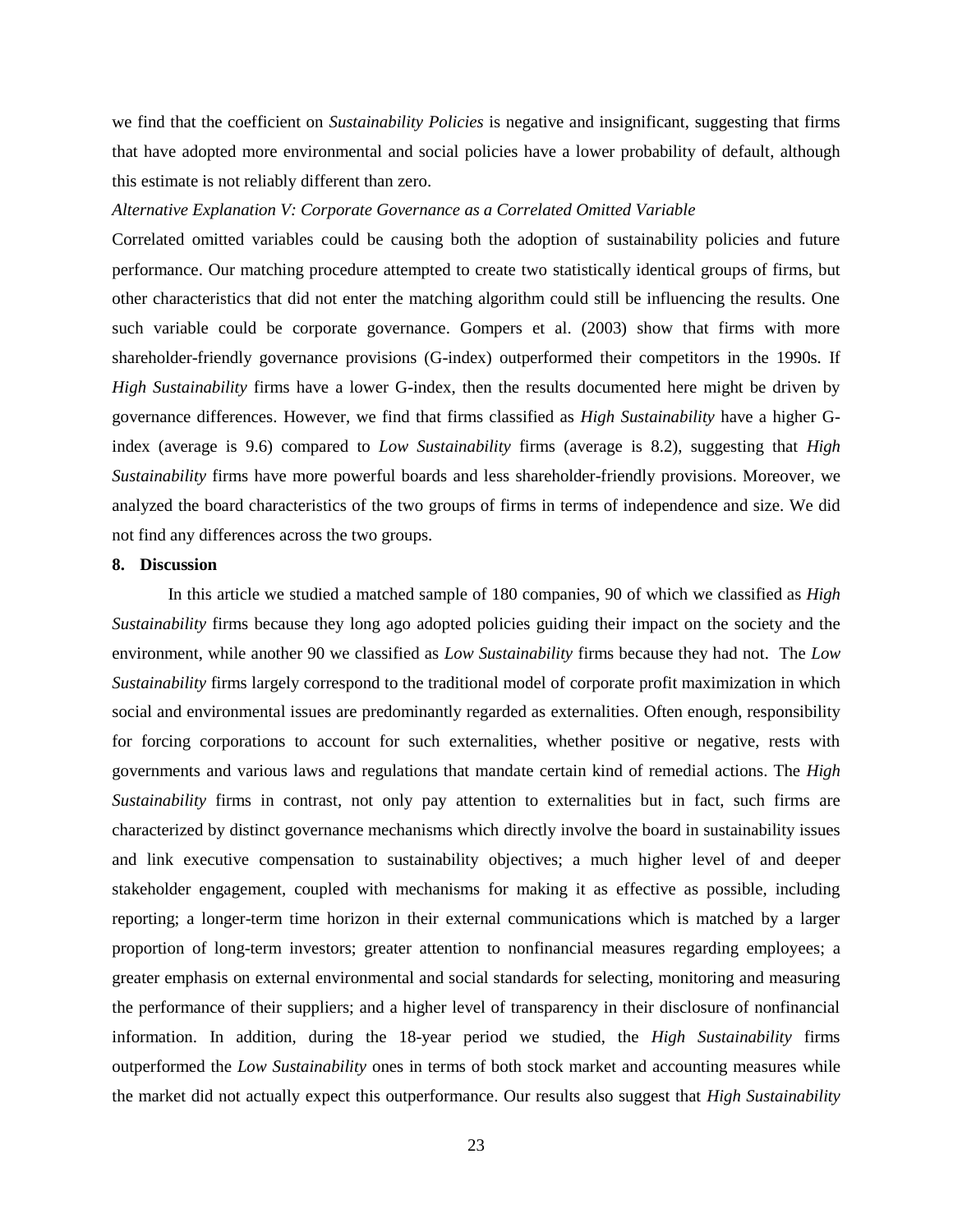we find that the coefficient on *Sustainability Policies* is negative and insignificant, suggesting that firms that have adopted more environmental and social policies have a lower probability of default, although this estimate is not reliably different than zero.

*Alternative Explanation V: Corporate Governance as a Correlated Omitted Variable*

Correlated omitted variables could be causing both the adoption of sustainability policies and future performance. Our matching procedure attempted to create two statistically identical groups of firms, but other characteristics that did not enter the matching algorithm could still be influencing the results. One such variable could be corporate governance. Gompers et al. (2003) show that firms with more shareholder-friendly governance provisions (G-index) outperformed their competitors in the 1990s. If *High Sustainability* firms have a lower G-index, then the results documented here might be driven by governance differences. However, we find that firms classified as *High Sustainability* have a higher G-index (average is 9.6) compared to *Low Sustainability* firms (average is 8.2), suggesting that *High Sustainability* firms have more powerful boards and less shareholder-friendly provisions. Moreover, we analyzed the board characteristics of the two groups of firms in terms of independence and size. We did not find any differences across the two groups.

## 8. Discussion

In this article we studied a matched sample of 180 companies, 90 of which we classified as *High Sustainability* firms because they long ago adopted policies guiding their impact on the society and the environment, while another 90 we classified as *Low Sustainability* firms because they had not. The *Low Sustainability* firms largely correspond to the traditional model of corporate profit maximization in which social and environmental issues are predominantly regarded as externalities. Often enough, responsibility for forcing corporations to account for such externalities, whether positive or negative, rests with governments and various laws and regulations that mandate certain kind of remedial actions. The *High Sustainability* firms in contrast, not only pay attention to externalities but in fact, such firms are characterized by distinct governance mechanisms which directly involve the board in sustainability issues and link executive compensation to sustainability objectives; a much higher level of and deeper stakeholder engagement, coupled with mechanisms for making it as effective as possible, including reporting; a longer-term time horizon in their external communications which is matched by a larger proportion of long-term investors; greater attention to nonfinancial measures regarding employees; a greater emphasis on external environmental and social standards for selecting, monitoring and measuring the performance of their suppliers; and a higher level of transparency in their disclosure of nonfinancial information. In addition, during the 18-year period we studied, the *High Sustainability* firms outperformed the *Low Sustainability* ones in terms of both stock market and accounting measures while the market did not actually expect this outperformance. Our results also suggest that *High Sustainability*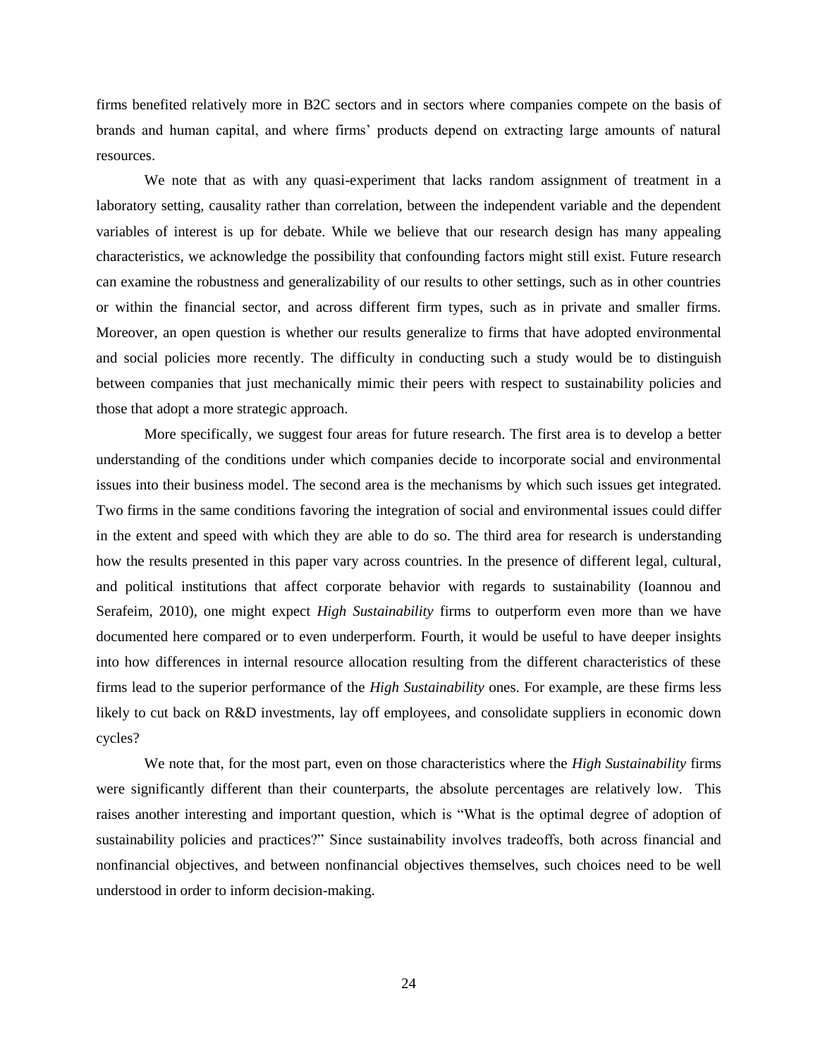firms benefited relatively more in B2C sectors and in sectors where companies compete on the basis of brands and human capital, and where firms' products depend on extracting large amounts of natural resources.

We note that as with any quasi-experiment that lacks random assignment of treatment in a laboratory setting, causality rather than correlation, between the independent variable and the dependent variables of interest is up for debate. While we believe that our research design has many appealing characteristics, we acknowledge the possibility that confounding factors might still exist. Future research can examine the robustness and generalizability of our results to other settings, such as in other countries or within the financial sector, and across different firm types, such as in private and smaller firms. Moreover, an open question is whether our results generalize to firms that have adopted environmental and social policies more recently. The difficulty in conducting such a study would be to distinguish between companies that just mechanically mimic their peers with respect to sustainability policies and those that adopt a more strategic approach.

More specifically, we suggest four areas for future research. The first area is to develop a better understanding of the conditions under which companies decide to incorporate social and environmental issues into their business model. The second area is the mechanisms by which such issues get integrated. Two firms in the same conditions favoring the integration of social and environmental issues could differ in the extent and speed with which they are able to do so. The third area for research is understanding how the results presented in this paper vary across countries. In the presence of different legal, cultural, and political institutions that affect corporate behavior with regards to sustainability (Ioannou and Serafeim, 2010), one might expect *High Sustainability* firms to outperform even more than we have documented here compared or to even underperform. Fourth, it would be useful to have deeper insights into how differences in internal resource allocation resulting from the different characteristics of these firms lead to the superior performance of the *High Sustainability* ones. For example, are these firms less likely to cut back on R&D investments, lay off employees, and consolidate suppliers in economic down cycles?

We note that, for the most part, even on those characteristics where the *High Sustainability* firms were significantly different than their counterparts, the absolute percentages are relatively low. This raises another interesting and important question, which is "What is the optimal degree of adoption of sustainability policies and practices?" Since sustainability involves tradeoffs, both across financial and nonfinancial objectives, and between nonfinancial objectives themselves, such choices need to be well understood in order to inform decision-making.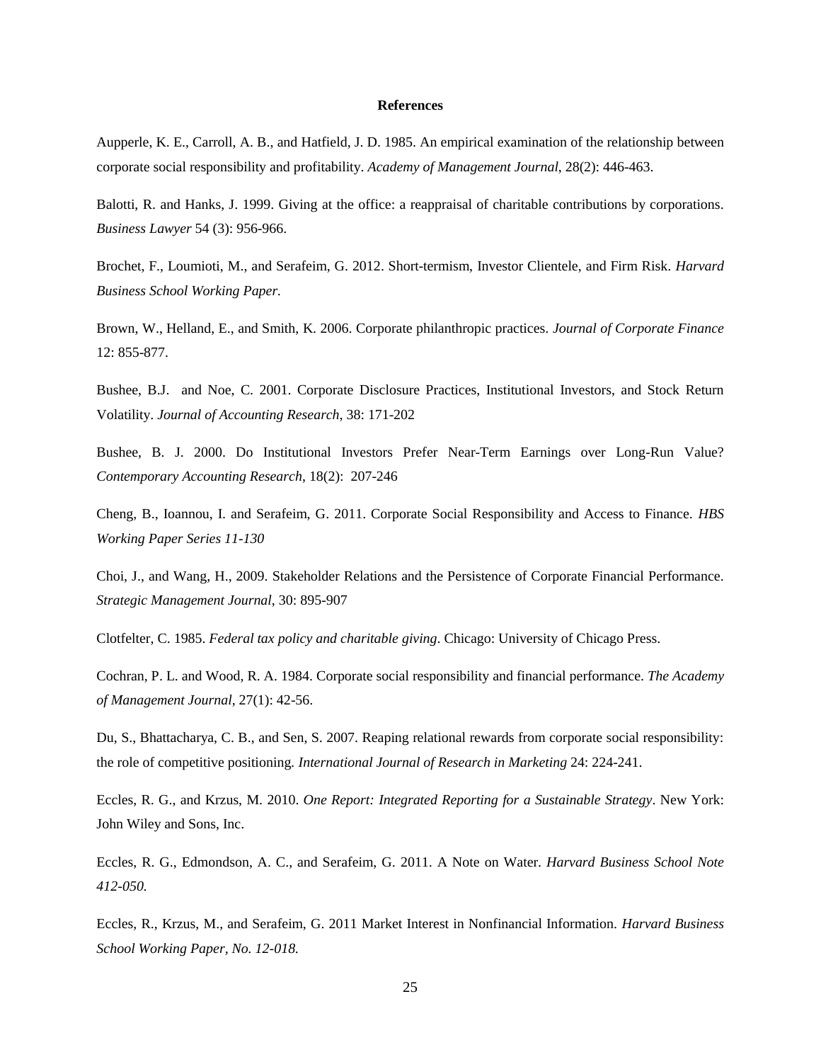# References

Aupperle, K. E., Carroll, A. B., and Hatfield, J. D. 1985. An empirical examination of the relationship between corporate social responsibility and profitability. *Academy of Management Journal*, 28(2): 446-463.

Balotti, R. and Hanks, J. 1999. Giving at the office: a reappraisal of charitable contributions by corporations. *Business Lawyer* 54 (3): 956-966.

Brochet, F., Loumioti, M., and Serafeim, G. 2012. Short-termism, Investor Clientele, and Firm Risk. *Harvard Business School Working Paper.*

Brown, W., Helland, E., and Smith, K. 2006. Corporate philanthropic practices. *Journal of Corporate Finance* 12: 855-877.

Bushee, B.J. and Noe, C. 2001. Corporate Disclosure Practices, Institutional Investors, and Stock Return Volatility. *Journal of Accounting Research*, 38: 171-202

Bushee, B. J. 2000. Do Institutional Investors Prefer Near-Term Earnings over Long-Run Value? *Contemporary Accounting Research*, 18(2): 207-246

Cheng, B., Ioannou, I. and Serafeim, G. 2011. Corporate Social Responsibility and Access to Finance. *HBS Working Paper Series 11-130*

Choi, J., and Wang, H., 2009. Stakeholder Relations and the Persistence of Corporate Financial Performance. *Strategic Management Journal*, 30: 895-907

Clotfelter, C. 1985. *Federal tax policy and charitable giving*. Chicago: University of Chicago Press.

Cochran, P. L. and Wood, R. A. 1984. Corporate social responsibility and financial performance. *The Academy of Management Journal*, 27(1): 42-56.

Du, S., Bhattacharya, C. B., and Sen, S. 2007. Reaping relational rewards from corporate social responsibility: the role of competitive positioning. *International Journal of Research in Marketing* 24: 224-241.

Eccles, R. G., and Krzus, M. 2010. *One Report: Integrated Reporting for a Sustainable Strategy*. New York: John Wiley and Sons, Inc.

Eccles, R. G., Edmondson, A. C., and Serafeim, G. 2011. A Note on Water. *Harvard Business School Note 412-050.*

Eccles, R., Krzus, M., and Serafeim, G. 2011 Market Interest in Nonfinancial Information. *Harvard Business School Working Paper, No. 12-018.*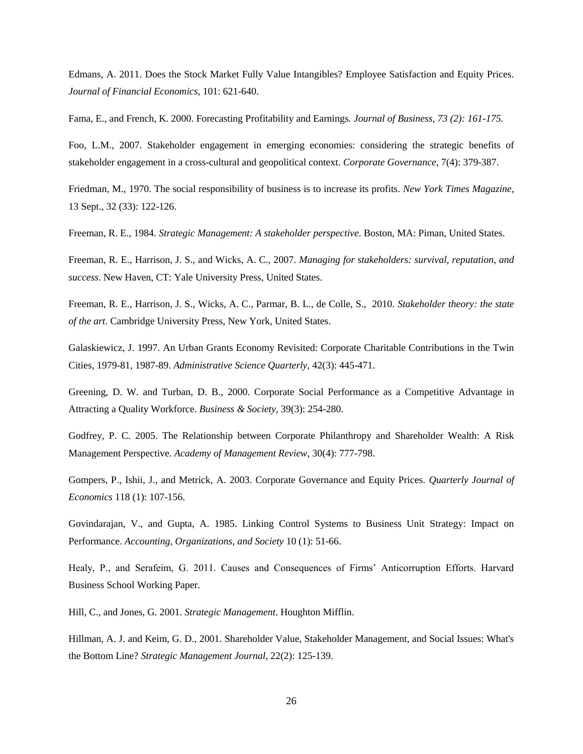Edmans, A. 2011. Does the Stock Market Fully Value Intangibles? Employee Satisfaction and Equity Prices. *Journal of Financial Economics*, 101: 621-640.

Fama, E., and French, K. 2000. Forecasting Profitability and Earnings. *Journal of Business, 73 (2): 161-175.*

Foo, L.M., 2007. Stakeholder engagement in emerging economies: considering the strategic benefits of stakeholder engagement in a cross-cultural and geopolitical context. *Corporate Governance*, 7(4): 379-387.

Friedman, M., 1970. The social responsibility of business is to increase its profits. *New York Times Magazine*, 13 Sept., 32 (33): 122-126.

Freeman, R. E., 1984. *Strategic Management: A stakeholder perspective*. Boston, MA: Piman, United States.

Freeman, R. E., Harrison, J. S., and Wicks, A. C., 2007. *Managing for stakeholders: survival, reputation, and success*. New Haven, CT: Yale University Press, United States.

Freeman, R. E., Harrison, J. S., Wicks, A. C., Parmar, B. L., de Colle, S., 2010. *Stakeholder theory: the state of the art*. Cambridge University Press, New York, United States.

Galaskiewicz, J. 1997. An Urban Grants Economy Revisited: Corporate Charitable Contributions in the Twin Cities, 1979-81, 1987-89. *Administrative Science Quarterly*, 42(3): 445-471.

Greening, D. W. and Turban, D. B., 2000. Corporate Social Performance as a Competitive Advantage in Attracting a Quality Workforce. *Business & Society*, 39(3): 254-280.

Godfrey, P. C. 2005. The Relationship between Corporate Philanthropy and Shareholder Wealth: A Risk Management Perspective. *Academy of Management Review*, 30(4): 777-798.

Gompers, P., Ishii, J., and Metrick, A. 2003. Corporate Governance and Equity Prices. *Quarterly Journal of Economics* 118 (1): 107-156.

Govindarajan, V., and Gupta, A. 1985. Linking Control Systems to Business Unit Strategy: Impact on Performance. *Accounting, Organizations, and Society* 10 (1): 51-66.

Healy, P., and Serafeim, G. 2011. Causes and Consequences of Firms' Anticorruption Efforts. Harvard Business School Working Paper.

Hill, C., and Jones, G. 2001. *Strategic Management*. Houghton Mifflin.

Hillman, A. J. and Keim, G. D., 2001. Shareholder Value, Stakeholder Management, and Social Issues: What's the Bottom Line? *Strategic Management Journal*, 22(2): 125-139.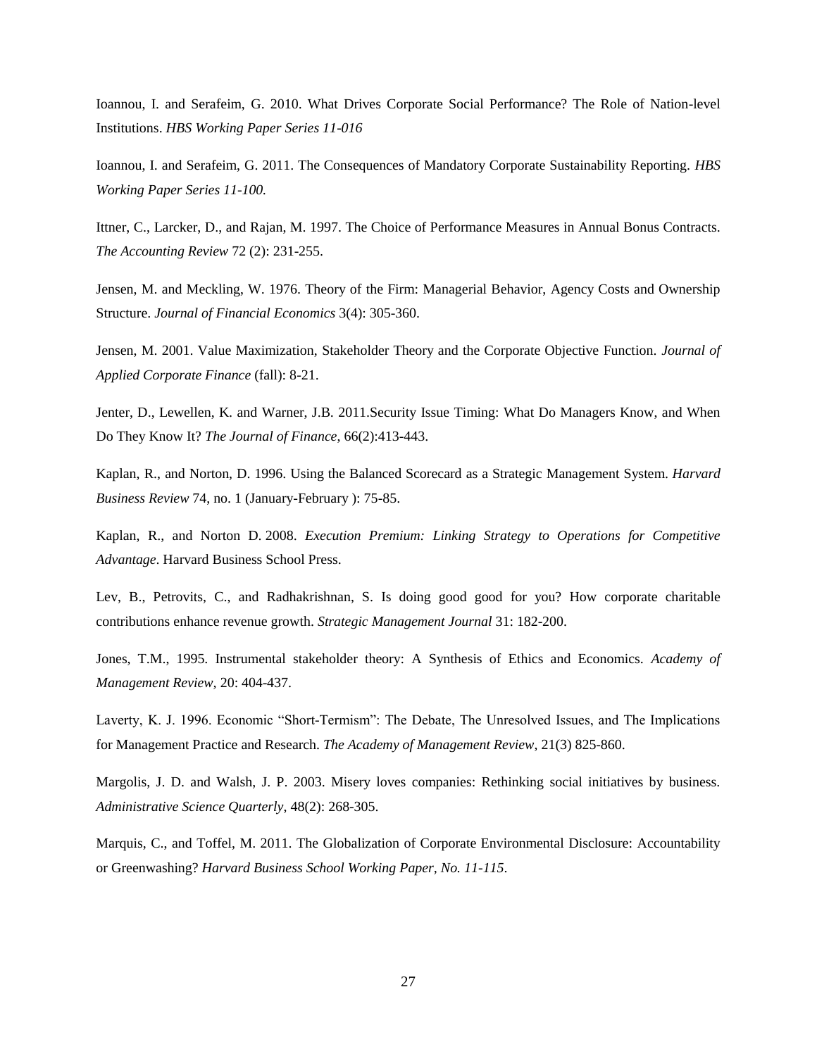Ioannou, I. and Serafeim, G. 2010. What Drives Corporate Social Performance? The Role of Nation-level Institutions. *HBS Working Paper Series 11-016*

Ioannou, I. and Serafeim, G. 2011. The Consequences of Mandatory Corporate Sustainability Reporting. *HBS Working Paper Series 11-100.*

Ittner, C., Larcker, D., and Rajan, M. 1997. The Choice of Performance Measures in Annual Bonus Contracts. *The Accounting Review* 72 (2): 231-255.

Jensen, M. and Meckling, W. 1976. Theory of the Firm: Managerial Behavior, Agency Costs and Ownership Structure. *Journal of Financial Economics* 3(4): 305-360.

Jensen, M. 2001. Value Maximization, Stakeholder Theory and the Corporate Objective Function. *Journal of Applied Corporate Finance* (fall): 8-21.

Jenter, D., Lewellen, K. and Warner, J.B. 2011.Security Issue Timing: What Do Managers Know, and When Do They Know It? *The Journal of Finance*, 66(2):413-443.

Kaplan, R., and Norton, D. 1996. Using the Balanced Scorecard as a Strategic Management System. *Harvard Business Review* 74, no. 1 (January-February ): 75-85.

Kaplan, R., and Norton D. 2008. *Execution Premium: Linking Strategy to Operations for Competitive Advantage*. Harvard Business School Press.

Lev, B., Petrovits, C., and Radhakrishnan, S. Is doing good good for you? How corporate charitable contributions enhance revenue growth. *Strategic Management Journal* 31: 182-200.

Jones, T.M., 1995. Instrumental stakeholder theory: A Synthesis of Ethics and Economics. *Academy of Management Review,* 20: 404-437.

Laverty, K. J. 1996. Economic "Short-Termism": The Debate, The Unresolved Issues, and The Implications for Management Practice and Research. *The Academy of Management Review*, 21(3) 825-860.

Margolis, J. D. and Walsh, J. P. 2003. Misery loves companies: Rethinking social initiatives by business. *Administrative Science Quarterly*, 48(2): 268-305.

Marquis, C., and Toffel, M. 2011. The Globalization of Corporate Environmental Disclosure: Accountability or Greenwashing? *Harvard Business School Working Paper, No. 11-115*.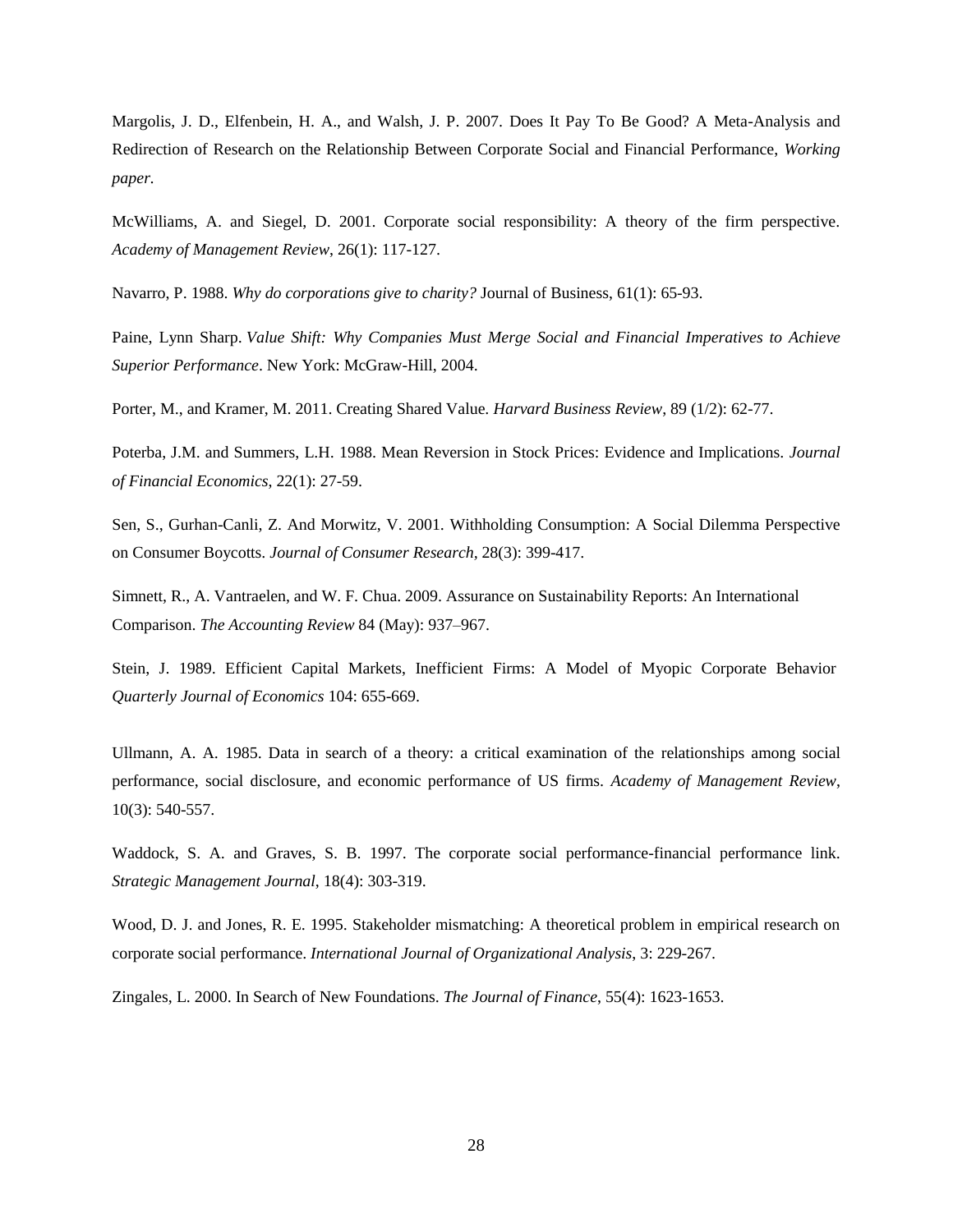Margolis, J. D., Elfenbein, H. A., and Walsh, J. P. 2007. Does It Pay To Be Good? A Meta-Analysis and Redirection of Research on the Relationship Between Corporate Social and Financial Performance, *Working paper.*

McWilliams, A. and Siegel, D. 2001. Corporate social responsibility: A theory of the firm perspective. *Academy of Management Review*, 26(1): 117-127.

Navarro, P. 1988. *Why do corporations give to charity?* Journal of Business, 61(1): 65-93.

Paine, Lynn Sharp. *Value Shift: Why Companies Must Merge Social and Financial Imperatives to Achieve Superior Performance*. New York: McGraw-Hill, 2004.

Porter, M., and Kramer, M. 2011. Creating Shared Value. *Harvard Business Review*, 89 (1/2): 62-77.

Poterba, J.M. and Summers, L.H. 1988. Mean Reversion in Stock Prices: Evidence and Implications. *Journal of Financial Economics*, 22(1): 27-59.

Sen, S., Gurhan-Canli, Z. And Morwitz, V. 2001. Withholding Consumption: A Social Dilemma Perspective on Consumer Boycotts. *Journal of Consumer Research,* 28(3): 399-417.

Simnett, R., A. Vantraelen, and W. F. Chua. 2009. Assurance on Sustainability Reports: An International Comparison. *The Accounting Review* 84 (May): 937–967.

Stein, J. 1989. Efficient Capital Markets, Inefficient Firms: A Model of Myopic Corporate Behavior *Quarterly Journal of Economics* 104: 655-669.

Ullmann, A. A. 1985. Data in search of a theory: a critical examination of the relationships among social performance, social disclosure, and economic performance of US firms. *Academy of Management Review*, 10(3): 540-557.

Waddock, S. A. and Graves, S. B. 1997. The corporate social performance-financial performance link. *Strategic Management Journal*, 18(4): 303-319.

Wood, D. J. and Jones, R. E. 1995. Stakeholder mismatching: A theoretical problem in empirical research on corporate social performance. *International Journal of Organizational Analysis,* 3: 229-267.

Zingales, L. 2000. In Search of New Foundations. *The Journal of Finance*, 55(4): 1623-1653.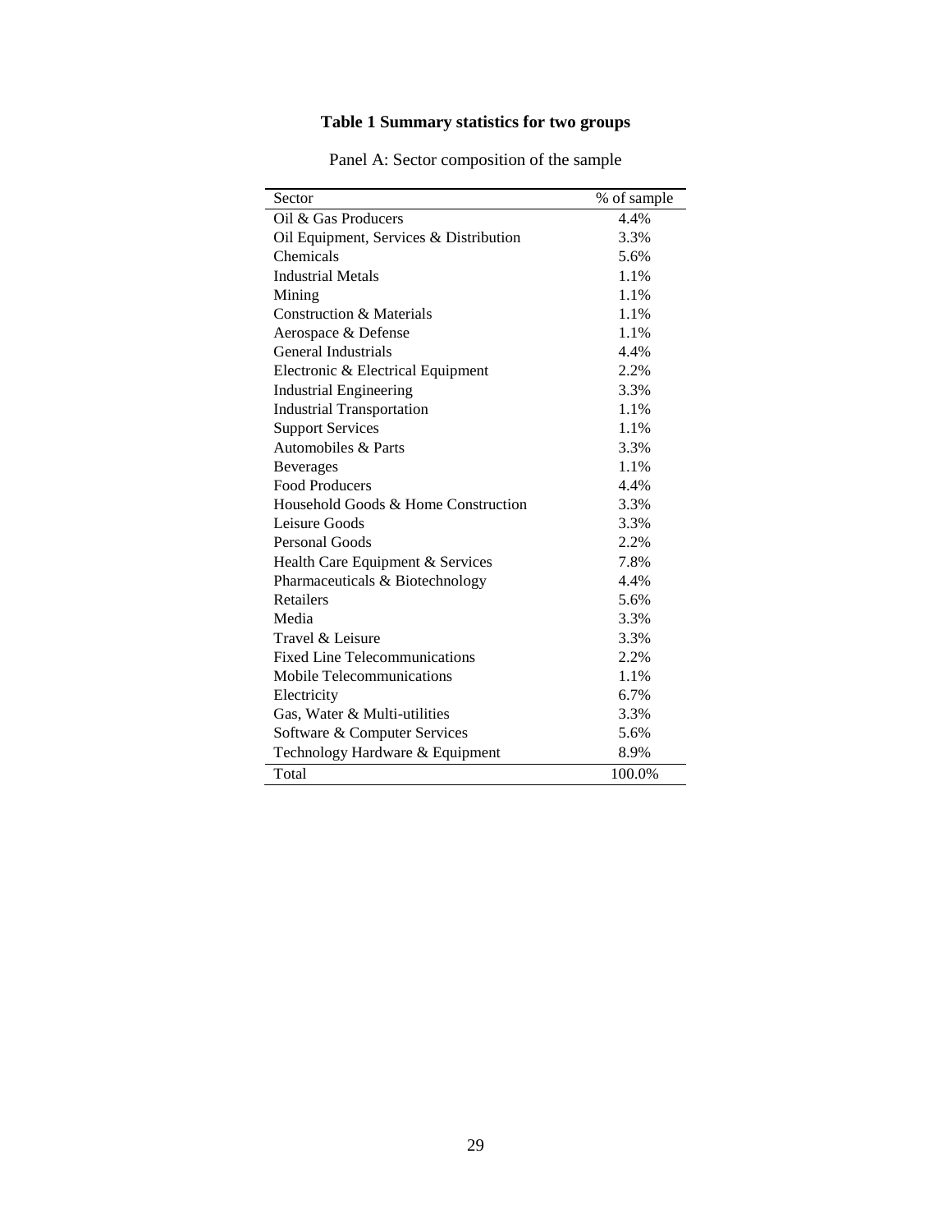**Table 1 Summary statistics for two groups**

Panel A: Sector composition of the sample

| Sector | % of sample |
|---|---|
| Oil & Gas Producers | 4.4% |
| Oil Equipment, Services & Distribution | 3.3% |
| Chemicals | 5.6% |
| Industrial Metals | 1.1% |
| Mining | 1.1% |
| Construction & Materials | 1.1% |
| Aerospace & Defense | 1.1% |
| General Industrials | 4.4% |
| Electronic & Electrical Equipment | 2.2% |
| Industrial Engineering | 3.3% |
| Industrial Transportation | 1.1% |
| Support Services | 1.1% |
| Automobiles & Parts | 3.3% |
| Beverages | 1.1% |
| Food Producers | 4.4% |
| Household Goods & Home Construction | 3.3% |
| Leisure Goods | 3.3% |
| Personal Goods | 2.2% |
| Health Care Equipment & Services | 7.8% |
| Pharmaceuticals & Biotechnology | 4.4% |
| Retailers | 5.6% |
| Media | 3.3% |
| Travel & Leisure | 3.3% |
| Fixed Line Telecommunications | 2.2% |
| Mobile Telecommunications | 1.1% |
| Electricity | 6.7% |
| Gas, Water & Multi-utilities | 3.3% |
| Software & Computer Services | 5.6% |
| Technology Hardware & Equipment | 8.9% |
| Total | 100.0% |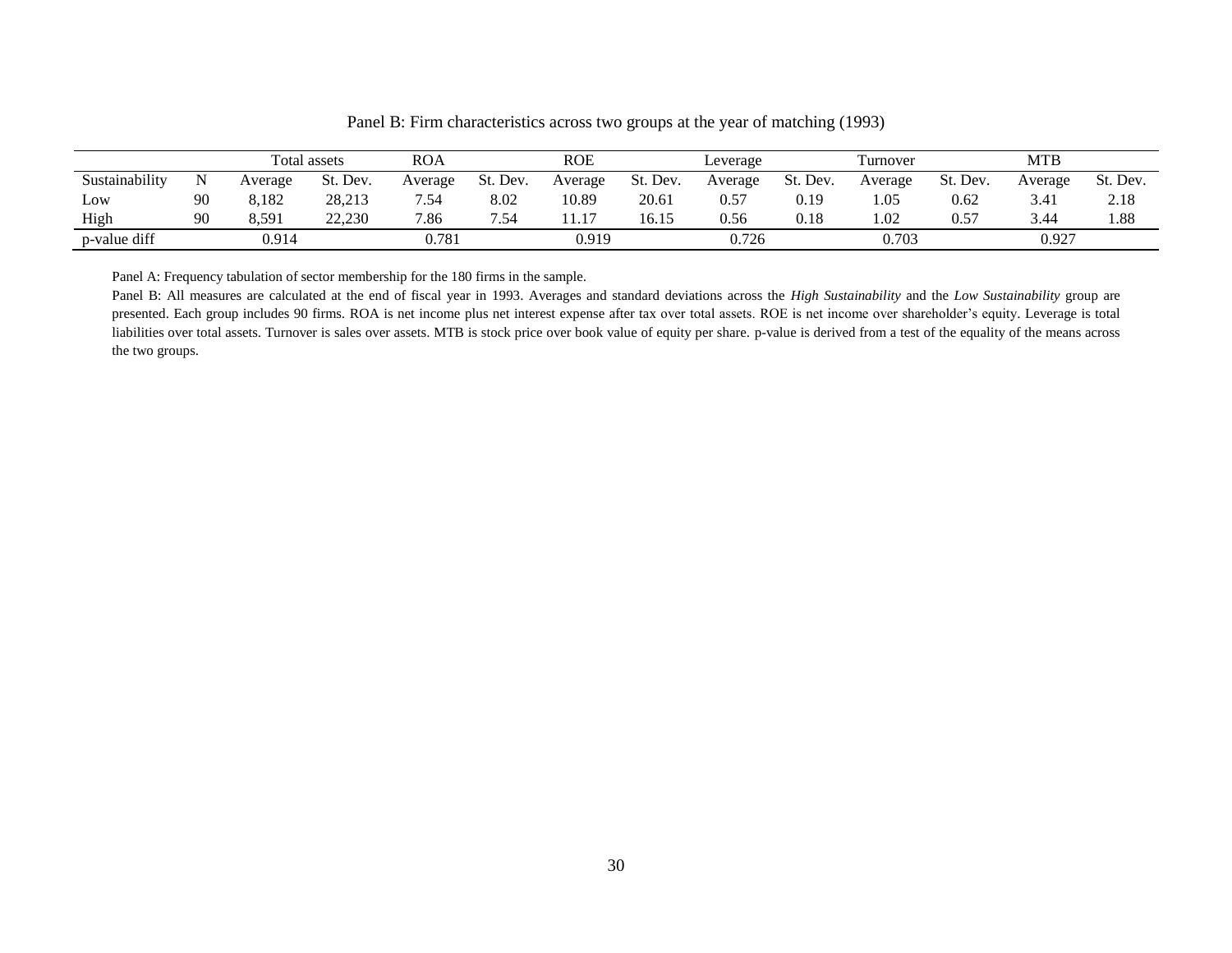Panel B: Firm characteristics across two groups at the year of matching (1993)

| | | Total assets | | ROA | | ROE | | Leverage | | Turnover | | MTB | |
|---|---|---|---|---|---|---|---|---|---|---|---|---|---|
| Sustainability | N | Average | St. Dev. | Average | St. Dev. | Average | St. Dev. | Average | St. Dev. | Average | St. Dev. | Average | St. Dev. |
| Low | 90 | 8,182 | 28,213 | 7.54 | 8.02 | 10.89 | 20.61 | 0.57 | 0.19 | 1.05 | 0.62 | 3.41 | 2.18 |
| High | 90 | 8,591 | 22,230 | 7.86 | 7.54 | 11.17 | 16.15 | 0.56 | 0.18 | 1.02 | 0.57 | 3.44 | 1.88 |
| p-value diff | | 0.914 | | 0.781 | | 0.919 | | 0.726 | | 0.703 | | 0.927 | |

Panel A: Frequency tabulation of sector membership for the 180 firms in the sample.

Panel B: All measures are calculated at the end of fiscal year in 1993. Averages and standard deviations across the *High Sustainability* and the *Low Sustainability* group are presented. Each group includes 90 firms. ROA is net income plus net interest expense after tax over total assets. ROE is net income over shareholder's equity. Leverage is total liabilities over total assets. Turnover is sales over assets. MTB is stock price over book value of equity per share. p-value is derived from a test of the equality of the means across the two groups.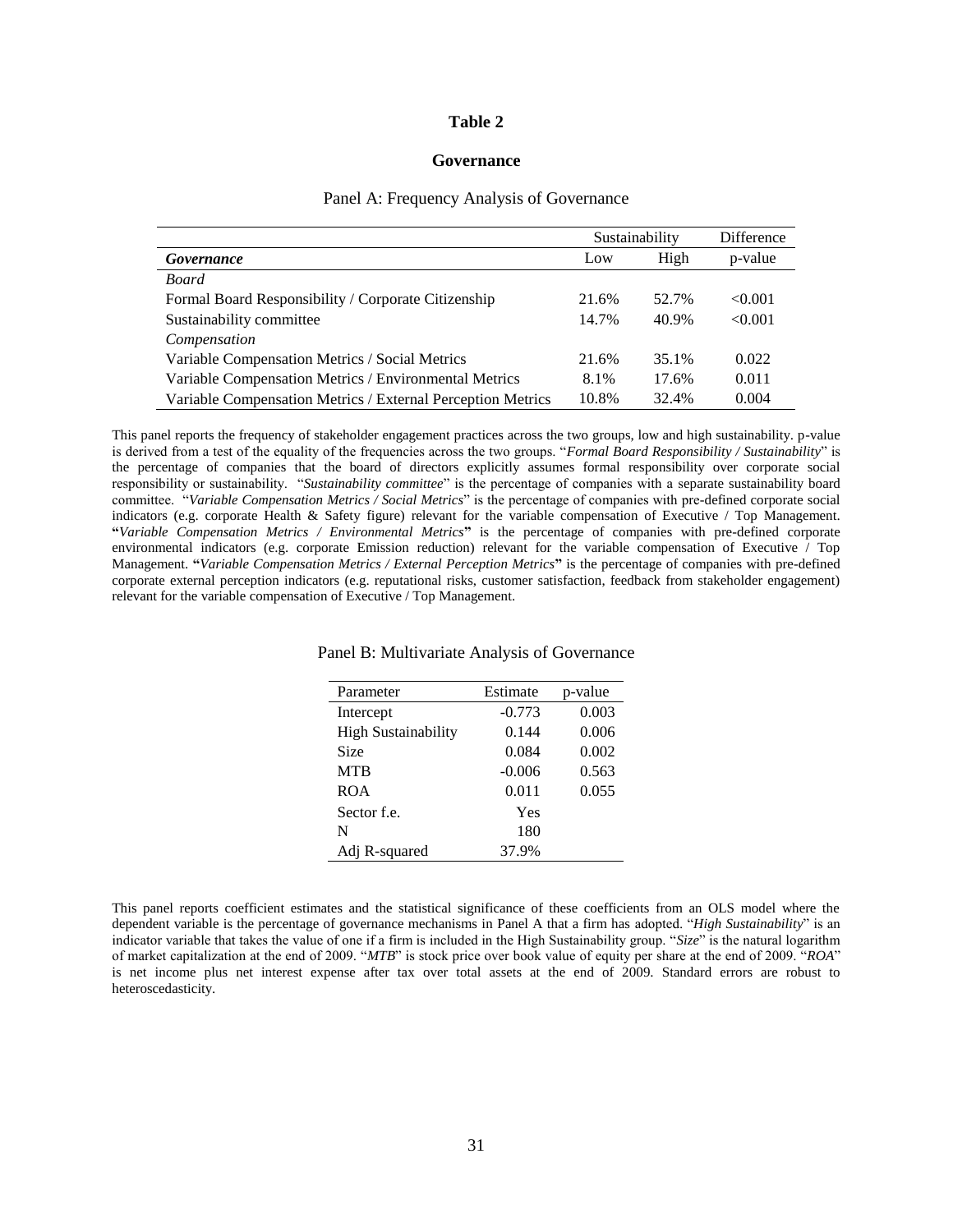# Table 2

## Governance

### Panel A: Frequency Analysis of Governance

| *Governance* | Sustainability Low | Sustainability High | Difference p-value |
|---|---|---|---|
| *Board* | | | |
| Formal Board Responsibility / Corporate Citizenship | 21.6% | 52.7% | <0.001 |
| Sustainability committee | 14.7% | 40.9% | <0.001 |
| *Compensation* | | | |
| Variable Compensation Metrics / Social Metrics | 21.6% | 35.1% | 0.022 |
| Variable Compensation Metrics / Environmental Metrics | 8.1% | 17.6% | 0.011 |
| Variable Compensation Metrics / External Perception Metrics | 10.8% | 32.4% | 0.004 |

This panel reports the frequency of stakeholder engagement practices across the two groups, low and high sustainability. p-value is derived from a test of the equality of the frequencies across the two groups. "*Formal Board Responsibility / Sustainability*" is the percentage of companies that the board of directors explicitly assumes formal responsibility over corporate social responsibility or sustainability. "*Sustainability committee*" is the percentage of companies with a separate sustainability board committee. "*Variable Compensation Metrics / Social Metrics*" is the percentage of companies with pre-defined corporate social indicators (e.g. corporate Health & Safety figure) relevant for the variable compensation of Executive / Top Management. **"***Variable Compensation Metrics / Environmental Metrics***"** is the percentage of companies with pre-defined corporate environmental indicators (e.g. corporate Emission reduction) relevant for the variable compensation of Executive / Top Management. **"***Variable Compensation Metrics / External Perception Metrics***"** is the percentage of companies with pre-defined corporate external perception indicators (e.g. reputational risks, customer satisfaction, feedback from stakeholder engagement) relevant for the variable compensation of Executive / Top Management.

### Panel B: Multivariate Analysis of Governance

| Parameter | Estimate | p-value |
|---|---|---|
| Intercept | -0.773 | 0.003 |
| High Sustainability | 0.144 | 0.006 |
| Size | 0.084 | 0.002 |
| MTB | -0.006 | 0.563 |
| ROA | 0.011 | 0.055 |
| Sector f.e. | Yes | |
| N | 180 | |
| Adj R-squared | 37.9% | |

This panel reports coefficient estimates and the statistical significance of these coefficients from an OLS model where the dependent variable is the percentage of governance mechanisms in Panel A that a firm has adopted. "*High Sustainability*" is an indicator variable that takes the value of one if a firm is included in the High Sustainability group. "*Size*" is the natural logarithm of market capitalization at the end of 2009. "*MTB*" is stock price over book value of equity per share at the end of 2009. "*ROA*" is net income plus net interest expense after tax over total assets at the end of 2009. Standard errors are robust to heteroscedasticity.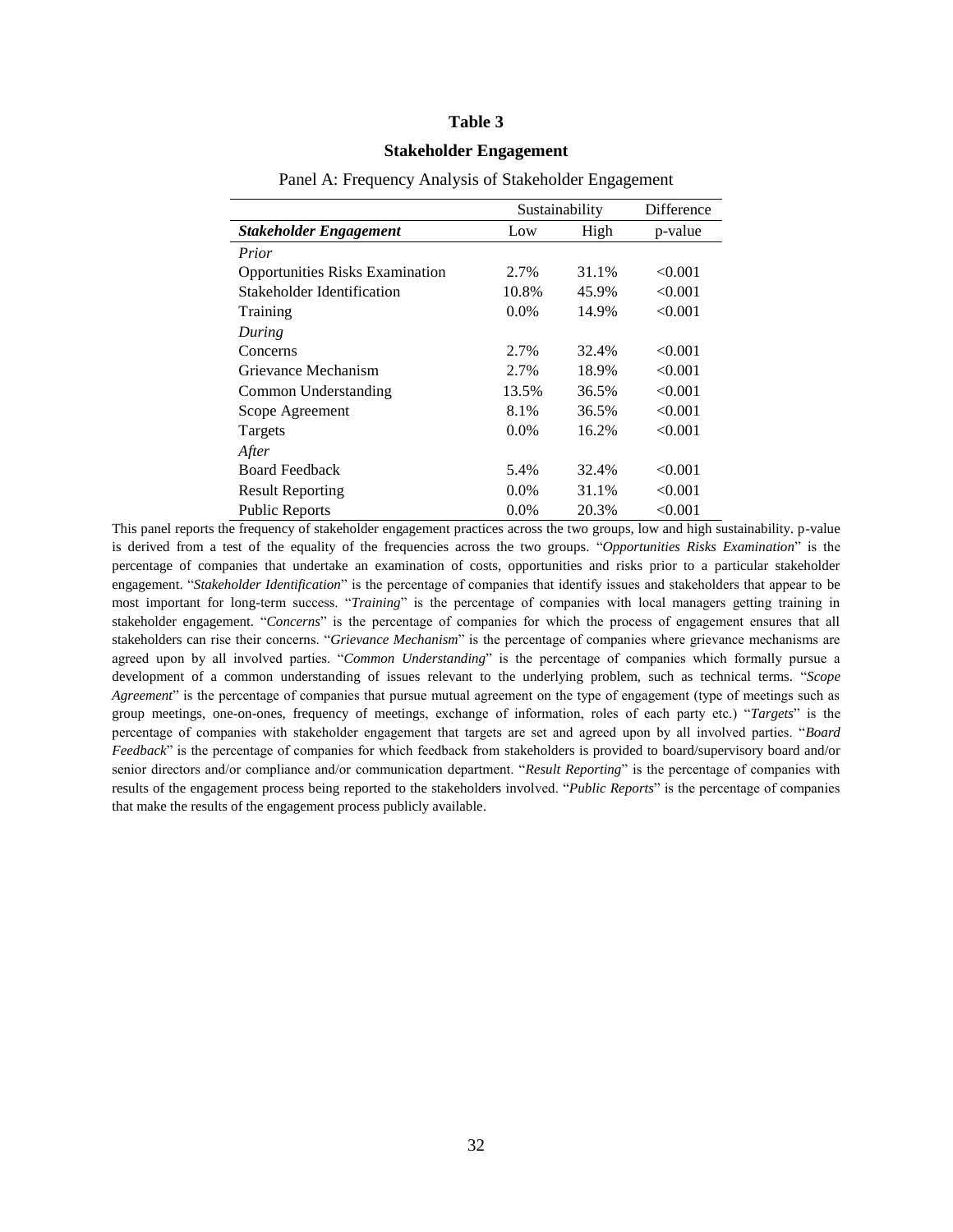# Table 3

## Stakeholder Engagement

Panel A: Frequency Analysis of Stakeholder Engagement

| | Sustainability | | Difference |
|---|---|---|---|
| ***Stakeholder Engagement*** | Low | High | p-value |
| *Prior* | | | |
| Opportunities Risks Examination | 2.7% | 31.1% | <0.001 |
| Stakeholder Identification | 10.8% | 45.9% | <0.001 |
| Training | 0.0% | 14.9% | <0.001 |
| *During* | | | |
| Concerns | 2.7% | 32.4% | <0.001 |
| Grievance Mechanism | 2.7% | 18.9% | <0.001 |
| Common Understanding | 13.5% | 36.5% | <0.001 |
| Scope Agreement | 8.1% | 36.5% | <0.001 |
| Targets | 0.0% | 16.2% | <0.001 |
| *After* | | | |
| Board Feedback | 5.4% | 32.4% | <0.001 |
| Result Reporting | 0.0% | 31.1% | <0.001 |
| Public Reports | 0.0% | 20.3% | <0.001 |

This panel reports the frequency of stakeholder engagement practices across the two groups, low and high sustainability. p-value is derived from a test of the equality of the frequencies across the two groups. "*Opportunities Risks Examination*" is the percentage of companies that undertake an examination of costs, opportunities and risks prior to a particular stakeholder engagement. "*Stakeholder Identification*" is the percentage of companies that identify issues and stakeholders that appear to be most important for long-term success. "*Training*" is the percentage of companies with local managers getting training in stakeholder engagement. "*Concerns*" is the percentage of companies for which the process of engagement ensures that all stakeholders can rise their concerns. "*Grievance Mechanism*" is the percentage of companies where grievance mechanisms are agreed upon by all involved parties. "*Common Understanding*" is the percentage of companies which formally pursue a development of a common understanding of issues relevant to the underlying problem, such as technical terms. "*Scope Agreement*" is the percentage of companies that pursue mutual agreement on the type of engagement (type of meetings such as group meetings, one-on-ones, frequency of meetings, exchange of information, roles of each party etc.) "*Targets*" is the percentage of companies with stakeholder engagement that targets are set and agreed upon by all involved parties. "*Board Feedback*" is the percentage of companies for which feedback from stakeholders is provided to board/supervisory board and/or senior directors and/or compliance and/or communication department. "*Result Reporting*" is the percentage of companies with results of the engagement process being reported to the stakeholders involved. "*Public Reports*" is the percentage of companies that make the results of the engagement process publicly available.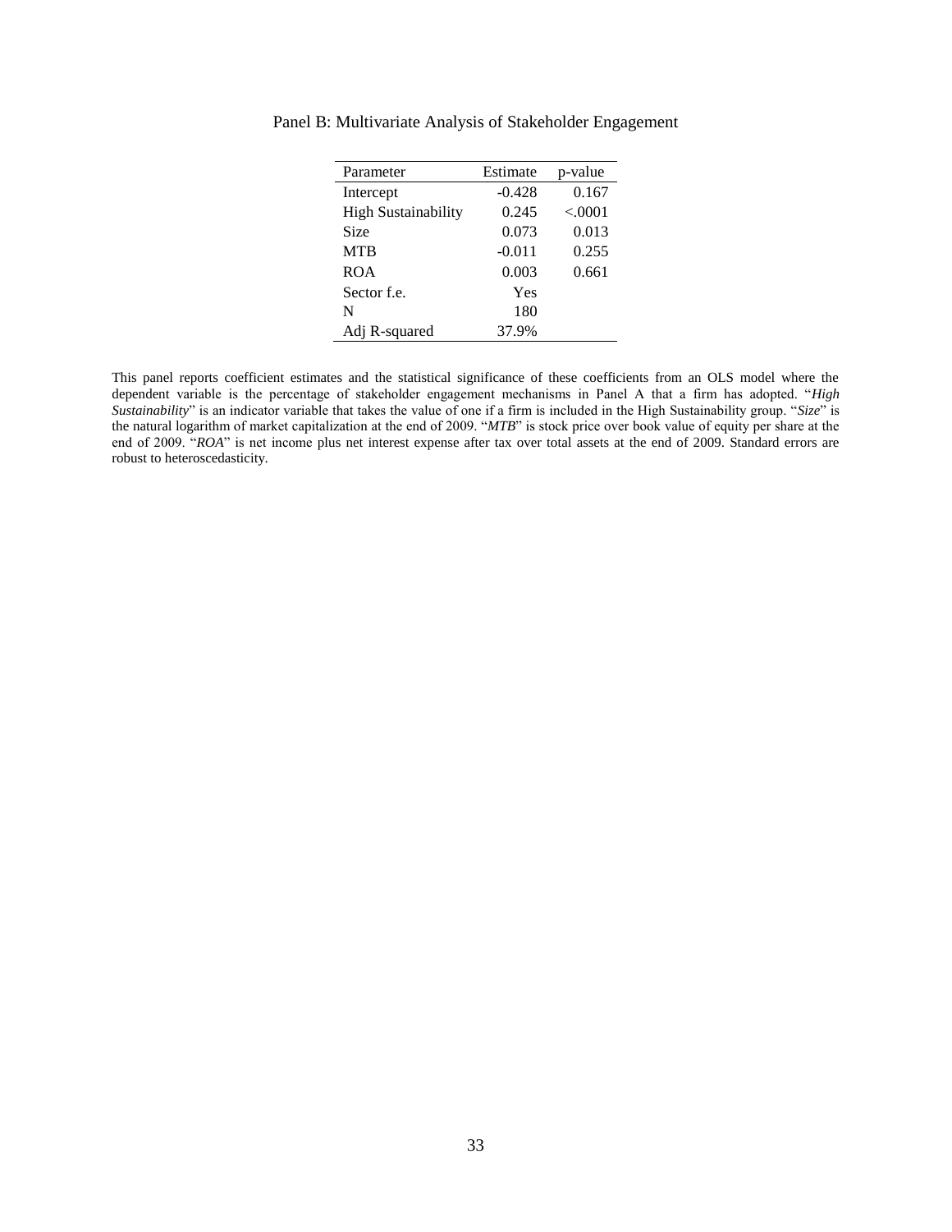Panel B: Multivariate Analysis of Stakeholder Engagement

| Parameter | Estimate | p-value |
| --- | --- | --- |
| Intercept | -0.428 | 0.167 |
| High Sustainability | 0.245 | <.0001 |
| Size | 0.073 | 0.013 |
| MTB | -0.011 | 0.255 |
| ROA | 0.003 | 0.661 |
| Sector f.e. | Yes | |
| N | 180 | |
| Adj R-squared | 37.9% | |

This panel reports coefficient estimates and the statistical significance of these coefficients from an OLS model where the dependent variable is the percentage of stakeholder engagement mechanisms in Panel A that a firm has adopted. "*High Sustainability*" is an indicator variable that takes the value of one if a firm is included in the High Sustainability group. "*Size*" is the natural logarithm of market capitalization at the end of 2009. "*MTB*" is stock price over book value of equity per share at the end of 2009. "*ROA*" is net income plus net interest expense after tax over total assets at the end of 2009. Standard errors are robust to heteroscedasticity.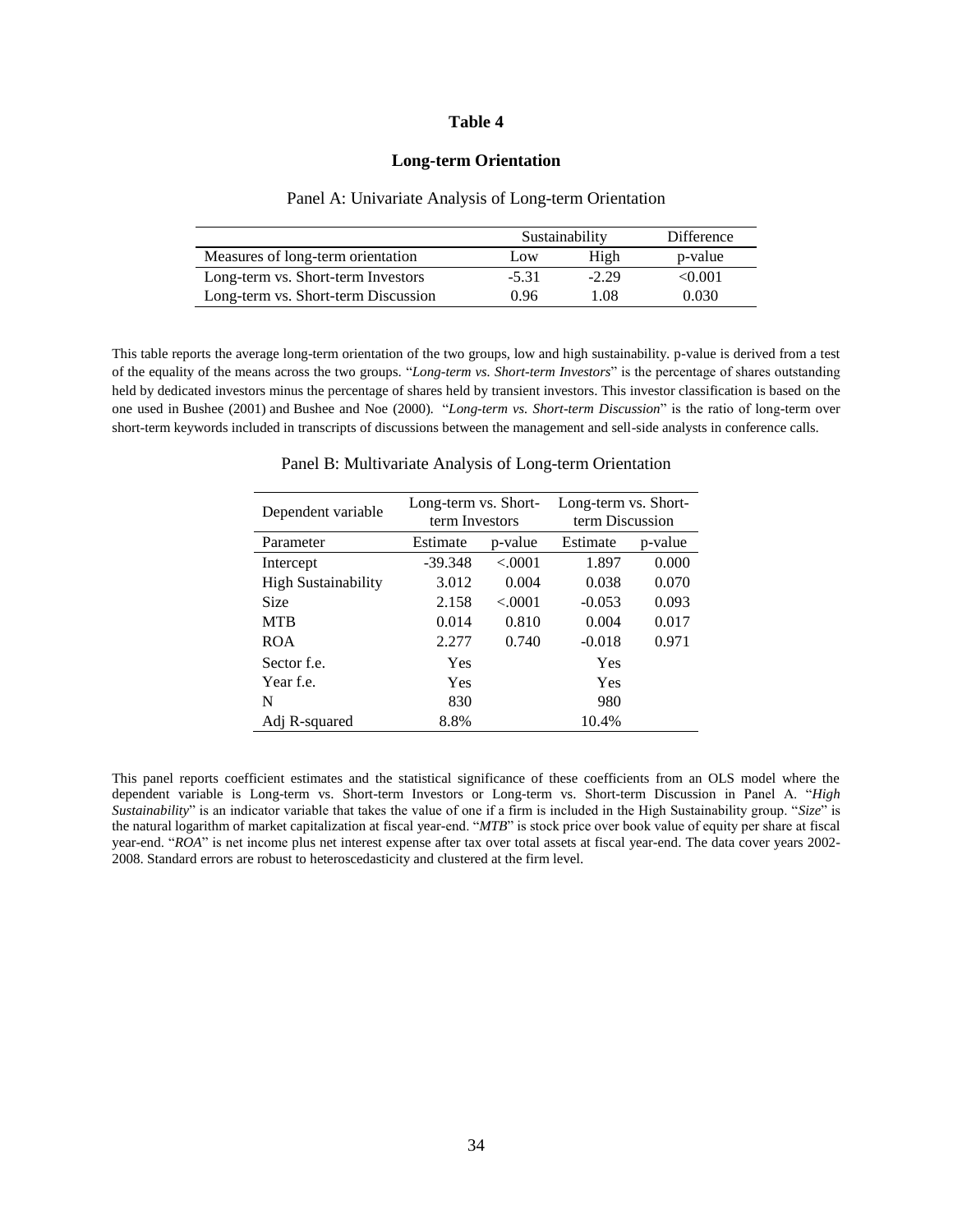# Table 4

## Long-term Orientation

### Panel A: Univariate Analysis of Long-term Orientation

| | Sustainability | | Difference |
|---|---|---|---|
| Measures of long-term orientation | Low | High | p-value |
| Long-term vs. Short-term Investors | -5.31 | -2.29 | <0.001 |
| Long-term vs. Short-term Discussion | 0.96 | 1.08 | 0.030 |

This table reports the average long-term orientation of the two groups, low and high sustainability. p-value is derived from a test of the equality of the means across the two groups. "*Long-term vs. Short-term Investors*" is the percentage of shares outstanding held by dedicated investors minus the percentage of shares held by transient investors. This investor classification is based on the one used in Bushee (2001) and Bushee and Noe (2000). "*Long-term vs. Short-term Discussion*" is the ratio of long-term over short-term keywords included in transcripts of discussions between the management and sell-side analysts in conference calls.

### Panel B: Multivariate Analysis of Long-term Orientation

| Dependent variable | Long-term vs. Short-term Investors | | Long-term vs. Short-term Discussion | |
|---|---|---|---|---|
| Parameter | Estimate | p-value | Estimate | p-value |
| Intercept | -39.348 | <.0001 | 1.897 | 0.000 |
| High Sustainability | 3.012 | 0.004 | 0.038 | 0.070 |
| Size | 2.158 | <.0001 | -0.053 | 0.093 |
| MTB | 0.014 | 0.810 | 0.004 | 0.017 |
| ROA | 2.277 | 0.740 | -0.018 | 0.971 |
| Sector f.e. | Yes | | Yes | |
| Year f.e. | Yes | | Yes | |
| N | 830 | | 980 | |
| Adj R-squared | 8.8% | | 10.4% | |

This panel reports coefficient estimates and the statistical significance of these coefficients from an OLS model where the dependent variable is Long-term vs. Short-term Investors or Long-term vs. Short-term Discussion in Panel A. "*High Sustainability*" is an indicator variable that takes the value of one if a firm is included in the High Sustainability group. "*Size*" is the natural logarithm of market capitalization at fiscal year-end. "*MTB*" is stock price over book value of equity per share at fiscal year-end. "*ROA*" is net income plus net interest expense after tax over total assets at fiscal year-end. The data cover years 2002-2008. Standard errors are robust to heteroscedasticity and clustered at the firm level.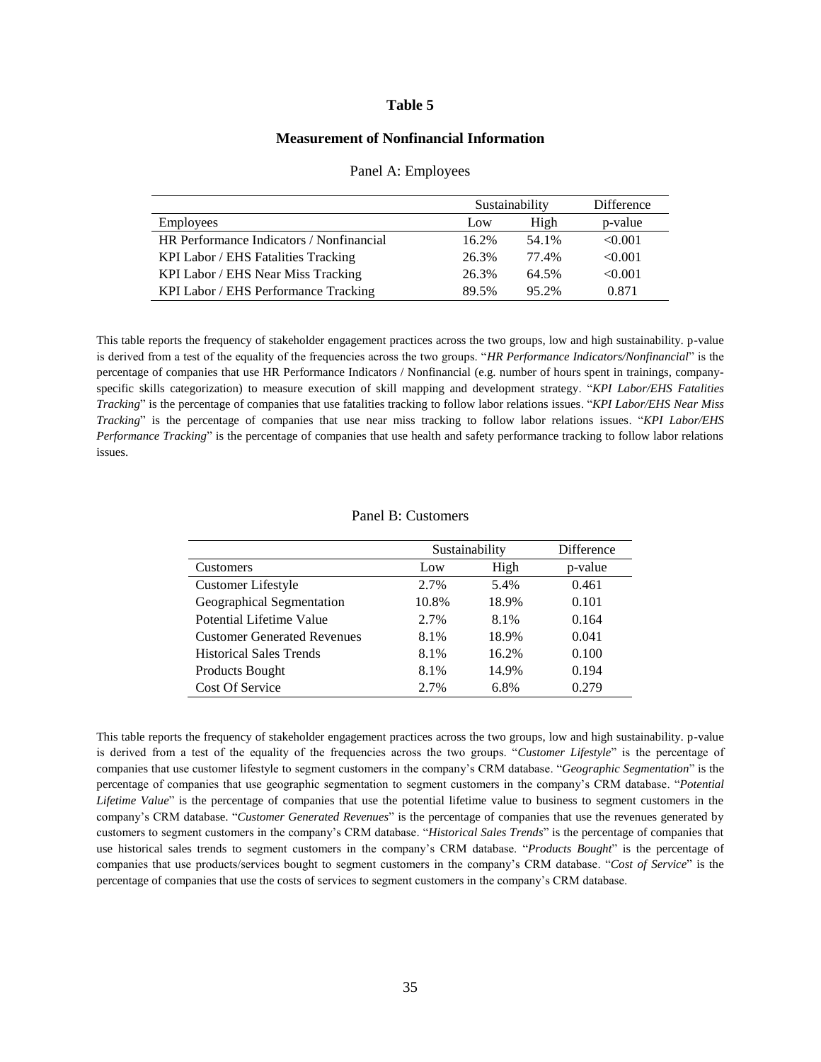# Table 5

## Measurement of Nonfinancial Information

### Panel A: Employees

| | Sustainability | | Difference |
|---|---|---|---|
| Employees | Low | High | p-value |
| HR Performance Indicators / Nonfinancial | 16.2% | 54.1% | <0.001 |
| KPI Labor / EHS Fatalities Tracking | 26.3% | 77.4% | <0.001 |
| KPI Labor / EHS Near Miss Tracking | 26.3% | 64.5% | <0.001 |
| KPI Labor / EHS Performance Tracking | 89.5% | 95.2% | 0.871 |

This table reports the frequency of stakeholder engagement practices across the two groups, low and high sustainability. p-value is derived from a test of the equality of the frequencies across the two groups. "*HR Performance Indicators/Nonfinancial*" is the percentage of companies that use HR Performance Indicators / Nonfinancial (e.g. number of hours spent in trainings, company-specific skills categorization) to measure execution of skill mapping and development strategy. "*KPI Labor/EHS Fatalities Tracking*" is the percentage of companies that use fatalities tracking to follow labor relations issues. "*KPI Labor/EHS Near Miss Tracking*" is the percentage of companies that use near miss tracking to follow labor relations issues. "*KPI Labor/EHS Performance Tracking*" is the percentage of companies that use health and safety performance tracking to follow labor relations issues.

### Panel B: Customers

| | Sustainability | | Difference |
|---|---|---|---|
| Customers | Low | High | p-value |
| Customer Lifestyle | 2.7% | 5.4% | 0.461 |
| Geographical Segmentation | 10.8% | 18.9% | 0.101 |
| Potential Lifetime Value | 2.7% | 8.1% | 0.164 |
| Customer Generated Revenues | 8.1% | 18.9% | 0.041 |
| Historical Sales Trends | 8.1% | 16.2% | 0.100 |
| Products Bought | 8.1% | 14.9% | 0.194 |
| Cost Of Service | 2.7% | 6.8% | 0.279 |

This table reports the frequency of stakeholder engagement practices across the two groups, low and high sustainability. p-value is derived from a test of the equality of the frequencies across the two groups. "*Customer Lifestyle*" is the percentage of companies that use customer lifestyle to segment customers in the company's CRM database. "*Geographic Segmentation*" is the percentage of companies that use geographic segmentation to segment customers in the company's CRM database. "*Potential Lifetime Value*" is the percentage of companies that use the potential lifetime value to business to segment customers in the company's CRM database. "*Customer Generated Revenues*" is the percentage of companies that use the revenues generated by customers to segment customers in the company's CRM database. "*Historical Sales Trends*" is the percentage of companies that use historical sales trends to segment customers in the company's CRM database. "*Products Bought*" is the percentage of companies that use products/services bought to segment customers in the company's CRM database. "*Cost of Service*" is the percentage of companies that use the costs of services to segment customers in the company's CRM database.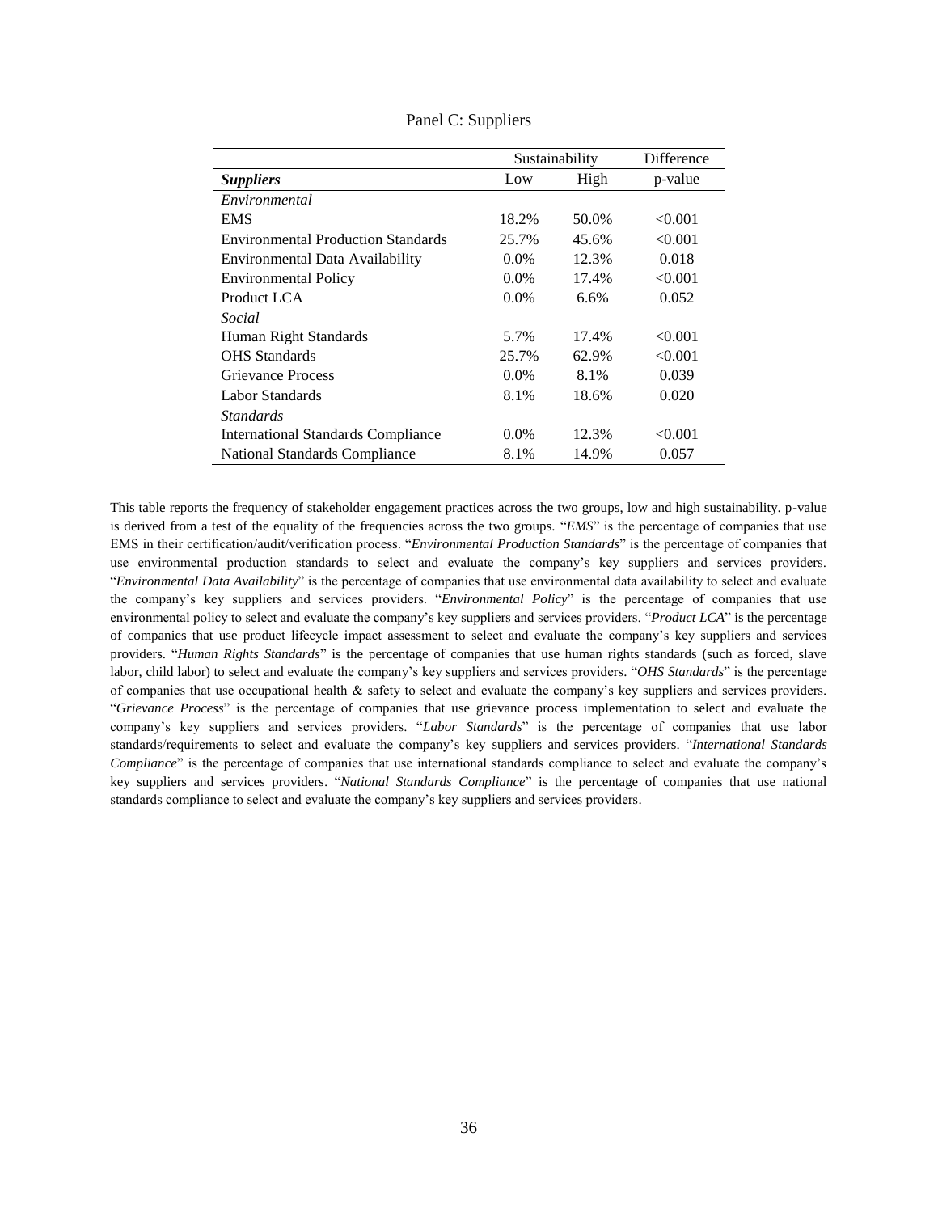Panel C: Suppliers

| | Sustainability | | Difference |
|---|---|---|---|
| ***Suppliers*** | Low | High | p-value |
| *Environmental* | | | |
| EMS | 18.2% | 50.0% | <0.001 |
| Environmental Production Standards | 25.7% | 45.6% | <0.001 |
| Environmental Data Availability | 0.0% | 12.3% | 0.018 |
| Environmental Policy | 0.0% | 17.4% | <0.001 |
| Product LCA | 0.0% | 6.6% | 0.052 |
| *Social* | | | |
| Human Right Standards | 5.7% | 17.4% | <0.001 |
| OHS Standards | 25.7% | 62.9% | <0.001 |
| Grievance Process | 0.0% | 8.1% | 0.039 |
| Labor Standards | 8.1% | 18.6% | 0.020 |
| *Standards* | | | |
| International Standards Compliance | 0.0% | 12.3% | <0.001 |
| National Standards Compliance | 8.1% | 14.9% | 0.057 |

This table reports the frequency of stakeholder engagement practices across the two groups, low and high sustainability. p-value is derived from a test of the equality of the frequencies across the two groups. "*EMS*" is the percentage of companies that use EMS in their certification/audit/verification process. "*Environmental Production Standards*" is the percentage of companies that use environmental production standards to select and evaluate the company's key suppliers and services providers. "*Environmental Data Availability*" is the percentage of companies that use environmental data availability to select and evaluate the company's key suppliers and services providers. "*Environmental Policy*" is the percentage of companies that use environmental policy to select and evaluate the company's key suppliers and services providers. "*Product LCA*" is the percentage of companies that use product lifecycle impact assessment to select and evaluate the company's key suppliers and services providers. "*Human Rights Standards*" is the percentage of companies that use human rights standards (such as forced, slave labor, child labor) to select and evaluate the company's key suppliers and services providers. "*OHS Standards*" is the percentage of companies that use occupational health & safety to select and evaluate the company's key suppliers and services providers. "*Grievance Process*" is the percentage of companies that use grievance process implementation to select and evaluate the company's key suppliers and services providers. "*Labor Standards*" is the percentage of companies that use labor standards/requirements to select and evaluate the company's key suppliers and services providers. "*International Standards Compliance*" is the percentage of companies that use international standards compliance to select and evaluate the company's key suppliers and services providers. "*National Standards Compliance*" is the percentage of companies that use national standards compliance to select and evaluate the company's key suppliers and services providers.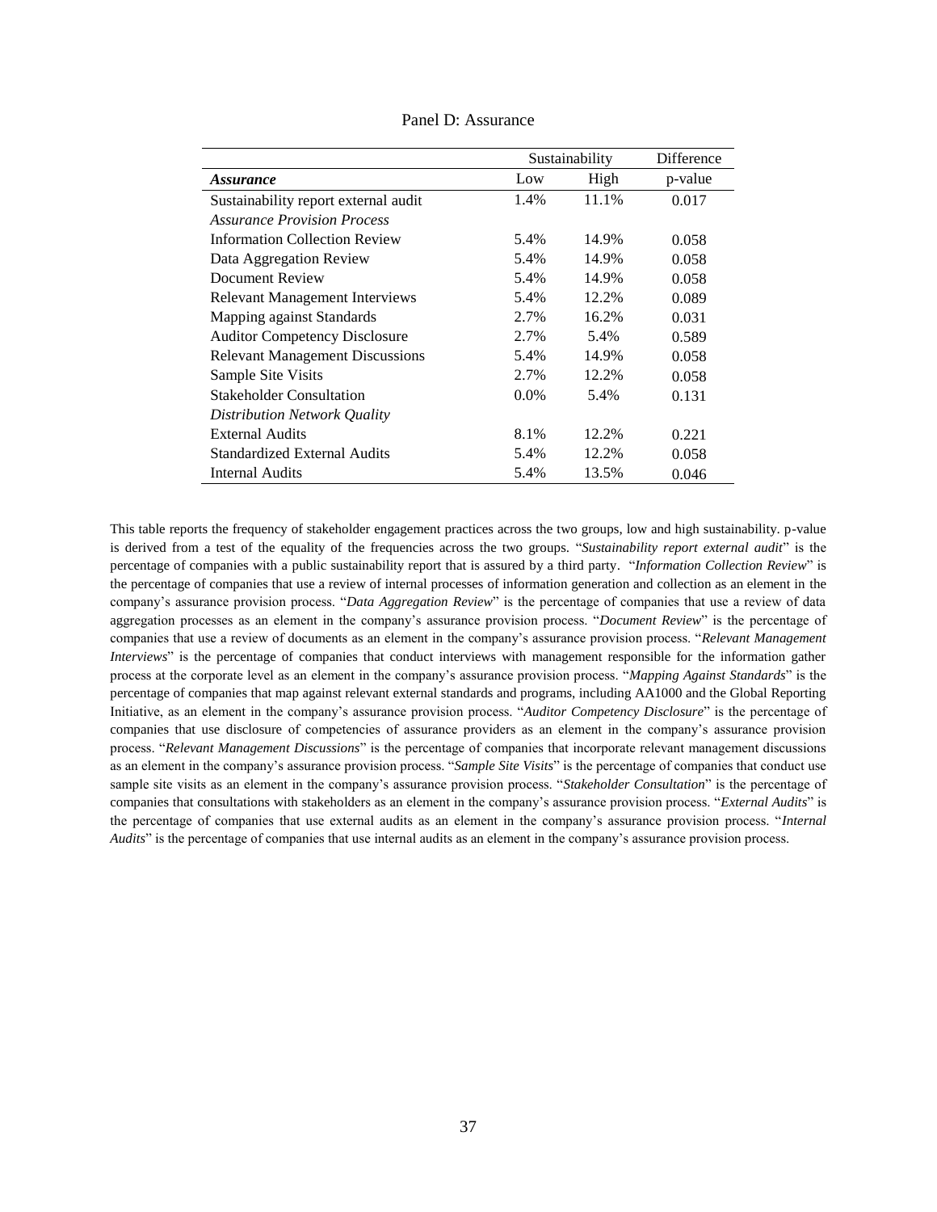Panel D: Assurance

| | Sustainability | | Difference |
|---|---|---|---|
| ***Assurance*** | Low | High | p-value |
| Sustainability report external audit | 1.4% | 11.1% | 0.017 |
| *Assurance Provision Process* | | | |
| Information Collection Review | 5.4% | 14.9% | 0.058 |
| Data Aggregation Review | 5.4% | 14.9% | 0.058 |
| Document Review | 5.4% | 14.9% | 0.058 |
| Relevant Management Interviews | 5.4% | 12.2% | 0.089 |
| Mapping against Standards | 2.7% | 16.2% | 0.031 |
| Auditor Competency Disclosure | 2.7% | 5.4% | 0.589 |
| Relevant Management Discussions | 5.4% | 14.9% | 0.058 |
| Sample Site Visits | 2.7% | 12.2% | 0.058 |
| Stakeholder Consultation | 0.0% | 5.4% | 0.131 |
| *Distribution Network Quality* | | | |
| External Audits | 8.1% | 12.2% | 0.221 |
| Standardized External Audits | 5.4% | 12.2% | 0.058 |
| Internal Audits | 5.4% | 13.5% | 0.046 |

This table reports the frequency of stakeholder engagement practices across the two groups, low and high sustainability. p-value is derived from a test of the equality of the frequencies across the two groups. "*Sustainability report external audit*" is the percentage of companies with a public sustainability report that is assured by a third party. "*Information Collection Review*" is the percentage of companies that use a review of internal processes of information generation and collection as an element in the company's assurance provision process. "*Data Aggregation Review*" is the percentage of companies that use a review of data aggregation processes as an element in the company's assurance provision process. "*Document Review*" is the percentage of companies that use a review of documents as an element in the company's assurance provision process. "*Relevant Management Interviews*" is the percentage of companies that conduct interviews with management responsible for the information gather process at the corporate level as an element in the company's assurance provision process. "*Mapping Against Standards*" is the percentage of companies that map against relevant external standards and programs, including AA1000 and the Global Reporting Initiative, as an element in the company's assurance provision process. "*Auditor Competency Disclosure*" is the percentage of companies that use disclosure of competencies of assurance providers as an element in the company's assurance provision process. "*Relevant Management Discussions*" is the percentage of companies that incorporate relevant management discussions as an element in the company's assurance provision process. "*Sample Site Visits*" is the percentage of companies that conduct use sample site visits as an element in the company's assurance provision process. "*Stakeholder Consultation*" is the percentage of companies that consultations with stakeholders as an element in the company's assurance provision process. "*External Audits*" is the percentage of companies that use external audits as an element in the company's assurance provision process. "*Internal Audits*" is the percentage of companies that use internal audits as an element in the company's assurance provision process.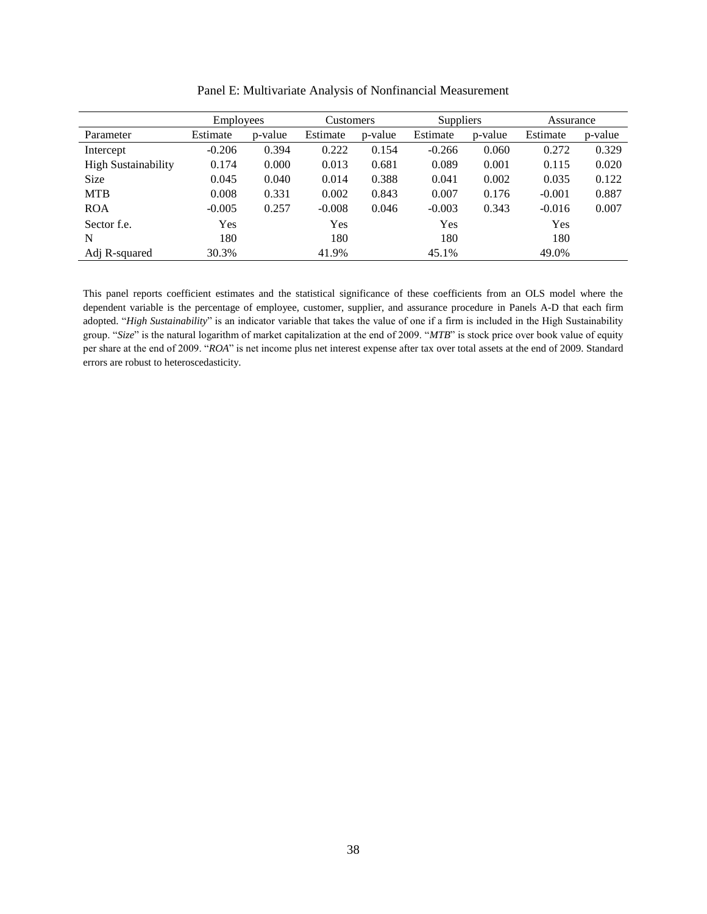Panel E: Multivariate Analysis of Nonfinancial Measurement

| | Employees | | Customers | | Suppliers | | Assurance | |
|---|---|---|---|---|---|---|---|---|
| Parameter | Estimate | p-value | Estimate | p-value | Estimate | p-value | Estimate | p-value |
| Intercept | -0.206 | 0.394 | 0.222 | 0.154 | -0.266 | 0.060 | 0.272 | 0.329 |
| High Sustainability | 0.174 | 0.000 | 0.013 | 0.681 | 0.089 | 0.001 | 0.115 | 0.020 |
| Size | 0.045 | 0.040 | 0.014 | 0.388 | 0.041 | 0.002 | 0.035 | 0.122 |
| MTB | 0.008 | 0.331 | 0.002 | 0.843 | 0.007 | 0.176 | -0.001 | 0.887 |
| ROA | -0.005 | 0.257 | -0.008 | 0.046 | -0.003 | 0.343 | -0.016 | 0.007 |
| Sector f.e. | Yes | | Yes | | Yes | | Yes | |
| N | 180 | | 180 | | 180 | | 180 | |
| Adj R-squared | 30.3% | | 41.9% | | 45.1% | | 49.0% | |

This panel reports coefficient estimates and the statistical significance of these coefficients from an OLS model where the dependent variable is the percentage of employee, customer, supplier, and assurance procedure in Panels A-D that each firm adopted. "*High Sustainability*" is an indicator variable that takes the value of one if a firm is included in the High Sustainability group. "*Size*" is the natural logarithm of market capitalization at the end of 2009. "*MTB*" is stock price over book value of equity per share at the end of 2009. "*ROA*" is net income plus net interest expense after tax over total assets at the end of 2009. Standard errors are robust to heteroscedasticity.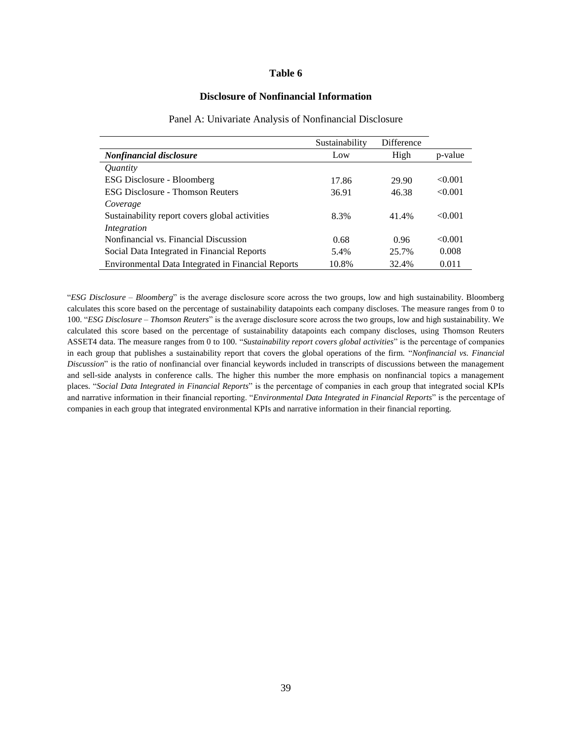# Table 6

## Disclosure of Nonfinancial Information

Panel A: Univariate Analysis of Nonfinancial Disclosure

| | Sustainability | Difference | |
|---|---|---|---|
| ***Nonfinancial disclosure*** | Low | High | p-value |
| *Quantity* | | | |
| ESG Disclosure - Bloomberg | 17.86 | 29.90 | <0.001 |
| ESG Disclosure - Thomson Reuters | 36.91 | 46.38 | <0.001 |
| *Coverage* | | | |
| Sustainability report covers global activities | 8.3% | 41.4% | <0.001 |
| *Integration* | | | |
| Nonfinancial vs. Financial Discussion | 0.68 | 0.96 | <0.001 |
| Social Data Integrated in Financial Reports | 5.4% | 25.7% | 0.008 |
| Environmental Data Integrated in Financial Reports | 10.8% | 32.4% | 0.011 |

"*ESG Disclosure – Bloomberg*" is the average disclosure score across the two groups, low and high sustainability. Bloomberg calculates this score based on the percentage of sustainability datapoints each company discloses. The measure ranges from 0 to 100. "*ESG Disclosure – Thomson Reuters*" is the average disclosure score across the two groups, low and high sustainability. We calculated this score based on the percentage of sustainability datapoints each company discloses, using Thomson Reuters ASSET4 data. The measure ranges from 0 to 100. "*Sustainability report covers global activities*" is the percentage of companies in each group that publishes a sustainability report that covers the global operations of the firm. "*Nonfinancial vs. Financial Discussion*" is the ratio of nonfinancial over financial keywords included in transcripts of discussions between the management and sell-side analysts in conference calls. The higher this number the more emphasis on nonfinancial topics a management places. "*Social Data Integrated in Financial Reports*" is the percentage of companies in each group that integrated social KPIs and narrative information in their financial reporting. "*Environmental Data Integrated in Financial Reports*" is the percentage of companies in each group that integrated environmental KPIs and narrative information in their financial reporting.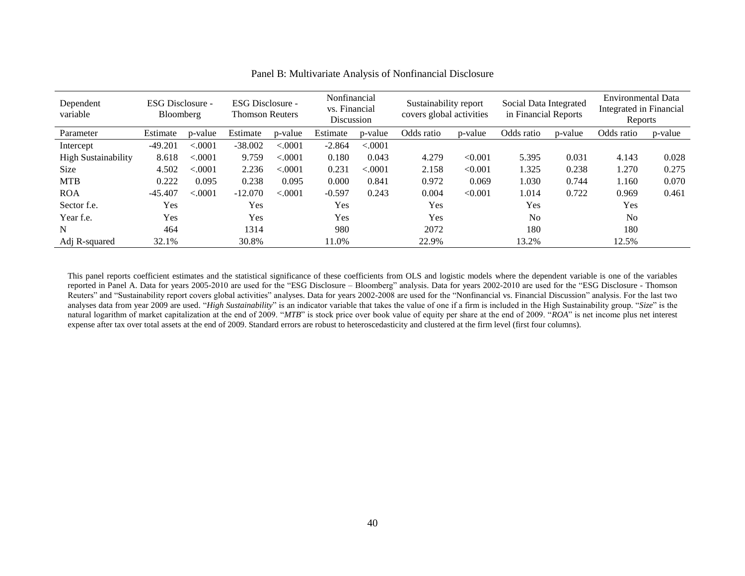Panel B: Multivariate Analysis of Nonfinancial Disclosure

| Dependent variable | ESG Disclosure - Bloomberg | | ESG Disclosure - Thomson Reuters | | Nonfinancial vs. Financial Discussion | | Sustainability report covers global activities | | Social Data Integrated in Financial Reports | | Environmental Data Integrated in Financial Reports | |
|---|---|---|---|---|---|---|---|---|---|---|---|---|
| Parameter | Estimate | p-value | Estimate | p-value | Estimate | p-value | Odds ratio | p-value | Odds ratio | p-value | Odds ratio | p-value |
| Intercept | -49.201 | <.0001 | -38.002 | <.0001 | -2.864 | <.0001 | | | | | | |
| High Sustainability | 8.618 | <.0001 | 9.759 | <.0001 | 0.180 | 0.043 | 4.279 | <0.001 | 5.395 | 0.031 | 4.143 | 0.028 |
| Size | 4.502 | <.0001 | 2.236 | <.0001 | 0.231 | <.0001 | 2.158 | <0.001 | 1.325 | 0.238 | 1.270 | 0.275 |
| MTB | 0.222 | 0.095 | 0.238 | 0.095 | 0.000 | 0.841 | 0.972 | 0.069 | 1.030 | 0.744 | 1.160 | 0.070 |
| ROA | -45.407 | <.0001 | -12.070 | <.0001 | -0.597 | 0.243 | 0.004 | <0.001 | 1.014 | 0.722 | 0.969 | 0.461 |
| Sector f.e. | Yes | | Yes | | Yes | | Yes | | Yes | | Yes | |
| Year f.e. | Yes | | Yes | | Yes | | Yes | | No | | No | |
| N | 464 | | 1314 | | 980 | | 2072 | | 180 | | 180 | |
| Adj R-squared | 32.1% | | 30.8% | | 11.0% | | 22.9% | | 13.2% | | 12.5% | |

This panel reports coefficient estimates and the statistical significance of these coefficients from OLS and logistic models where the dependent variable is one of the variables reported in Panel A. Data for years 2005-2010 are used for the "ESG Disclosure – Bloomberg" analysis. Data for years 2002-2010 are used for the "ESG Disclosure - Thomson Reuters" and "Sustainability report covers global activities" analyses. Data for years 2002-2008 are used for the "Nonfinancial vs. Financial Discussion" analysis. For the last two analyses data from year 2009 are used. "*High Sustainability*" is an indicator variable that takes the value of one if a firm is included in the High Sustainability group. "*Size*" is the natural logarithm of market capitalization at the end of 2009. "*MTB*" is stock price over book value of equity per share at the end of 2009. "*ROA*" is net income plus net interest expense after tax over total assets at the end of 2009. Standard errors are robust to heteroscedasticity and clustered at the firm level (first four columns).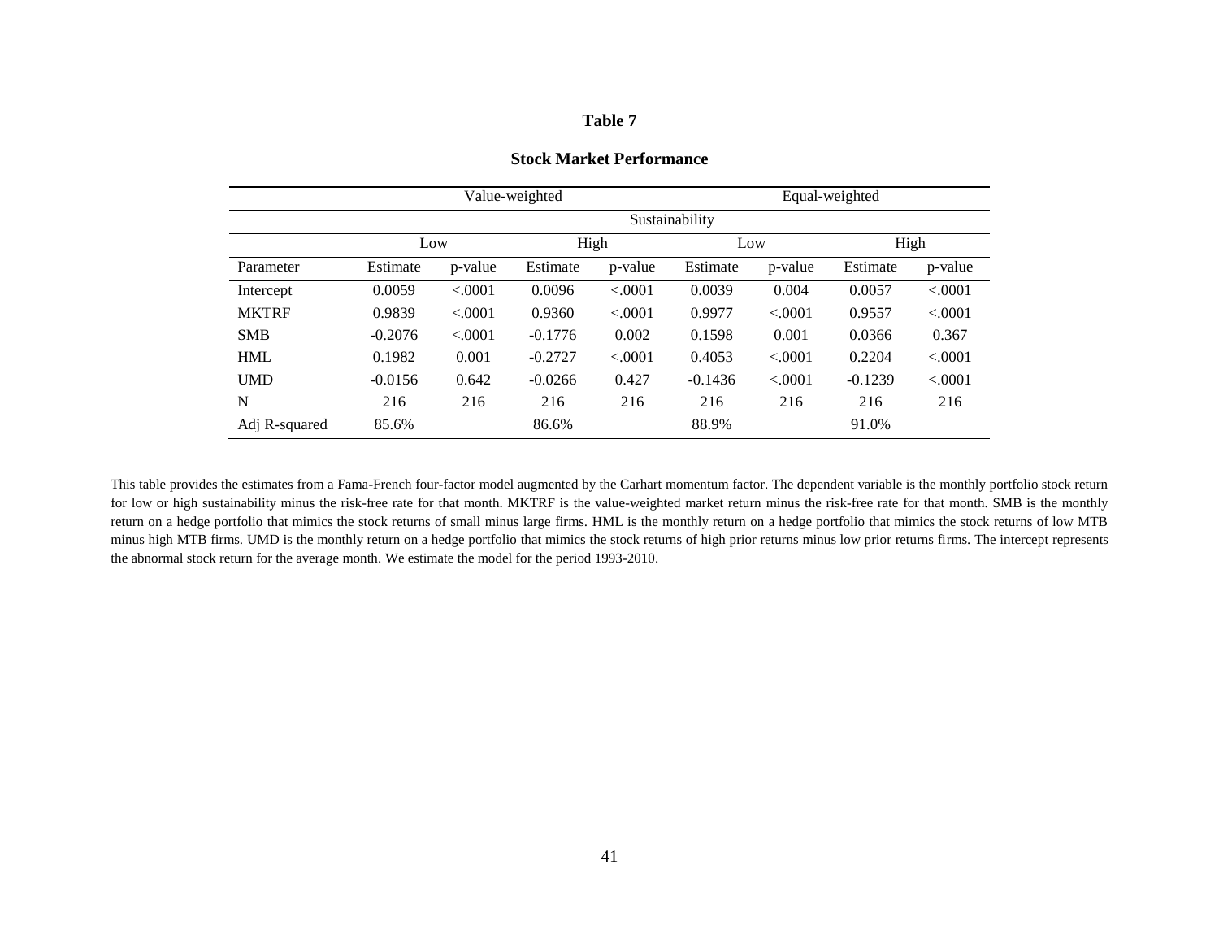# Table 7

## Stock Market Performance

| | Value-weighted | | | | Equal-weighted | | | |
|---|---|---|---|---|---|---|---|---|
| | Sustainability | | | | | | | |
| | Low | | High | | Low | | High | |
| Parameter | Estimate | p-value | Estimate | p-value | Estimate | p-value | Estimate | p-value |
| Intercept | 0.0059 | <.0001 | 0.0096 | <.0001 | 0.0039 | 0.004 | 0.0057 | <.0001 |
| MKTRF | 0.9839 | <.0001 | 0.9360 | <.0001 | 0.9977 | <.0001 | 0.9557 | <.0001 |
| SMB | -0.2076 | <.0001 | -0.1776 | 0.002 | 0.1598 | 0.001 | 0.0366 | 0.367 |
| HML | 0.1982 | 0.001 | -0.2727 | <.0001 | 0.4053 | <.0001 | 0.2204 | <.0001 |
| UMD | -0.0156 | 0.642 | -0.0266 | 0.427 | -0.1436 | <.0001 | -0.1239 | <.0001 |
| N | 216 | 216 | 216 | 216 | 216 | 216 | 216 | 216 |
| Adj R-squared | 85.6% | | 86.6% | | 88.9% | | 91.0% | |

This table provides the estimates from a Fama-French four-factor model augmented by the Carhart momentum factor. The dependent variable is the monthly portfolio stock return for low or high sustainability minus the risk-free rate for that month. MKTRF is the value-weighted market return minus the risk-free rate for that month. SMB is the monthly return on a hedge portfolio that mimics the stock returns of small minus large firms. HML is the monthly return on a hedge portfolio that mimics the stock returns of low MTB minus high MTB firms. UMD is the monthly return on a hedge portfolio that mimics the stock returns of high prior returns minus low prior returns firms. The intercept represents the abnormal stock return for the average month. We estimate the model for the period 1993-2010.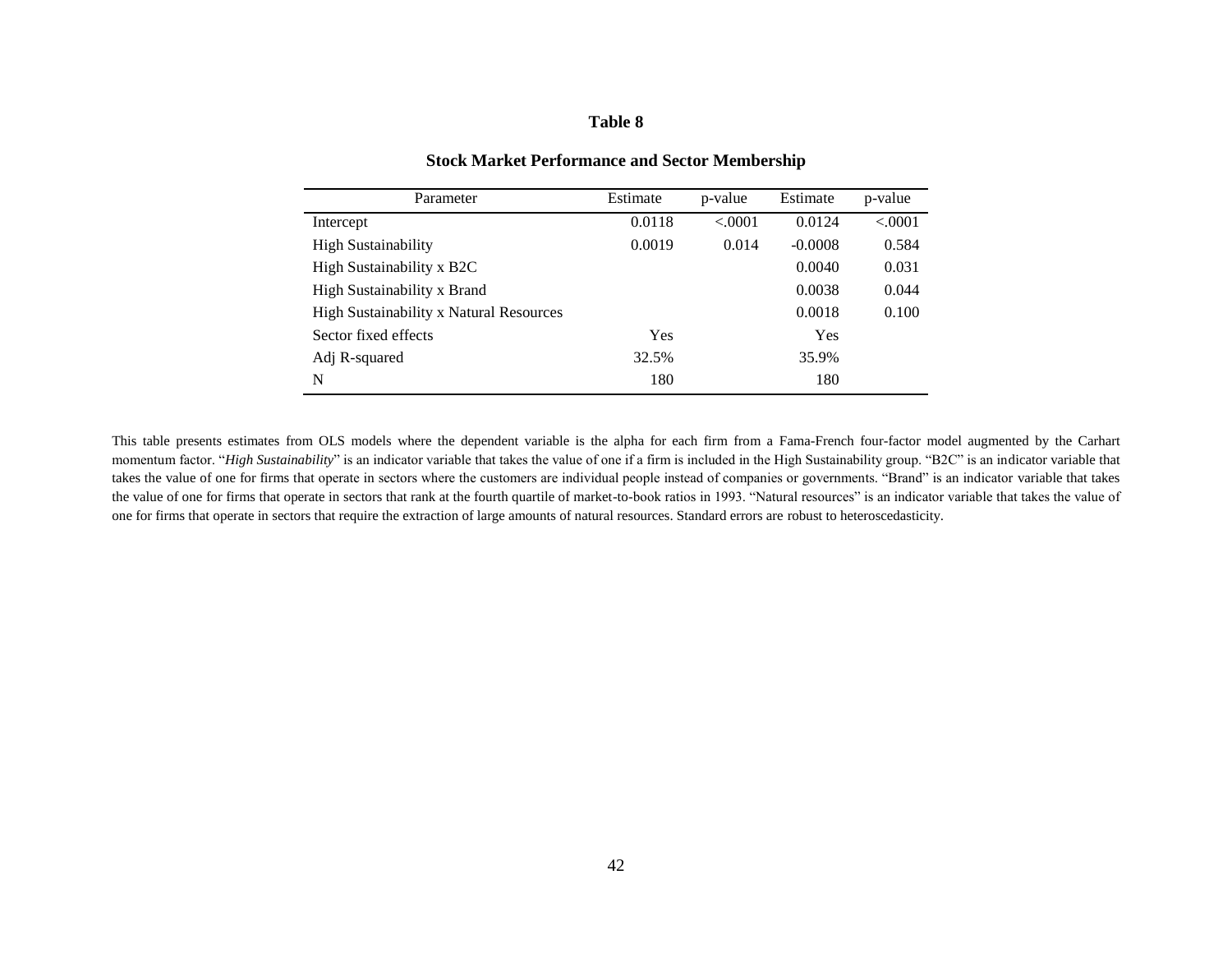**Table 8**

**Stock Market Performance and Sector Membership**

| Parameter | Estimate | p-value | Estimate | p-value |
|---|---|---|---|---|
| Intercept | 0.0118 | <.0001 | 0.0124 | <.0001 |
| High Sustainability | 0.0019 | 0.014 | -0.0008 | 0.584 |
| High Sustainability x B2C | | | 0.0040 | 0.031 |
| High Sustainability x Brand | | | 0.0038 | 0.044 |
| High Sustainability x Natural Resources | | | 0.0018 | 0.100 |
| Sector fixed effects | Yes | | Yes | |
| Adj R-squared | 32.5% | | 35.9% | |
| N | 180 | | 180 | |

This table presents estimates from OLS models where the dependent variable is the alpha for each firm from a Fama-French four-factor model augmented by the Carhart momentum factor. "*High Sustainability*" is an indicator variable that takes the value of one if a firm is included in the High Sustainability group. "B2C" is an indicator variable that takes the value of one for firms that operate in sectors where the customers are individual people instead of companies or governments. "Brand" is an indicator variable that takes the value of one for firms that operate in sectors that rank at the fourth quartile of market-to-book ratios in 1993. "Natural resources" is an indicator variable that takes the value of one for firms that operate in sectors that require the extraction of large amounts of natural resources. Standard errors are robust to heteroscedasticity.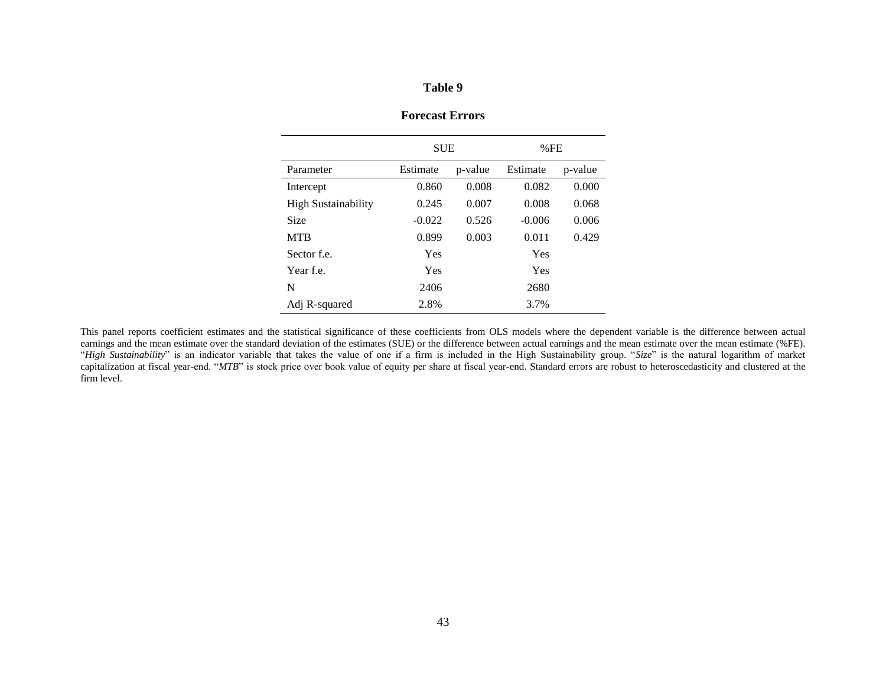# Table 9

## Forecast Errors

| | SUE | | %FE | |
|---|---|---|---|---|
| Parameter | Estimate | p-value | Estimate | p-value |
| Intercept | 0.860 | 0.008 | 0.082 | 0.000 |
| High Sustainability | 0.245 | 0.007 | 0.008 | 0.068 |
| Size | -0.022 | 0.526 | -0.006 | 0.006 |
| MTB | 0.899 | 0.003 | 0.011 | 0.429 |
| Sector f.e. | Yes | | Yes | |
| Year f.e. | Yes | | Yes | |
| N | 2406 | | 2680 | |
| Adj R-squared | 2.8% | | 3.7% | |

This panel reports coefficient estimates and the statistical significance of these coefficients from OLS models where the dependent variable is the difference between actual earnings and the mean estimate over the standard deviation of the estimates (SUE) or the difference between actual earnings and the mean estimate over the mean estimate (%FE). "*High Sustainability*" is an indicator variable that takes the value of one if a firm is included in the High Sustainability group. "*Size*" is the natural logarithm of market capitalization at fiscal year-end. "*MTB*" is stock price over book value of equity per share at fiscal year-end. Standard errors are robust to heteroscedasticity and clustered at the firm level.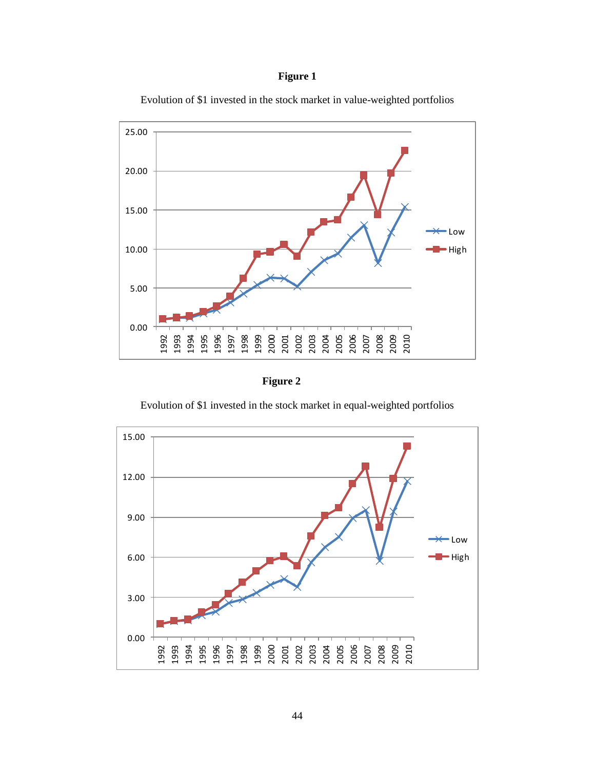**Figure 1**

Evolution of $1 invested in the stock market in value-weighted portfolios

**Figure 2**

Evolution of $1 invested in the stock market in equal-weighted portfolios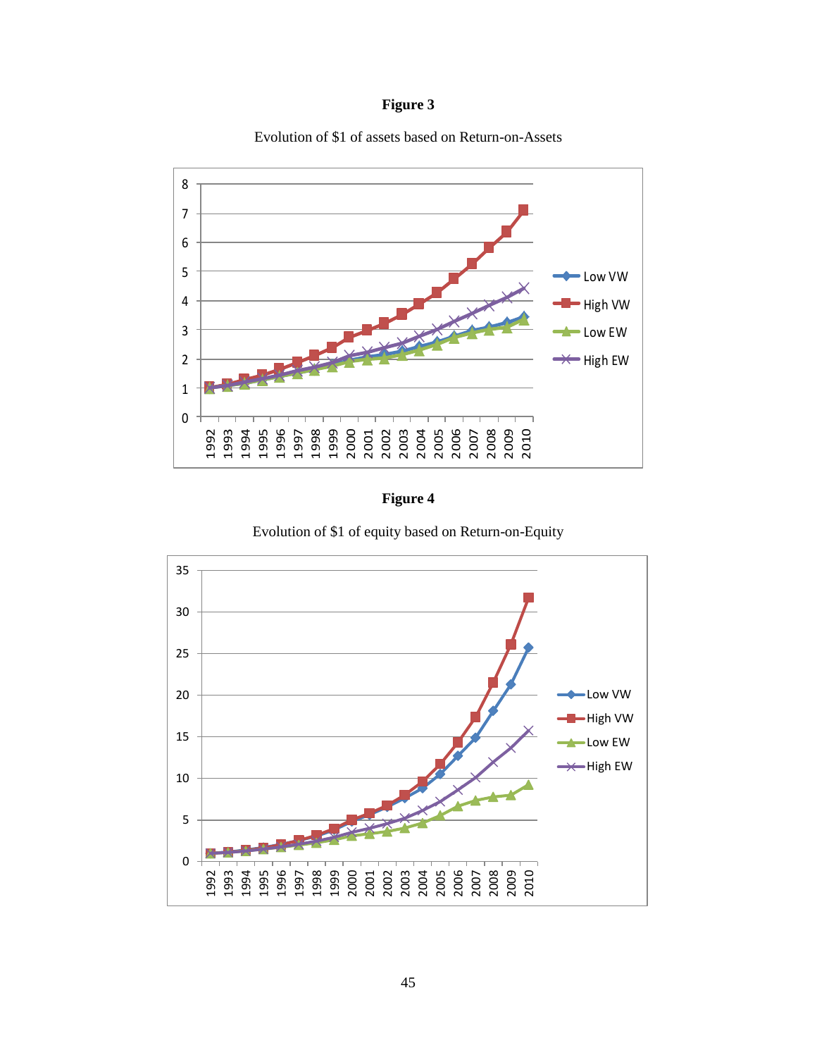**Figure 3**

Evolution of $1 of assets based on Return-on-Assets

**Figure 4**

Evolution of $1 of equity based on Return-on-Equity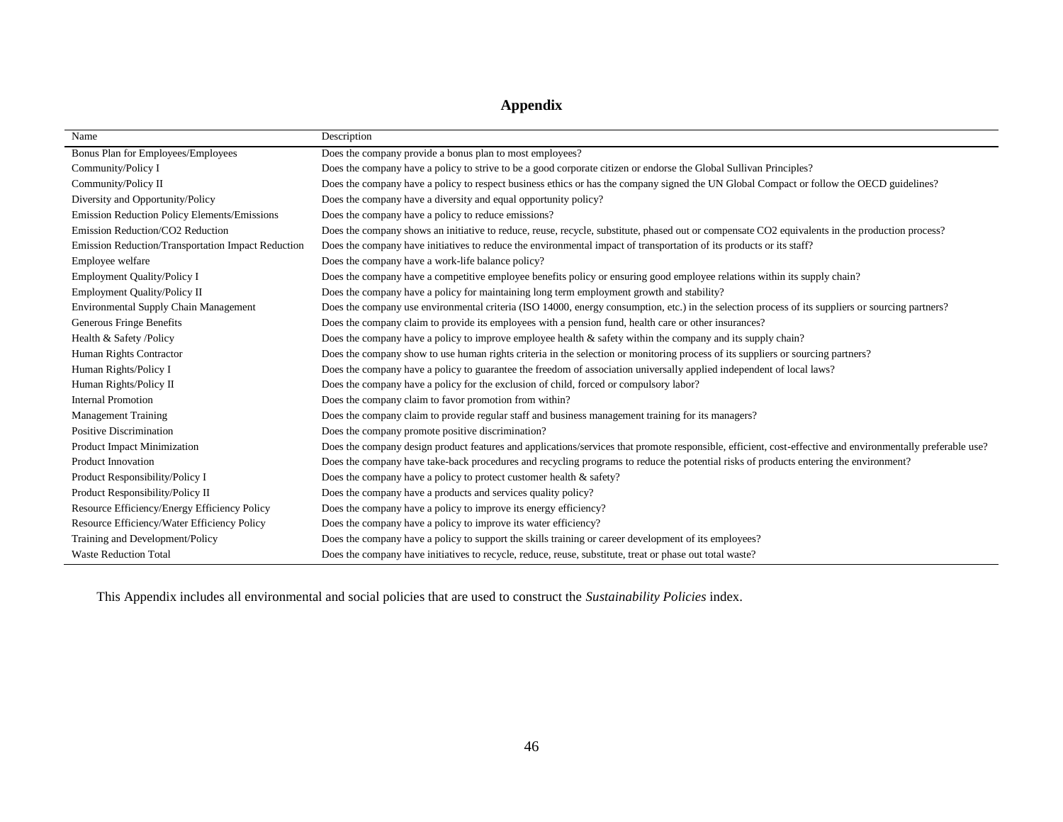# Appendix

| Name | Description |
|---|---|
| Bonus Plan for Employees/Employees | Does the company provide a bonus plan to most employees? |
| Community/Policy I | Does the company have a policy to strive to be a good corporate citizen or endorse the Global Sullivan Principles? |
| Community/Policy II | Does the company have a policy to respect business ethics or has the company signed the UN Global Compact or follow the OECD guidelines? |
| Diversity and Opportunity/Policy | Does the company have a diversity and equal opportunity policy? |
| Emission Reduction Policy Elements/Emissions | Does the company have a policy to reduce emissions? |
| Emission Reduction/CO2 Reduction | Does the company shows an initiative to reduce, reuse, recycle, substitute, phased out or compensate CO2 equivalents in the production process? |
| Emission Reduction/Transportation Impact Reduction | Does the company have initiatives to reduce the environmental impact of transportation of its products or its staff? |
| Employee welfare | Does the company have a work-life balance policy? |
| Employment Quality/Policy I | Does the company have a competitive employee benefits policy or ensuring good employee relations within its supply chain? |
| Employment Quality/Policy II | Does the company have a policy for maintaining long term employment growth and stability? |
| Environmental Supply Chain Management | Does the company use environmental criteria (ISO 14000, energy consumption, etc.) in the selection process of its suppliers or sourcing partners? |
| Generous Fringe Benefits | Does the company claim to provide its employees with a pension fund, health care or other insurances? |
| Health & Safety /Policy | Does the company have a policy to improve employee health & safety within the company and its supply chain? |
| Human Rights Contractor | Does the company show to use human rights criteria in the selection or monitoring process of its suppliers or sourcing partners? |
| Human Rights/Policy I | Does the company have a policy to guarantee the freedom of association universally applied independent of local laws? |
| Human Rights/Policy II | Does the company have a policy for the exclusion of child, forced or compulsory labor? |
| Internal Promotion | Does the company claim to favor promotion from within? |
| Management Training | Does the company claim to provide regular staff and business management training for its managers? |
| Positive Discrimination | Does the company promote positive discrimination? |
| Product Impact Minimization | Does the company design product features and applications/services that promote responsible, efficient, cost-effective and environmentally preferable use? |
| Product Innovation | Does the company have take-back procedures and recycling programs to reduce the potential risks of products entering the environment? |
| Product Responsibility/Policy I | Does the company have a policy to protect customer health & safety? |
| Product Responsibility/Policy II | Does the company have a products and services quality policy? |
| Resource Efficiency/Energy Efficiency Policy | Does the company have a policy to improve its energy efficiency? |
| Resource Efficiency/Water Efficiency Policy | Does the company have a policy to improve its water efficiency? |
| Training and Development/Policy | Does the company have a policy to support the skills training or career development of its employees? |
| Waste Reduction Total | Does the company have initiatives to recycle, reduce, reuse, substitute, treat or phase out total waste? |

This Appendix includes all environmental and social policies that are used to construct the *Sustainability Policies* index.